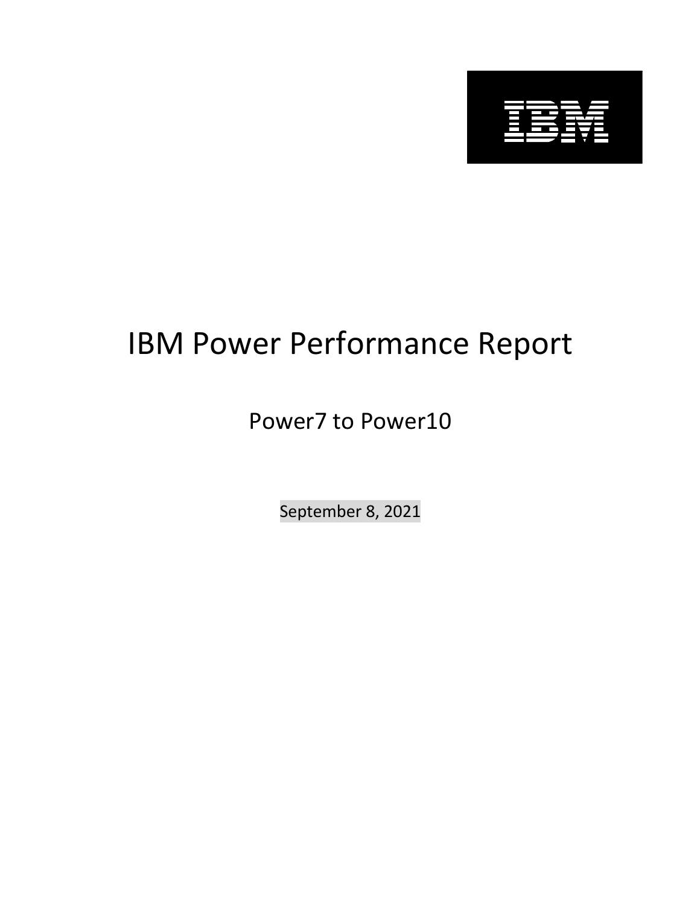# IBM Power Performance Report

## Power7 to Power10

September 8, 2021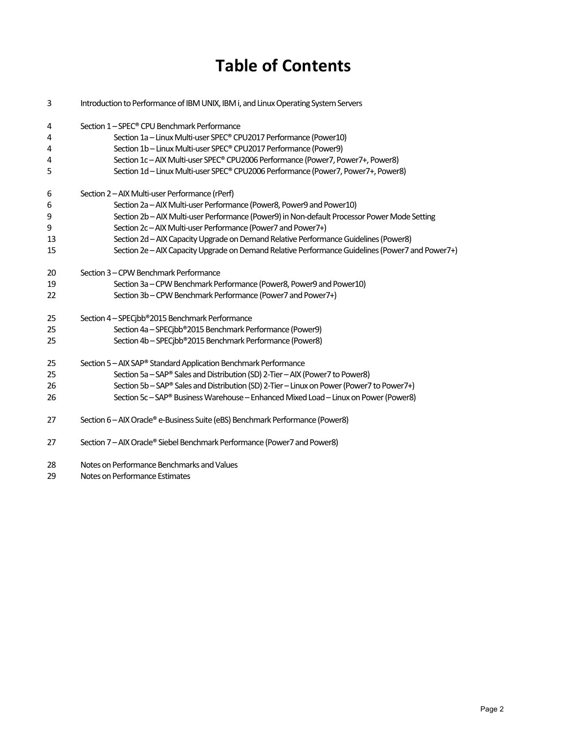# Table of Contents

| Page | Section |
|---|---|
| 3 | Introduction to Performance of IBM UNIX, IBM i, and Linux Operating System Servers |
| 4 | Section 1 – SPEC® CPU Benchmark Performance |
| 4 | Section 1a – Linux Multi-user SPEC® CPU2017 Performance (Power10) |
| 4 | Section 1b – Linux Multi-user SPEC® CPU2017 Performance (Power9) |
| 4 | Section 1c – AIX Multi-user SPEC® CPU2006 Performance (Power7, Power7+, Power8) |
| 5 | Section 1d – Linux Multi-user SPEC® CPU2006 Performance (Power7, Power7+, Power8) |
| 6 | Section 2 – AIX Multi-user Performance (rPerf) |
| 6 | Section 2a – AIX Multi-user Performance (Power8, Power9 and Power10) |
| 9 | Section 2b – AIX Multi-user Performance (Power9) in Non-default Processor Power Mode Setting |
| 9 | Section 2c – AIX Multi-user Performance (Power7 and Power7+) |
| 13 | Section 2d – AIX Capacity Upgrade on Demand Relative Performance Guidelines (Power8) |
| 15 | Section 2e – AIX Capacity Upgrade on Demand Relative Performance Guidelines (Power7 and Power7+) |
| 20 | Section 3 – CPW Benchmark Performance |
| 19 | Section 3a – CPW Benchmark Performance (Power8, Power9 and Power10) |
| 22 | Section 3b – CPW Benchmark Performance (Power7 and Power7+) |
| 25 | Section 4 – SPECjbb®2015 Benchmark Performance |
| 25 | Section 4a – SPECjbb®2015 Benchmark Performance (Power9) |
| 25 | Section 4b – SPECjbb®2015 Benchmark Performance (Power8) |
| 25 | Section 5 – AIX SAP® Standard Application Benchmark Performance |
| 25 | Section 5a – SAP® Sales and Distribution (SD) 2-Tier – AIX (Power7 to Power8) |
| 26 | Section 5b – SAP® Sales and Distribution (SD) 2-Tier – Linux on Power (Power7 to Power7+) |
| 26 | Section 5c – SAP® Business Warehouse – Enhanced Mixed Load – Linux on Power (Power8) |
| 27 | Section 6 – AIX Oracle® e-Business Suite (eBS) Benchmark Performance (Power8) |
| 27 | Section 7 – AIX Oracle® Siebel Benchmark Performance (Power7 and Power8) |
| 28 | Notes on Performance Benchmarks and Values |
| 29 | Notes on Performance Estimates |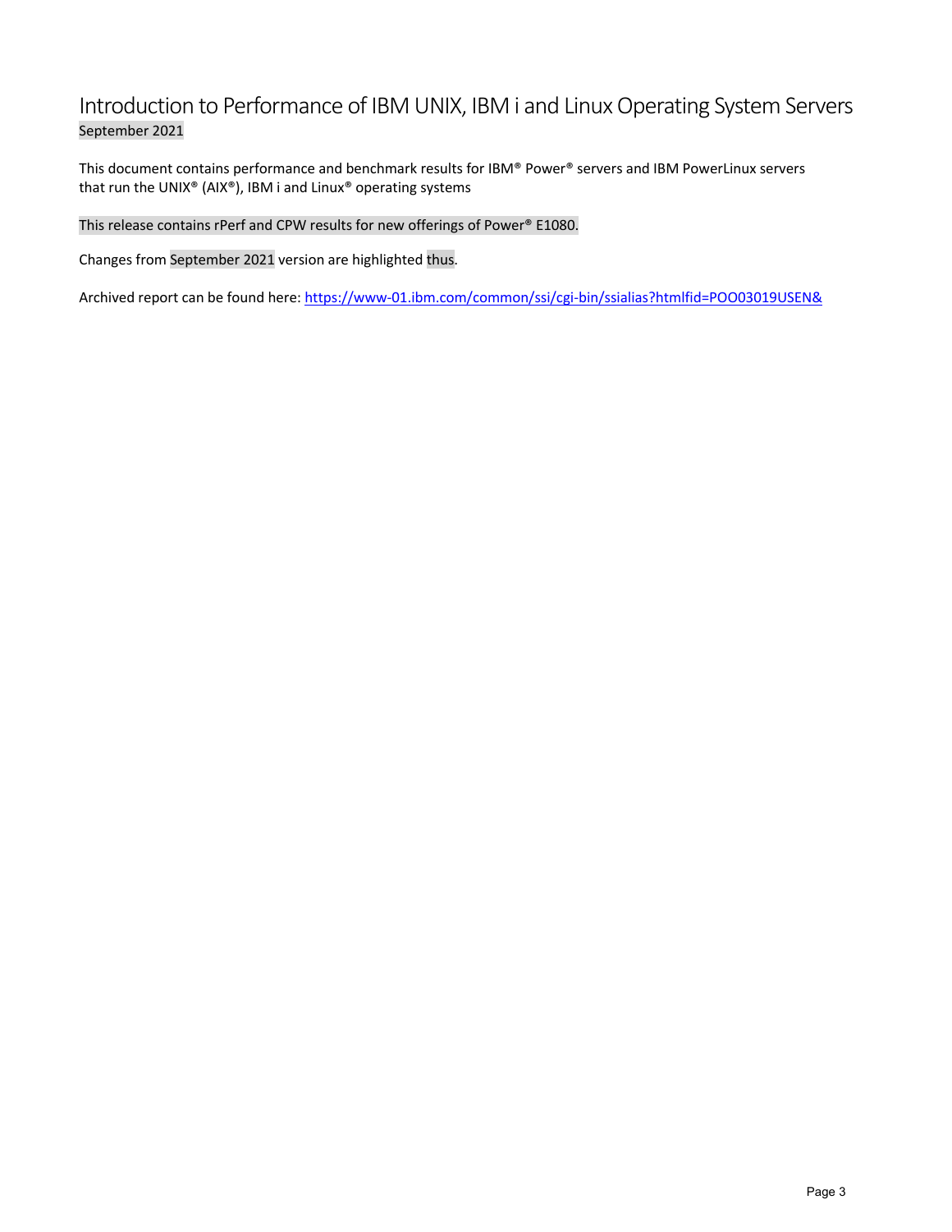# Introduction to Performance of IBM UNIX, IBM i and Linux Operating System Servers

September 2021

This document contains performance and benchmark results for IBM® Power® servers and IBM PowerLinux servers that run the UNIX® (AIX®), IBM i and Linux® operating systems

This release contains rPerf and CPW results for new offerings of Power® E1080.

Changes from September 2021 version are highlighted thus.

Archived report can be found here: [https://www-01.ibm.com/common/ssi/cgi-bin/ssialias?htmlfid=POO03019USEN&](https://www-01.ibm.com/common/ssi/cgi-bin/ssialias?htmlfid=POO03019USEN&)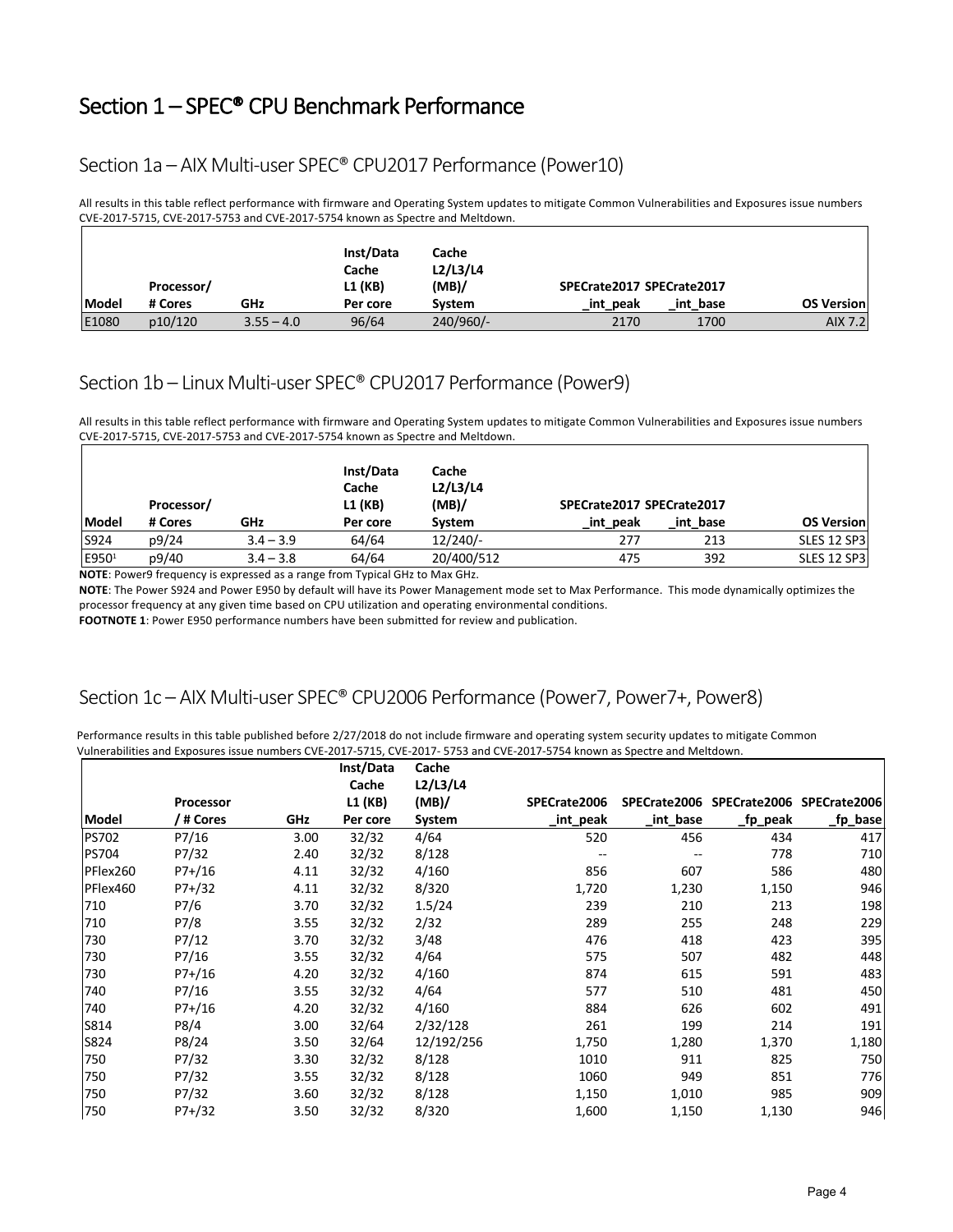# Section 1 – SPEC® CPU Benchmark Performance

## Section 1a – AIX Multi-user SPEC® CPU2017 Performance (Power10)

All results in this table reflect performance with firmware and Operating System updates to mitigate Common Vulnerabilities and Exposures issue numbers CVE-2017-5715, CVE-2017-5753 and CVE-2017-5754 known as Spectre and Meltdown.

| Model | Processor/ # Cores | GHz | Inst/Data Cache L1 (KB) Per core | Cache L2/L3/L4 (MB)/ System | SPECrate2017 _int_peak | SPECrate2017 _int_base | OS Version |
|---|---|---|---|---|---|---|---|
| E1080 | p10/120 | 3.55 – 4.0 | 96/64 | 240/960/- | 2170 | 1700 | AIX 7.2 |

## Section 1b – Linux Multi-user SPEC® CPU2017 Performance (Power9)

All results in this table reflect performance with firmware and Operating System updates to mitigate Common Vulnerabilities and Exposures issue numbers CVE-2017-5715, CVE-2017-5753 and CVE-2017-5754 known as Spectre and Meltdown.

| Model | Processor/ # Cores | GHz | Inst/Data Cache L1 (KB) Per core | Cache L2/L3/L4 (MB)/ System | SPECrate2017 _int_peak | SPECrate2017 _int_base | OS Version |
|---|---|---|---|---|---|---|---|
| S924 | p9/24 | 3.4 – 3.9 | 64/64 | 12/240/- | 277 | 213 | SLES 12 SP3 |
| E950[1] | p9/40 | 3.4 – 3.8 | 64/64 | 20/400/512 | 475 | 392 | SLES 12 SP3 |

**NOTE**: Power9 frequency is expressed as a range from Typical GHz to Max GHz.

**NOTE**: The Power S924 and Power E950 by default will have its Power Management mode set to Max Performance. This mode dynamically optimizes the processor frequency at any given time based on CPU utilization and operating environmental conditions.

**FOOTNOTE 1**: Power E950 performance numbers have been submitted for review and publication.

## Section 1c – AIX Multi-user SPEC® CPU2006 Performance (Power7, Power7+, Power8)

Performance results in this table published before 2/27/2018 do not include firmware and operating system security updates to mitigate Common Vulnerabilities and Exposures issue numbers CVE-2017-5715, CVE-2017- 5753 and CVE-2017-5754 known as Spectre and Meltdown.

| Model | Processor / # Cores | GHz | Inst/Data Cache L1 (KB) Per core | Cache L2/L3/L4 (MB)/ System | SPECrate2006 _int_peak | SPECrate2006 _int_base | SPECrate2006 _fp_peak | SPECrate2006 _fp_base |
|---|---|---|---|---|---|---|---|---|
| PS702 | P7/16 | 3.00 | 32/32 | 4/64 | 520 | 456 | 434 | 417 |
| PS704 | P7/32 | 2.40 | 32/32 | 8/128 | -- | -- | 778 | 710 |
| PFlex260 | P7+/16 | 4.11 | 32/32 | 4/160 | 856 | 607 | 586 | 480 |
| PFlex460 | P7+/32 | 4.11 | 32/32 | 8/320 | 1,720 | 1,230 | 1,150 | 946 |
| 710 | P7/6 | 3.70 | 32/32 | 1.5/24 | 239 | 210 | 213 | 198 |
| 710 | P7/8 | 3.55 | 32/32 | 2/32 | 289 | 255 | 248 | 229 |
| 730 | P7/12 | 3.70 | 32/32 | 3/48 | 476 | 418 | 423 | 395 |
| 730 | P7/16 | 3.55 | 32/32 | 4/64 | 575 | 507 | 482 | 448 |
| 730 | P7+/16 | 4.20 | 32/32 | 4/160 | 874 | 615 | 591 | 483 |
| 740 | P7/16 | 3.55 | 32/32 | 4/64 | 577 | 510 | 481 | 450 |
| 740 | P7+/16 | 4.20 | 32/32 | 4/160 | 884 | 626 | 602 | 491 |
| S814 | P8/4 | 3.00 | 32/64 | 2/32/128 | 261 | 199 | 214 | 191 |
| S824 | P8/24 | 3.50 | 32/64 | 12/192/256 | 1,750 | 1,280 | 1,370 | 1,180 |
| 750 | P7/32 | 3.30 | 32/32 | 8/128 | 1010 | 911 | 825 | 750 |
| 750 | P7/32 | 3.55 | 32/32 | 8/128 | 1060 | 949 | 851 | 776 |
| 750 | P7/32 | 3.60 | 32/32 | 8/128 | 1,150 | 1,010 | 985 | 909 |
| 750 | P7+/32 | 3.50 | 32/32 | 8/320 | 1,600 | 1,150 | 1,130 | 946 |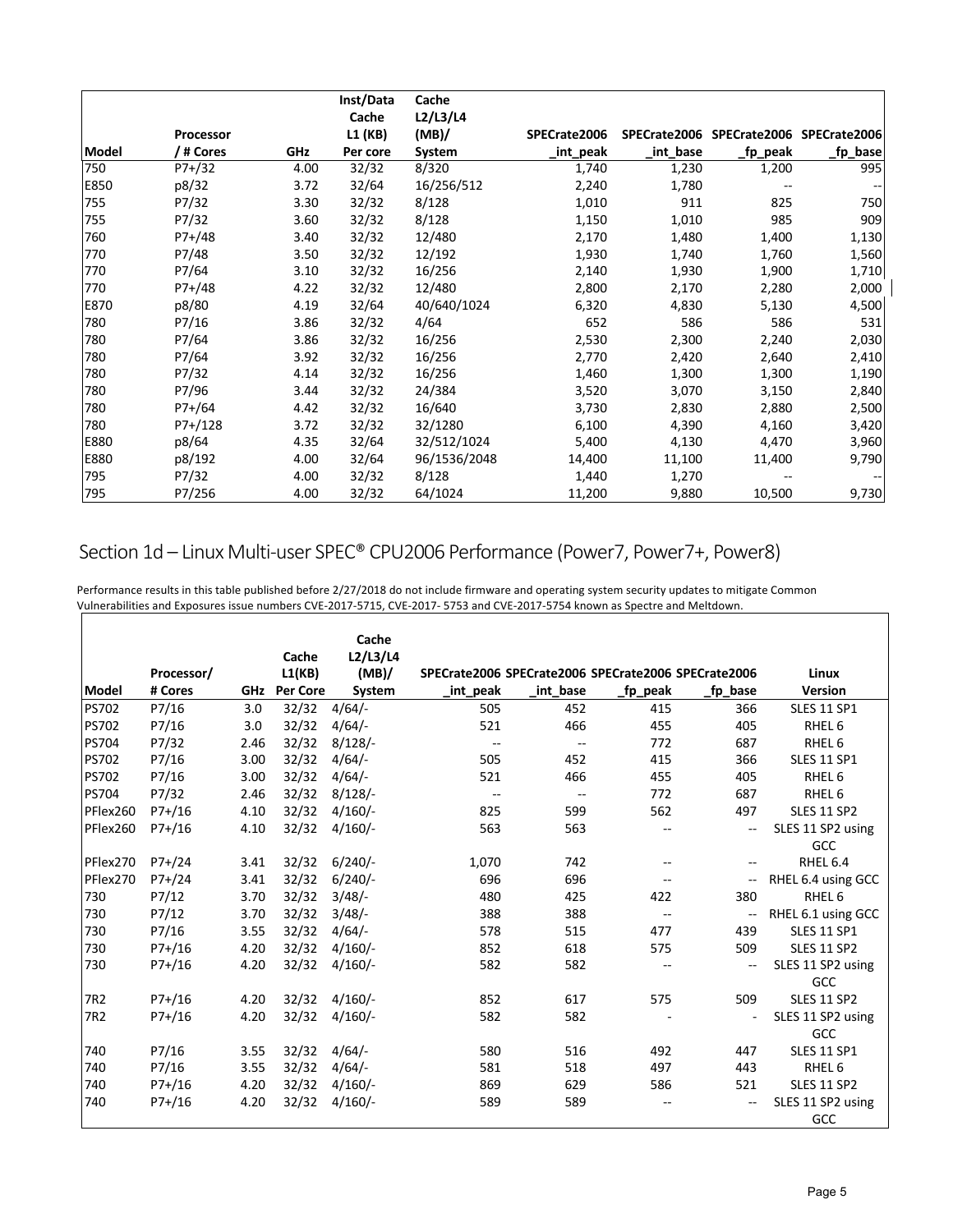| Model | Processor / # Cores | GHz | Inst/Data Cache L1 (KB) Per core | Cache L2/L3/L4 (MB)/ System | SPECrate2006 _int_peak | SPECrate2006 _int_base | SPECrate2006 _fp_peak | SPECrate2006 _fp_base |
|---|---|---|---|---|---|---|---|---|
| 750 | P7+/32 | 4.00 | 32/32 | 8/320 | 1,740 | 1,230 | 1,200 | 995 |
| E850 | p8/32 | 3.72 | 32/64 | 16/256/512 | 2,240 | 1,780 | -- | -- |
| 755 | P7/32 | 3.30 | 32/32 | 8/128 | 1,010 | 911 | 825 | 750 |
| 755 | P7/32 | 3.60 | 32/32 | 8/128 | 1,150 | 1,010 | 985 | 909 |
| 760 | P7+/48 | 3.40 | 32/32 | 12/480 | 2,170 | 1,480 | 1,400 | 1,130 |
| 770 | P7/48 | 3.50 | 32/32 | 12/192 | 1,930 | 1,740 | 1,760 | 1,560 |
| 770 | P7/64 | 3.10 | 32/32 | 16/256 | 2,140 | 1,930 | 1,900 | 1,710 |
| 770 | P7+/48 | 4.22 | 32/32 | 12/480 | 2,800 | 2,170 | 2,280 | 2,000 |
| E870 | p8/80 | 4.19 | 32/64 | 40/640/1024 | 6,320 | 4,830 | 5,130 | 4,500 |
| 780 | P7/16 | 3.86 | 32/32 | 4/64 | 652 | 586 | 586 | 531 |
| 780 | P7/64 | 3.86 | 32/32 | 16/256 | 2,530 | 2,300 | 2,240 | 2,030 |
| 780 | P7/64 | 3.92 | 32/32 | 16/256 | 2,770 | 2,420 | 2,640 | 2,410 |
| 780 | P7/32 | 4.14 | 32/32 | 16/256 | 1,460 | 1,300 | 1,300 | 1,190 |
| 780 | P7/96 | 3.44 | 32/32 | 24/384 | 3,520 | 3,070 | 3,150 | 2,840 |
| 780 | P7+/64 | 4.42 | 32/32 | 16/640 | 3,730 | 2,830 | 2,880 | 2,500 |
| 780 | P7+/128 | 3.72 | 32/32 | 32/1280 | 6,100 | 4,390 | 4,160 | 3,420 |
| E880 | p8/64 | 4.35 | 32/64 | 32/512/1024 | 5,400 | 4,130 | 4,470 | 3,960 |
| E880 | p8/192 | 4.00 | 32/64 | 96/1536/2048 | 14,400 | 11,100 | 11,400 | 9,790 |
| 795 | P7/32 | 4.00 | 32/32 | 8/128 | 1,440 | 1,270 | -- | -- |
| 795 | P7/256 | 4.00 | 32/32 | 64/1024 | 11,200 | 9,880 | 10,500 | 9,730 |

## Section 1d – Linux Multi-user SPEC® CPU2006 Performance (Power7, Power7+, Power8)

Performance results in this table published before 2/27/2018 do not include firmware and operating system security updates to mitigate Common Vulnerabilities and Exposures issue numbers CVE-2017-5715, CVE-2017- 5753 and CVE-2017-5754 known as Spectre and Meltdown.

| Model | Processor/ # Cores | GHz | Cache L1(KB) Per Core | Cache L2/L3/L4 (MB)/ System | SPECrate2006 _int_peak | SPECrate2006 _int_base | SPECrate2006 _fp_peak | SPECrate2006 _fp_base | Linux Version |
|---|---|---|---|---|---|---|---|---|---|
| PS702 | P7/16 | 3.0 | 32/32 | 4/64/- | 505 | 452 | 415 | 366 | SLES 11 SP1 |
| PS702 | P7/16 | 3.0 | 32/32 | 4/64/- | 521 | 466 | 455 | 405 | RHEL 6 |
| PS704 | P7/32 | 2.46 | 32/32 | 8/128/- | -- | -- | 772 | 687 | RHEL 6 |
| PS702 | P7/16 | 3.00 | 32/32 | 4/64/- | 505 | 452 | 415 | 366 | SLES 11 SP1 |
| PS702 | P7/16 | 3.00 | 32/32 | 4/64/- | 521 | 466 | 455 | 405 | RHEL 6 |
| PS704 | P7/32 | 2.46 | 32/32 | 8/128/- | -- | -- | 772 | 687 | RHEL 6 |
| PFlex260 | P7+/16 | 4.10 | 32/32 | 4/160/- | 825 | 599 | 562 | 497 | SLES 11 SP2 |
| PFlex260 | P7+/16 | 4.10 | 32/32 | 4/160/- | 563 | 563 | -- | -- | SLES 11 SP2 using GCC |
| PFlex270 | P7+/24 | 3.41 | 32/32 | 6/240/- | 1,070 | 742 | -- | -- | RHEL 6.4 |
| PFlex270 | P7+/24 | 3.41 | 32/32 | 6/240/- | 696 | 696 | -- | -- | RHEL 6.4 using GCC |
| 730 | P7/12 | 3.70 | 32/32 | 3/48/- | 480 | 425 | 422 | 380 | RHEL 6 |
| 730 | P7/12 | 3.70 | 32/32 | 3/48/- | 388 | 388 | -- | -- | RHEL 6.1 using GCC |
| 730 | P7/16 | 3.55 | 32/32 | 4/64/- | 578 | 515 | 477 | 439 | SLES 11 SP1 |
| 730 | P7+/16 | 4.20 | 32/32 | 4/160/- | 852 | 618 | 575 | 509 | SLES 11 SP2 |
| 730 | P7+/16 | 4.20 | 32/32 | 4/160/- | 582 | 582 | -- | -- | SLES 11 SP2 using GCC |
| 7R2 | P7+/16 | 4.20 | 32/32 | 4/160/- | 852 | 617 | 575 | 509 | SLES 11 SP2 |
| 7R2 | P7+/16 | 4.20 | 32/32 | 4/160/- | 582 | 582 | - | - | SLES 11 SP2 using GCC |
| 740 | P7/16 | 3.55 | 32/32 | 4/64/- | 580 | 516 | 492 | 447 | SLES 11 SP1 |
| 740 | P7/16 | 3.55 | 32/32 | 4/64/- | 581 | 518 | 497 | 443 | RHEL 6 |
| 740 | P7+/16 | 4.20 | 32/32 | 4/160/- | 869 | 629 | 586 | 521 | SLES 11 SP2 |
| 740 | P7+/16 | 4.20 | 32/32 | 4/160/- | 589 | 589 | -- | -- | SLES 11 SP2 using GCC |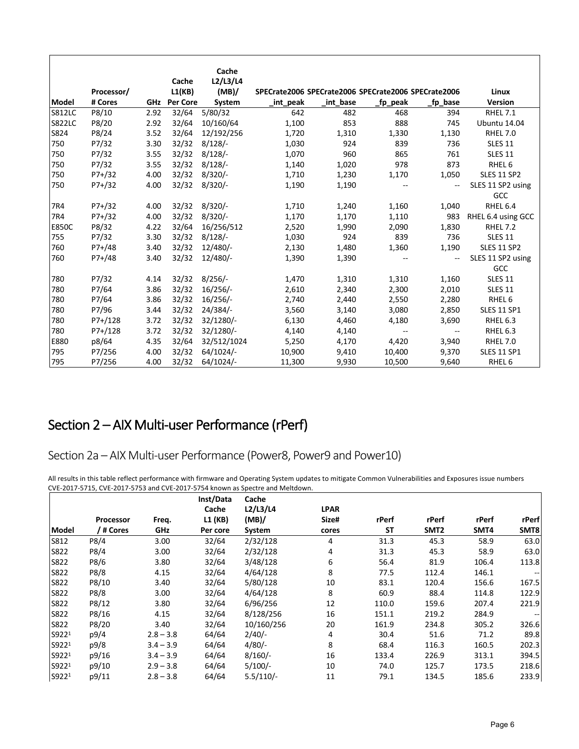| Model | Processor/ # Cores | GHz | Cache L1(KB) Per Core | Cache L2/L3/L4 (MB)/ System | SPECrate2006 _int_peak | SPECrate2006 _int_base | SPECrate2006 _fp_peak | SPECrate2006 _fp_base | Linux Version |
|---|---|---|---|---|---|---|---|---|---|
| S812LC | P8/10 | 2.92 | 32/64 | 5/80/32 | 642 | 482 | 468 | 394 | RHEL 7.1 |
| S822LC | P8/20 | 2.92 | 32/64 | 10/160/64 | 1,100 | 853 | 888 | 745 | Ubuntu 14.04 |
| S824 | P8/24 | 3.52 | 32/64 | 12/192/256 | 1,720 | 1,310 | 1,330 | 1,130 | RHEL 7.0 |
| 750 | P7/32 | 3.30 | 32/32 | 8/128/- | 1,030 | 924 | 839 | 736 | SLES 11 |
| 750 | P7/32 | 3.55 | 32/32 | 8/128/- | 1,070 | 960 | 865 | 761 | SLES 11 |
| 750 | P7/32 | 3.55 | 32/32 | 8/128/- | 1,140 | 1,020 | 978 | 873 | RHEL 6 |
| 750 | P7+/32 | 4.00 | 32/32 | 8/320/- | 1,710 | 1,230 | 1,170 | 1,050 | SLES 11 SP2 |
| 750 | P7+/32 | 4.00 | 32/32 | 8/320/- | 1,190 | 1,190 | -- | -- | SLES 11 SP2 using GCC |
| 7R4 | P7+/32 | 4.00 | 32/32 | 8/320/- | 1,710 | 1,240 | 1,160 | 1,040 | RHEL 6.4 |
| 7R4 | P7+/32 | 4.00 | 32/32 | 8/320/- | 1,170 | 1,170 | 1,110 | 983 | RHEL 6.4 using GCC |
| E850C | P8/32 | 4.22 | 32/64 | 16/256/512 | 2,520 | 1,990 | 2,090 | 1,830 | RHEL 7.2 |
| 755 | P7/32 | 3.30 | 32/32 | 8/128/- | 1,030 | 924 | 839 | 736 | SLES 11 |
| 760 | P7+/48 | 3.40 | 32/32 | 12/480/- | 2,130 | 1,480 | 1,360 | 1,190 | SLES 11 SP2 |
| 760 | P7+/48 | 3.40 | 32/32 | 12/480/- | 1,390 | 1,390 | -- | -- | SLES 11 SP2 using GCC |
| 780 | P7/32 | 4.14 | 32/32 | 8/256/- | 1,470 | 1,310 | 1,310 | 1,160 | SLES 11 |
| 780 | P7/64 | 3.86 | 32/32 | 16/256/- | 2,610 | 2,340 | 2,300 | 2,010 | SLES 11 |
| 780 | P7/64 | 3.86 | 32/32 | 16/256/- | 2,740 | 2,440 | 2,550 | 2,280 | RHEL 6 |
| 780 | P7/96 | 3.44 | 32/32 | 24/384/- | 3,560 | 3,140 | 3,080 | 2,850 | SLES 11 SP1 |
| 780 | P7+/128 | 3.72 | 32/32 | 32/1280/- | 6,130 | 4,460 | 4,180 | 3,690 | RHEL 6.3 |
| 780 | P7+/128 | 3.72 | 32/32 | 32/1280/- | 4,140 | 4,140 | -- | -- | RHEL 6.3 |
| E880 | p8/64 | 4.35 | 32/64 | 32/512/1024 | 5,250 | 4,170 | 4,420 | 3,940 | RHEL 7.0 |
| 795 | P7/256 | 4.00 | 32/32 | 64/1024/- | 10,900 | 9,410 | 10,400 | 9,370 | SLES 11 SP1 |
| 795 | P7/256 | 4.00 | 32/32 | 64/1024/- | 11,300 | 9,930 | 10,500 | 9,640 | RHEL 6 |

# Section 2 – AIX Multi-user Performance (rPerf)

## Section 2a – AIX Multi-user Performance (Power8, Power9 and Power10)

All results in this table reflect performance with firmware and Operating System updates to mitigate Common Vulnerabilities and Exposures issue numbers CVE-2017-5715, CVE-2017-5753 and CVE-2017-5754 known as Spectre and Meltdown.

| Model | Processor / # Cores | Freq. GHz | Inst/Data Cache L1 (KB) Per core | Cache L2/L3/L4 (MB)/ System | LPAR Size# cores | rPerf ST | rPerf SMT2 | rPerf SMT4 | rPerf SMT8 |
|---|---|---|---|---|---|---|---|---|---|
| S812 | P8/4 | 3.00 | 32/64 | 2/32/128 | 4 | 31.3 | 45.3 | 58.9 | 63.0 |
| S822 | P8/4 | 3.00 | 32/64 | 2/32/128 | 4 | 31.3 | 45.3 | 58.9 | 63.0 |
| S822 | P8/6 | 3.80 | 32/64 | 3/48/128 | 6 | 56.4 | 81.9 | 106.4 | 113.8 |
| S822 | P8/8 | 4.15 | 32/64 | 4/64/128 | 8 | 77.5 | 112.4 | 146.1 | -- |
| S822 | P8/10 | 3.40 | 32/64 | 5/80/128 | 10 | 83.1 | 120.4 | 156.6 | 167.5 |
| S822 | P8/8 | 3.00 | 32/64 | 4/64/128 | 8 | 60.9 | 88.4 | 114.8 | 122.9 |
| S822 | P8/12 | 3.80 | 32/64 | 6/96/256 | 12 | 110.0 | 159.6 | 207.4 | 221.9 |
| S822 | P8/16 | 4.15 | 32/64 | 8/128/256 | 16 | 151.1 | 219.2 | 284.9 | -- |
| S822 | P8/20 | 3.40 | 32/64 | 10/160/256 | 20 | 161.9 | 234.8 | 305.2 | 326.6 |
| S922[1] | p9/4 | 2.8 – 3.8 | 64/64 | 2/40/- | 4 | 30.4 | 51.6 | 71.2 | 89.8 |
| S922[1] | p9/8 | 3.4 – 3.9 | 64/64 | 4/80/- | 8 | 68.4 | 116.3 | 160.5 | 202.3 |
| S922[1] | p9/16 | 3.4 – 3.9 | 64/64 | 8/160/- | 16 | 133.4 | 226.9 | 313.1 | 394.5 |
| S922[1] | p9/10 | 2.9 – 3.8 | 64/64 | 5/100/- | 10 | 74.0 | 125.7 | 173.5 | 218.6 |
| S922[1] | p9/11 | 2.8 – 3.8 | 64/64 | 5.5/110/- | 11 | 79.1 | 134.5 | 185.6 | 233.9 |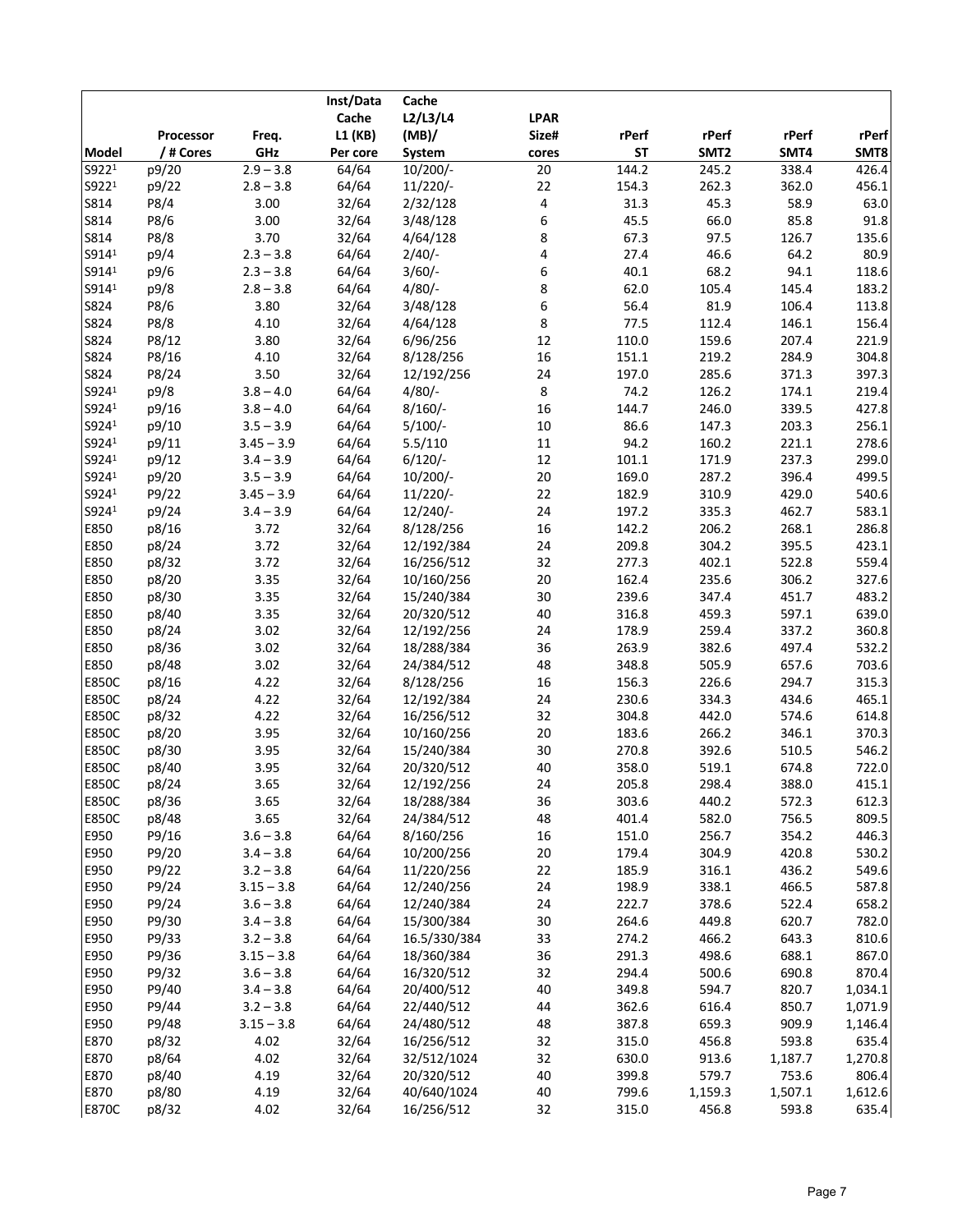| Model | Processor / # Cores | Freq. GHz | Inst/Data Cache L1 (KB) Per core | Cache L2/L3/L4 (MB)/ System | LPAR Size# cores | rPerf ST | rPerf SMT2 | rPerf SMT4 | rPerf SMT8 |
|---|---|---|---|---|---|---|---|---|---|
| S922[1] | p9/20 | 2.9 – 3.8 | 64/64 | 10/200/- | 20 | 144.2 | 245.2 | 338.4 | 426.4 |
| S922[1] | p9/22 | 2.8 – 3.8 | 64/64 | 11/220/- | 22 | 154.3 | 262.3 | 362.0 | 456.1 |
| S814 | P8/4 | 3.00 | 32/64 | 2/32/128 | 4 | 31.3 | 45.3 | 58.9 | 63.0 |
| S814 | P8/6 | 3.00 | 32/64 | 3/48/128 | 6 | 45.5 | 66.0 | 85.8 | 91.8 |
| S814 | P8/8 | 3.70 | 32/64 | 4/64/128 | 8 | 67.3 | 97.5 | 126.7 | 135.6 |
| S914[1] | p9/4 | 2.3 – 3.8 | 64/64 | 2/40/- | 4 | 27.4 | 46.6 | 64.2 | 80.9 |
| S914[1] | p9/6 | 2.3 – 3.8 | 64/64 | 3/60/- | 6 | 40.1 | 68.2 | 94.1 | 118.6 |
| S914[1] | p9/8 | 2.8 – 3.8 | 64/64 | 4/80/- | 8 | 62.0 | 105.4 | 145.4 | 183.2 |
| S824 | P8/6 | 3.80 | 32/64 | 3/48/128 | 6 | 56.4 | 81.9 | 106.4 | 113.8 |
| S824 | P8/8 | 4.10 | 32/64 | 4/64/128 | 8 | 77.5 | 112.4 | 146.1 | 156.4 |
| S824 | P8/12 | 3.80 | 32/64 | 6/96/256 | 12 | 110.0 | 159.6 | 207.4 | 221.9 |
| S824 | P8/16 | 4.10 | 32/64 | 8/128/256 | 16 | 151.1 | 219.2 | 284.9 | 304.8 |
| S824 | P8/24 | 3.50 | 32/64 | 12/192/256 | 24 | 197.0 | 285.6 | 371.3 | 397.3 |
| S924[1] | p9/8 | 3.8 – 4.0 | 64/64 | 4/80/- | 8 | 74.2 | 126.2 | 174.1 | 219.4 |
| S924[1] | p9/16 | 3.8 – 4.0 | 64/64 | 8/160/- | 16 | 144.7 | 246.0 | 339.5 | 427.8 |
| S924[1] | p9/10 | 3.5 – 3.9 | 64/64 | 5/100/- | 10 | 86.6 | 147.3 | 203.3 | 256.1 |
| S924[1] | p9/11 | 3.45 – 3.9 | 64/64 | 5.5/110 | 11 | 94.2 | 160.2 | 221.1 | 278.6 |
| S924[1] | p9/12 | 3.4 – 3.9 | 64/64 | 6/120/- | 12 | 101.1 | 171.9 | 237.3 | 299.0 |
| S924[1] | p9/20 | 3.5 – 3.9 | 64/64 | 10/200/- | 20 | 169.0 | 287.2 | 396.4 | 499.5 |
| S924[1] | P9/22 | 3.45 – 3.9 | 64/64 | 11/220/- | 22 | 182.9 | 310.9 | 429.0 | 540.6 |
| S924[1] | p9/24 | 3.4 – 3.9 | 64/64 | 12/240/- | 24 | 197.2 | 335.3 | 462.7 | 583.1 |
| E850 | p8/16 | 3.72 | 32/64 | 8/128/256 | 16 | 142.2 | 206.2 | 268.1 | 286.8 |
| E850 | p8/24 | 3.72 | 32/64 | 12/192/384 | 24 | 209.8 | 304.2 | 395.5 | 423.1 |
| E850 | p8/32 | 3.72 | 32/64 | 16/256/512 | 32 | 277.3 | 402.1 | 522.8 | 559.4 |
| E850 | p8/20 | 3.35 | 32/64 | 10/160/256 | 20 | 162.4 | 235.6 | 306.2 | 327.6 |
| E850 | p8/30 | 3.35 | 32/64 | 15/240/384 | 30 | 239.6 | 347.4 | 451.7 | 483.2 |
| E850 | p8/40 | 3.35 | 32/64 | 20/320/512 | 40 | 316.8 | 459.3 | 597.1 | 639.0 |
| E850 | p8/24 | 3.02 | 32/64 | 12/192/256 | 24 | 178.9 | 259.4 | 337.2 | 360.8 |
| E850 | p8/36 | 3.02 | 32/64 | 18/288/384 | 36 | 263.9 | 382.6 | 497.4 | 532.2 |
| E850 | p8/48 | 3.02 | 32/64 | 24/384/512 | 48 | 348.8 | 505.9 | 657.6 | 703.6 |
| E850C | p8/16 | 4.22 | 32/64 | 8/128/256 | 16 | 156.3 | 226.6 | 294.7 | 315.3 |
| E850C | p8/24 | 4.22 | 32/64 | 12/192/384 | 24 | 230.6 | 334.3 | 434.6 | 465.1 |
| E850C | p8/32 | 4.22 | 32/64 | 16/256/512 | 32 | 304.8 | 442.0 | 574.6 | 614.8 |
| E850C | p8/20 | 3.95 | 32/64 | 10/160/256 | 20 | 183.6 | 266.2 | 346.1 | 370.3 |
| E850C | p8/30 | 3.95 | 32/64 | 15/240/384 | 30 | 270.8 | 392.6 | 510.5 | 546.2 |
| E850C | p8/40 | 3.95 | 32/64 | 20/320/512 | 40 | 358.0 | 519.1 | 674.8 | 722.0 |
| E850C | p8/24 | 3.65 | 32/64 | 12/192/256 | 24 | 205.8 | 298.4 | 388.0 | 415.1 |
| E850C | p8/36 | 3.65 | 32/64 | 18/288/384 | 36 | 303.6 | 440.2 | 572.3 | 612.3 |
| E850C | p8/48 | 3.65 | 32/64 | 24/384/512 | 48 | 401.4 | 582.0 | 756.5 | 809.5 |
| E950 | P9/16 | 3.6 – 3.8 | 64/64 | 8/160/256 | 16 | 151.0 | 256.7 | 354.2 | 446.3 |
| E950 | P9/20 | 3.4 – 3.8 | 64/64 | 10/200/256 | 20 | 179.4 | 304.9 | 420.8 | 530.2 |
| E950 | P9/22 | 3.2 – 3.8 | 64/64 | 11/220/256 | 22 | 185.9 | 316.1 | 436.2 | 549.6 |
| E950 | P9/24 | 3.15 – 3.8 | 64/64 | 12/240/256 | 24 | 198.9 | 338.1 | 466.5 | 587.8 |
| E950 | P9/24 | 3.6 – 3.8 | 64/64 | 12/240/384 | 24 | 222.7 | 378.6 | 522.4 | 658.2 |
| E950 | P9/30 | 3.4 – 3.8 | 64/64 | 15/300/384 | 30 | 264.6 | 449.8 | 620.7 | 782.0 |
| E950 | P9/33 | 3.2 – 3.8 | 64/64 | 16.5/330/384 | 33 | 274.2 | 466.2 | 643.3 | 810.6 |
| E950 | P9/36 | 3.15 – 3.8 | 64/64 | 18/360/384 | 36 | 291.3 | 498.6 | 688.1 | 867.0 |
| E950 | P9/32 | 3.6 – 3.8 | 64/64 | 16/320/512 | 32 | 294.4 | 500.6 | 690.8 | 870.4 |
| E950 | P9/40 | 3.4 – 3.8 | 64/64 | 20/400/512 | 40 | 349.8 | 594.7 | 820.7 | 1,034.1 |
| E950 | P9/44 | 3.2 – 3.8 | 64/64 | 22/440/512 | 44 | 362.6 | 616.4 | 850.7 | 1,071.9 |
| E950 | P9/48 | 3.15 – 3.8 | 64/64 | 24/480/512 | 48 | 387.8 | 659.3 | 909.9 | 1,146.4 |
| E870 | p8/32 | 4.02 | 32/64 | 16/256/512 | 32 | 315.0 | 456.8 | 593.8 | 635.4 |
| E870 | p8/64 | 4.02 | 32/64 | 32/512/1024 | 32 | 630.0 | 913.6 | 1,187.7 | 1,270.8 |
| E870 | p8/40 | 4.19 | 32/64 | 20/320/512 | 40 | 399.8 | 579.7 | 753.6 | 806.4 |
| E870 | p8/80 | 4.19 | 32/64 | 40/640/1024 | 40 | 799.6 | 1,159.3 | 1,507.1 | 1,612.6 |
| E870C | p8/32 | 4.02 | 32/64 | 16/256/512 | 32 | 315.0 | 456.8 | 593.8 | 635.4 |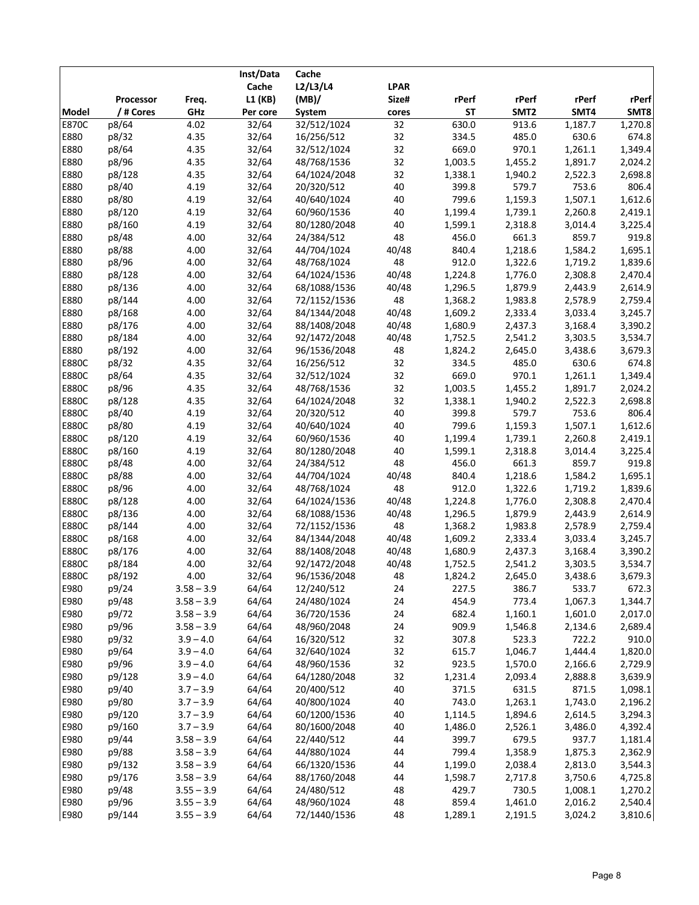| Model | Processor / # Cores | Freq. GHz | Inst/Data Cache L1 (KB) Per core | Cache L2/L3/L4 (MB)/ System | LPAR Size# cores | rPerf ST | rPerf SMT2 | rPerf SMT4 | rPerf SMT8 |
|---|---|---|---|---|---|---|---|---|---|
| E870C | p8/64 | 4.02 | 32/64 | 32/512/1024 | 32 | 630.0 | 913.6 | 1,187.7 | 1,270.8 |
| E880 | p8/32 | 4.35 | 32/64 | 16/256/512 | 32 | 334.5 | 485.0 | 630.6 | 674.8 |
| E880 | p8/64 | 4.35 | 32/64 | 32/512/1024 | 32 | 669.0 | 970.1 | 1,261.1 | 1,349.4 |
| E880 | p8/96 | 4.35 | 32/64 | 48/768/1536 | 32 | 1,003.5 | 1,455.2 | 1,891.7 | 2,024.2 |
| E880 | p8/128 | 4.35 | 32/64 | 64/1024/2048 | 32 | 1,338.1 | 1,940.2 | 2,522.3 | 2,698.8 |
| E880 | p8/40 | 4.19 | 32/64 | 20/320/512 | 40 | 399.8 | 579.7 | 753.6 | 806.4 |
| E880 | p8/80 | 4.19 | 32/64 | 40/640/1024 | 40 | 799.6 | 1,159.3 | 1,507.1 | 1,612.6 |
| E880 | p8/120 | 4.19 | 32/64 | 60/960/1536 | 40 | 1,199.4 | 1,739.1 | 2,260.8 | 2,419.1 |
| E880 | p8/160 | 4.19 | 32/64 | 80/1280/2048 | 40 | 1,599.1 | 2,318.8 | 3,014.4 | 3,225.4 |
| E880 | p8/48 | 4.00 | 32/64 | 24/384/512 | 48 | 456.0 | 661.3 | 859.7 | 919.8 |
| E880 | p8/88 | 4.00 | 32/64 | 44/704/1024 | 40/48 | 840.4 | 1,218.6 | 1,584.2 | 1,695.1 |
| E880 | p8/96 | 4.00 | 32/64 | 48/768/1024 | 48 | 912.0 | 1,322.6 | 1,719.2 | 1,839.6 |
| E880 | p8/128 | 4.00 | 32/64 | 64/1024/1536 | 40/48 | 1,224.8 | 1,776.0 | 2,308.8 | 2,470.4 |
| E880 | p8/136 | 4.00 | 32/64 | 68/1088/1536 | 40/48 | 1,296.5 | 1,879.9 | 2,443.9 | 2,614.9 |
| E880 | p8/144 | 4.00 | 32/64 | 72/1152/1536 | 48 | 1,368.2 | 1,983.8 | 2,578.9 | 2,759.4 |
| E880 | p8/168 | 4.00 | 32/64 | 84/1344/2048 | 40/48 | 1,609.2 | 2,333.4 | 3,033.4 | 3,245.7 |
| E880 | p8/176 | 4.00 | 32/64 | 88/1408/2048 | 40/48 | 1,680.9 | 2,437.3 | 3,168.4 | 3,390.2 |
| E880 | p8/184 | 4.00 | 32/64 | 92/1472/2048 | 40/48 | 1,752.5 | 2,541.2 | 3,303.5 | 3,534.7 |
| E880 | p8/192 | 4.00 | 32/64 | 96/1536/2048 | 48 | 1,824.2 | 2,645.0 | 3,438.6 | 3,679.3 |
| E880C | p8/32 | 4.35 | 32/64 | 16/256/512 | 32 | 334.5 | 485.0 | 630.6 | 674.8 |
| E880C | p8/64 | 4.35 | 32/64 | 32/512/1024 | 32 | 669.0 | 970.1 | 1,261.1 | 1,349.4 |
| E880C | p8/96 | 4.35 | 32/64 | 48/768/1536 | 32 | 1,003.5 | 1,455.2 | 1,891.7 | 2,024.2 |
| E880C | p8/128 | 4.35 | 32/64 | 64/1024/2048 | 32 | 1,338.1 | 1,940.2 | 2,522.3 | 2,698.8 |
| E880C | p8/40 | 4.19 | 32/64 | 20/320/512 | 40 | 399.8 | 579.7 | 753.6 | 806.4 |
| E880C | p8/80 | 4.19 | 32/64 | 40/640/1024 | 40 | 799.6 | 1,159.3 | 1,507.1 | 1,612.6 |
| E880C | p8/120 | 4.19 | 32/64 | 60/960/1536 | 40 | 1,199.4 | 1,739.1 | 2,260.8 | 2,419.1 |
| E880C | p8/160 | 4.19 | 32/64 | 80/1280/2048 | 40 | 1,599.1 | 2,318.8 | 3,014.4 | 3,225.4 |
| E880C | p8/48 | 4.00 | 32/64 | 24/384/512 | 48 | 456.0 | 661.3 | 859.7 | 919.8 |
| E880C | p8/88 | 4.00 | 32/64 | 44/704/1024 | 40/48 | 840.4 | 1,218.6 | 1,584.2 | 1,695.1 |
| E880C | p8/96 | 4.00 | 32/64 | 48/768/1024 | 48 | 912.0 | 1,322.6 | 1,719.2 | 1,839.6 |
| E880C | p8/128 | 4.00 | 32/64 | 64/1024/1536 | 40/48 | 1,224.8 | 1,776.0 | 2,308.8 | 2,470.4 |
| E880C | p8/136 | 4.00 | 32/64 | 68/1088/1536 | 40/48 | 1,296.5 | 1,879.9 | 2,443.9 | 2,614.9 |
| E880C | p8/144 | 4.00 | 32/64 | 72/1152/1536 | 48 | 1,368.2 | 1,983.8 | 2,578.9 | 2,759.4 |
| E880C | p8/168 | 4.00 | 32/64 | 84/1344/2048 | 40/48 | 1,609.2 | 2,333.4 | 3,033.4 | 3,245.7 |
| E880C | p8/176 | 4.00 | 32/64 | 88/1408/2048 | 40/48 | 1,680.9 | 2,437.3 | 3,168.4 | 3,390.2 |
| E880C | p8/184 | 4.00 | 32/64 | 92/1472/2048 | 40/48 | 1,752.5 | 2,541.2 | 3,303.5 | 3,534.7 |
| E880C | p8/192 | 4.00 | 32/64 | 96/1536/2048 | 48 | 1,824.2 | 2,645.0 | 3,438.6 | 3,679.3 |
| E980 | p9/24 | 3.58 – 3.9 | 64/64 | 12/240/512 | 24 | 227.5 | 386.7 | 533.7 | 672.3 |
| E980 | p9/48 | 3.58 – 3.9 | 64/64 | 24/480/1024 | 24 | 454.9 | 773.4 | 1,067.3 | 1,344.7 |
| E980 | p9/72 | 3.58 – 3.9 | 64/64 | 36/720/1536 | 24 | 682.4 | 1,160.1 | 1,601.0 | 2,017.0 |
| E980 | p9/96 | 3.58 – 3.9 | 64/64 | 48/960/2048 | 24 | 909.9 | 1,546.8 | 2,134.6 | 2,689.4 |
| E980 | p9/32 | 3.9 – 4.0 | 64/64 | 16/320/512 | 32 | 307.8 | 523.3 | 722.2 | 910.0 |
| E980 | p9/64 | 3.9 – 4.0 | 64/64 | 32/640/1024 | 32 | 615.7 | 1,046.7 | 1,444.4 | 1,820.0 |
| E980 | p9/96 | 3.9 – 4.0 | 64/64 | 48/960/1536 | 32 | 923.5 | 1,570.0 | 2,166.6 | 2,729.9 |
| E980 | p9/128 | 3.9 – 4.0 | 64/64 | 64/1280/2048 | 32 | 1,231.4 | 2,093.4 | 2,888.8 | 3,639.9 |
| E980 | p9/40 | 3.7 – 3.9 | 64/64 | 20/400/512 | 40 | 371.5 | 631.5 | 871.5 | 1,098.1 |
| E980 | p9/80 | 3.7 – 3.9 | 64/64 | 40/800/1024 | 40 | 743.0 | 1,263.1 | 1,743.0 | 2,196.2 |
| E980 | p9/120 | 3.7 – 3.9 | 64/64 | 60/1200/1536 | 40 | 1,114.5 | 1,894.6 | 2,614.5 | 3,294.3 |
| E980 | p9/160 | 3.7 – 3.9 | 64/64 | 80/1600/2048 | 40 | 1,486.0 | 2,526.1 | 3,486.0 | 4,392.4 |
| E980 | p9/44 | 3.58 – 3.9 | 64/64 | 22/440/512 | 44 | 399.7 | 679.5 | 937.7 | 1,181.4 |
| E980 | p9/88 | 3.58 – 3.9 | 64/64 | 44/880/1024 | 44 | 799.4 | 1,358.9 | 1,875.3 | 2,362.9 |
| E980 | p9/132 | 3.58 – 3.9 | 64/64 | 66/1320/1536 | 44 | 1,199.0 | 2,038.4 | 2,813.0 | 3,544.3 |
| E980 | p9/176 | 3.58 – 3.9 | 64/64 | 88/1760/2048 | 44 | 1,598.7 | 2,717.8 | 3,750.6 | 4,725.8 |
| E980 | p9/48 | 3.55 – 3.9 | 64/64 | 24/480/512 | 48 | 429.7 | 730.5 | 1,008.1 | 1,270.2 |
| E980 | p9/96 | 3.55 – 3.9 | 64/64 | 48/960/1024 | 48 | 859.4 | 1,461.0 | 2,016.2 | 2,540.4 |
| E980 | p9/144 | 3.55 – 3.9 | 64/64 | 72/1440/1536 | 48 | 1,289.1 | 2,191.5 | 3,024.2 | 3,810.6 |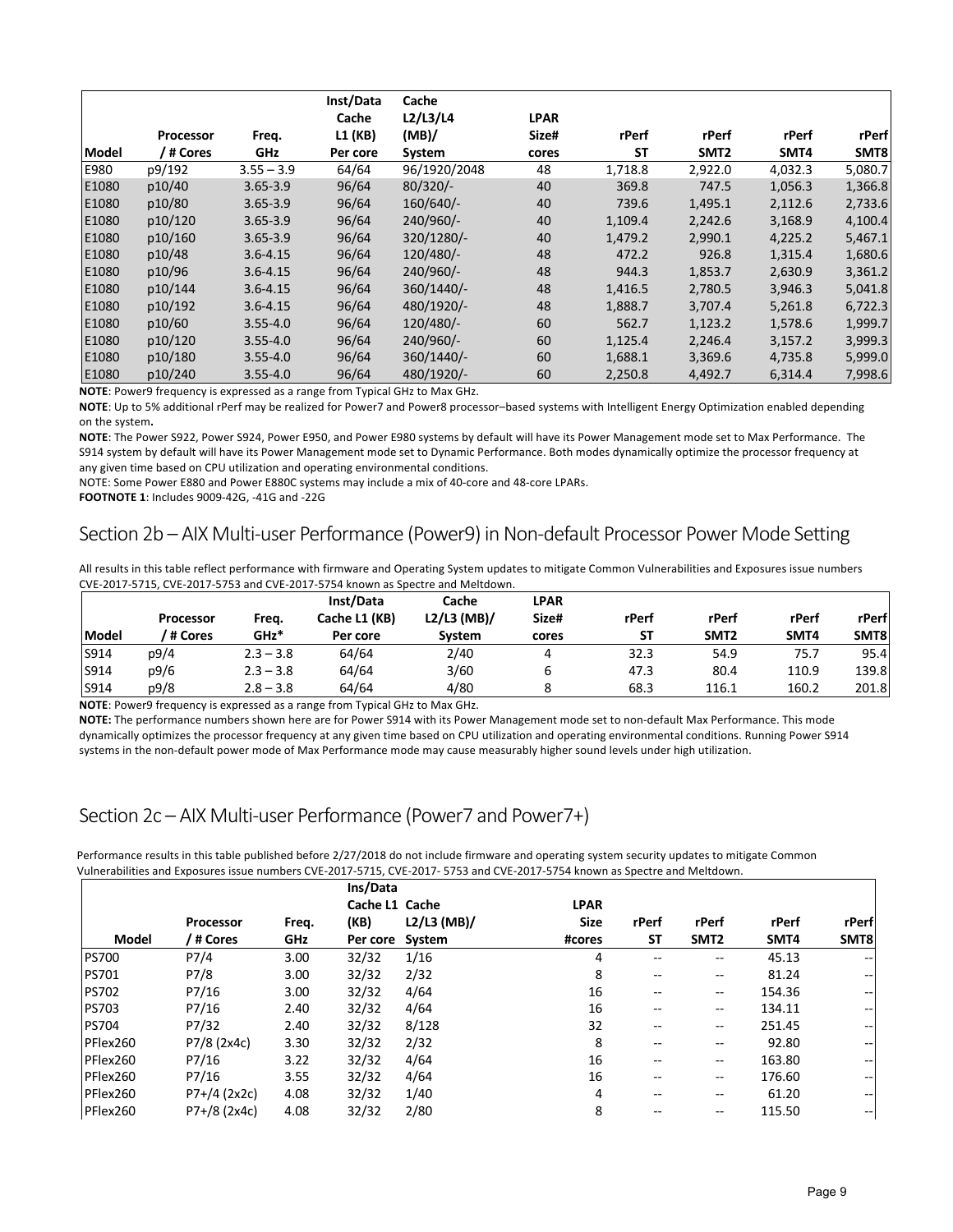| Model | Processor / # Cores | Freq. GHz | Inst/Data Cache L1 (KB) Per core | Cache L2/L3/L4 (MB)/ System | LPAR Size# cores | rPerf ST | rPerf SMT2 | rPerf SMT4 | rPerf SMT8 |
|---|---|---|---|---|---|---|---|---|---|
| E980 | p9/192 | 3.55 – 3.9 | 64/64 | 96/1920/2048 | 48 | 1,718.8 | 2,922.0 | 4,032.3 | 5,080.7 |
| E1080 | p10/40 | 3.65-3.9 | 96/64 | 80/320/- | 40 | 369.8 | 747.5 | 1,056.3 | 1,366.8 |
| E1080 | p10/80 | 3.65-3.9 | 96/64 | 160/640/- | 40 | 739.6 | 1,495.1 | 2,112.6 | 2,733.6 |
| E1080 | p10/120 | 3.65-3.9 | 96/64 | 240/960/- | 40 | 1,109.4 | 2,242.6 | 3,168.9 | 4,100.4 |
| E1080 | p10/160 | 3.65-3.9 | 96/64 | 320/1280/- | 40 | 1,479.2 | 2,990.1 | 4,225.2 | 5,467.1 |
| E1080 | p10/48 | 3.6-4.15 | 96/64 | 120/480/- | 48 | 472.2 | 926.8 | 1,315.4 | 1,680.6 |
| E1080 | p10/96 | 3.6-4.15 | 96/64 | 240/960/- | 48 | 944.3 | 1,853.7 | 2,630.9 | 3,361.2 |
| E1080 | p10/144 | 3.6-4.15 | 96/64 | 360/1440/- | 48 | 1,416.5 | 2,780.5 | 3,946.3 | 5,041.8 |
| E1080 | p10/192 | 3.6-4.15 | 96/64 | 480/1920/- | 48 | 1,888.7 | 3,707.4 | 5,261.8 | 6,722.3 |
| E1080 | p10/60 | 3.55-4.0 | 96/64 | 120/480/- | 60 | 562.7 | 1,123.2 | 1,578.6 | 1,999.7 |
| E1080 | p10/120 | 3.55-4.0 | 96/64 | 240/960/- | 60 | 1,125.4 | 2,246.4 | 3,157.2 | 3,999.3 |
| E1080 | p10/180 | 3.55-4.0 | 96/64 | 360/1440/- | 60 | 1,688.1 | 3,369.6 | 4,735.8 | 5,999.0 |
| E1080 | p10/240 | 3.55-4.0 | 96/64 | 480/1920/- | 60 | 2,250.8 | 4,492.7 | 6,314.4 | 7,998.6 |

**NOTE**: Power9 frequency is expressed as a range from Typical GHz to Max GHz.

**NOTE**: Up to 5% additional rPerf may be realized for Power7 and Power8 processor–based systems with Intelligent Energy Optimization enabled depending on the system**.**

**NOTE**: The Power S922, Power S924, Power E950, and Power E980 systems by default will have its Power Management mode set to Max Performance. The S914 system by default will have its Power Management mode set to Dynamic Performance. Both modes dynamically optimize the processor frequency at any given time based on CPU utilization and operating environmental conditions.

NOTE: Some Power E880 and Power E880C systems may include a mix of 40-core and 48-core LPARs.

**FOOTNOTE 1**: Includes 9009-42G, -41G and -22G

## Section 2b – AIX Multi-user Performance (Power9) in Non-default Processor Power Mode Setting

All results in this table reflect performance with firmware and Operating System updates to mitigate Common Vulnerabilities and Exposures issue numbers CVE-2017-5715, CVE-2017-5753 and CVE-2017-5754 known as Spectre and Meltdown.

| Model | Processor / # Cores | Freq. GHz* | Inst/Data Cache L1 (KB) Per core | Cache L2/L3 (MB)/ System | LPAR Size# cores | rPerf ST | rPerf SMT2 | rPerf SMT4 | rPerf SMT8 |
|---|---|---|---|---|---|---|---|---|---|
| S914 | p9/4 | 2.3 – 3.8 | 64/64 | 2/40 | 4 | 32.3 | 54.9 | 75.7 | 95.4 |
| S914 | p9/6 | 2.3 – 3.8 | 64/64 | 3/60 | 6 | 47.3 | 80.4 | 110.9 | 139.8 |
| S914 | p9/8 | 2.8 – 3.8 | 64/64 | 4/80 | 8 | 68.3 | 116.1 | 160.2 | 201.8 |

**NOTE**: Power9 frequency is expressed as a range from Typical GHz to Max GHz.

**NOTE:** The performance numbers shown here are for Power S914 with its Power Management mode set to non-default Max Performance. This mode dynamically optimizes the processor frequency at any given time based on CPU utilization and operating environmental conditions. Running Power S914 systems in the non-default power mode of Max Performance mode may cause measurably higher sound levels under high utilization.

## Section 2c – AIX Multi-user Performance (Power7 and Power7+)

Performance results in this table published before 2/27/2018 do not include firmware and operating system security updates to mitigate Common Vulnerabilities and Exposures issue numbers CVE-2017-5715, CVE-2017- 5753 and CVE-2017-5754 known as Spectre and Meltdown.

| Model | Processor / # Cores | Freq. GHz | Ins/Data Cache L1 (KB) Per core | Cache L2/L3 (MB)/ System | LPAR Size #cores | rPerf ST | rPerf SMT2 | rPerf SMT4 | rPerf SMT8 |
|---|---|---|---|---|---|---|---|---|---|
| PS700 | P7/4 | 3.00 | 32/32 | 1/16 | 4 | -- | -- | 45.13 | -- |
| PS701 | P7/8 | 3.00 | 32/32 | 2/32 | 8 | -- | -- | 81.24 | -- |
| PS702 | P7/16 | 3.00 | 32/32 | 4/64 | 16 | -- | -- | 154.36 | -- |
| PS703 | P7/16 | 2.40 | 32/32 | 4/64 | 16 | -- | -- | 134.11 | -- |
| PS704 | P7/32 | 2.40 | 32/32 | 8/128 | 32 | -- | -- | 251.45 | -- |
| PFlex260 | P7/8 (2x4c) | 3.30 | 32/32 | 2/32 | 8 | -- | -- | 92.80 | -- |
| PFlex260 | P7/16 | 3.22 | 32/32 | 4/64 | 16 | -- | -- | 163.80 | -- |
| PFlex260 | P7/16 | 3.55 | 32/32 | 4/64 | 16 | -- | -- | 176.60 | -- |
| PFlex260 | P7+/4 (2x2c) | 4.08 | 32/32 | 1/40 | 4 | -- | -- | 61.20 | -- |
| PFlex260 | P7+/8 (2x4c) | 4.08 | 32/32 | 2/80 | 8 | -- | -- | 115.50 | -- |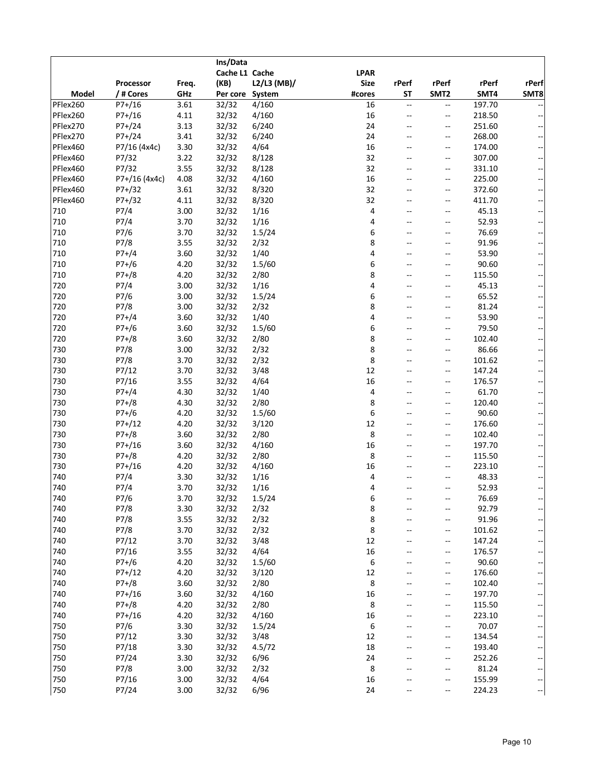| Model | Processor / # Cores | Freq. GHz | Ins/Data Cache L1 (KB) Per core | Cache L2/L3 (MB)/ System | LPAR Size #cores | rPerf ST | rPerf SMT2 | rPerf SMT4 | rPerf SMT8 |
|---|---|---|---|---|---|---|---|---|---|
| PFlex260 | P7+/16 | 3.61 | 32/32 | 4/160 | 16 | -- | -- | 197.70 | -- |
| PFlex260 | P7+/16 | 4.11 | 32/32 | 4/160 | 16 | -- | -- | 218.50 | -- |
| PFlex270 | P7+/24 | 3.13 | 32/32 | 6/240 | 24 | -- | -- | 251.60 | -- |
| PFlex270 | P7+/24 | 3.41 | 32/32 | 6/240 | 24 | -- | -- | 268.00 | -- |
| PFlex460 | P7/16 (4x4c) | 3.30 | 32/32 | 4/64 | 16 | -- | -- | 174.00 | -- |
| PFlex460 | P7/32 | 3.22 | 32/32 | 8/128 | 32 | -- | -- | 307.00 | -- |
| PFlex460 | P7/32 | 3.55 | 32/32 | 8/128 | 32 | -- | -- | 331.10 | -- |
| PFlex460 | P7+/16 (4x4c) | 4.08 | 32/32 | 4/160 | 16 | -- | -- | 225.00 | -- |
| PFlex460 | P7+/32 | 3.61 | 32/32 | 8/320 | 32 | -- | -- | 372.60 | -- |
| PFlex460 | P7+/32 | 4.11 | 32/32 | 8/320 | 32 | -- | -- | 411.70 | -- |
| 710 | P7/4 | 3.00 | 32/32 | 1/16 | 4 | -- | -- | 45.13 | -- |
| 710 | P7/4 | 3.70 | 32/32 | 1/16 | 4 | -- | -- | 52.93 | -- |
| 710 | P7/6 | 3.70 | 32/32 | 1.5/24 | 6 | -- | -- | 76.69 | -- |
| 710 | P7/8 | 3.55 | 32/32 | 2/32 | 8 | -- | -- | 91.96 | -- |
| 710 | P7+/4 | 3.60 | 32/32 | 1/40 | 4 | -- | -- | 53.90 | -- |
| 710 | P7+/6 | 4.20 | 32/32 | 1.5/60 | 6 | -- | -- | 90.60 | -- |
| 710 | P7+/8 | 4.20 | 32/32 | 2/80 | 8 | -- | -- | 115.50 | -- |
| 720 | P7/4 | 3.00 | 32/32 | 1/16 | 4 | -- | -- | 45.13 | -- |
| 720 | P7/6 | 3.00 | 32/32 | 1.5/24 | 6 | -- | -- | 65.52 | -- |
| 720 | P7/8 | 3.00 | 32/32 | 2/32 | 8 | -- | -- | 81.24 | -- |
| 720 | P7+/4 | 3.60 | 32/32 | 1/40 | 4 | -- | -- | 53.90 | -- |
| 720 | P7+/6 | 3.60 | 32/32 | 1.5/60 | 6 | -- | -- | 79.50 | -- |
| 720 | P7+/8 | 3.60 | 32/32 | 2/80 | 8 | -- | -- | 102.40 | -- |
| 730 | P7/8 | 3.00 | 32/32 | 2/32 | 8 | -- | -- | 86.66 | -- |
| 730 | P7/8 | 3.70 | 32/32 | 2/32 | 8 | -- | -- | 101.62 | -- |
| 730 | P7/12 | 3.70 | 32/32 | 3/48 | 12 | -- | -- | 147.24 | -- |
| 730 | P7/16 | 3.55 | 32/32 | 4/64 | 16 | -- | -- | 176.57 | -- |
| 730 | P7+/4 | 4.30 | 32/32 | 1/40 | 4 | -- | -- | 61.70 | -- |
| 730 | P7+/8 | 4.30 | 32/32 | 2/80 | 8 | -- | -- | 120.40 | -- |
| 730 | P7+/6 | 4.20 | 32/32 | 1.5/60 | 6 | -- | -- | 90.60 | -- |
| 730 | P7+/12 | 4.20 | 32/32 | 3/120 | 12 | -- | -- | 176.60 | -- |
| 730 | P7+/8 | 3.60 | 32/32 | 2/80 | 8 | -- | -- | 102.40 | -- |
| 730 | P7+/16 | 3.60 | 32/32 | 4/160 | 16 | -- | -- | 197.70 | -- |
| 730 | P7+/8 | 4.20 | 32/32 | 2/80 | 8 | -- | -- | 115.50 | -- |
| 730 | P7+/16 | 4.20 | 32/32 | 4/160 | 16 | -- | -- | 223.10 | -- |
| 740 | P7/4 | 3.30 | 32/32 | 1/16 | 4 | -- | -- | 48.33 | -- |
| 740 | P7/4 | 3.70 | 32/32 | 1/16 | 4 | -- | -- | 52.93 | -- |
| 740 | P7/6 | 3.70 | 32/32 | 1.5/24 | 6 | -- | -- | 76.69 | -- |
| 740 | P7/8 | 3.30 | 32/32 | 2/32 | 8 | -- | -- | 92.79 | -- |
| 740 | P7/8 | 3.55 | 32/32 | 2/32 | 8 | -- | -- | 91.96 | -- |
| 740 | P7/8 | 3.70 | 32/32 | 2/32 | 8 | -- | -- | 101.62 | -- |
| 740 | P7/12 | 3.70 | 32/32 | 3/48 | 12 | -- | -- | 147.24 | -- |
| 740 | P7/16 | 3.55 | 32/32 | 4/64 | 16 | -- | -- | 176.57 | -- |
| 740 | P7+/6 | 4.20 | 32/32 | 1.5/60 | 6 | -- | -- | 90.60 | -- |
| 740 | P7+/12 | 4.20 | 32/32 | 3/120 | 12 | -- | -- | 176.60 | -- |
| 740 | P7+/8 | 3.60 | 32/32 | 2/80 | 8 | -- | -- | 102.40 | -- |
| 740 | P7+/16 | 3.60 | 32/32 | 4/160 | 16 | -- | -- | 197.70 | -- |
| 740 | P7+/8 | 4.20 | 32/32 | 2/80 | 8 | -- | -- | 115.50 | -- |
| 740 | P7+/16 | 4.20 | 32/32 | 4/160 | 16 | -- | -- | 223.10 | -- |
| 750 | P7/6 | 3.30 | 32/32 | 1.5/24 | 6 | -- | -- | 70.07 | -- |
| 750 | P7/12 | 3.30 | 32/32 | 3/48 | 12 | -- | -- | 134.54 | -- |
| 750 | P7/18 | 3.30 | 32/32 | 4.5/72 | 18 | -- | -- | 193.40 | -- |
| 750 | P7/24 | 3.30 | 32/32 | 6/96 | 24 | -- | -- | 252.26 | -- |
| 750 | P7/8 | 3.00 | 32/32 | 2/32 | 8 | -- | -- | 81.24 | -- |
| 750 | P7/16 | 3.00 | 32/32 | 4/64 | 16 | -- | -- | 155.99 | -- |
| 750 | P7/24 | 3.00 | 32/32 | 6/96 | 24 | -- | -- | 224.23 | -- |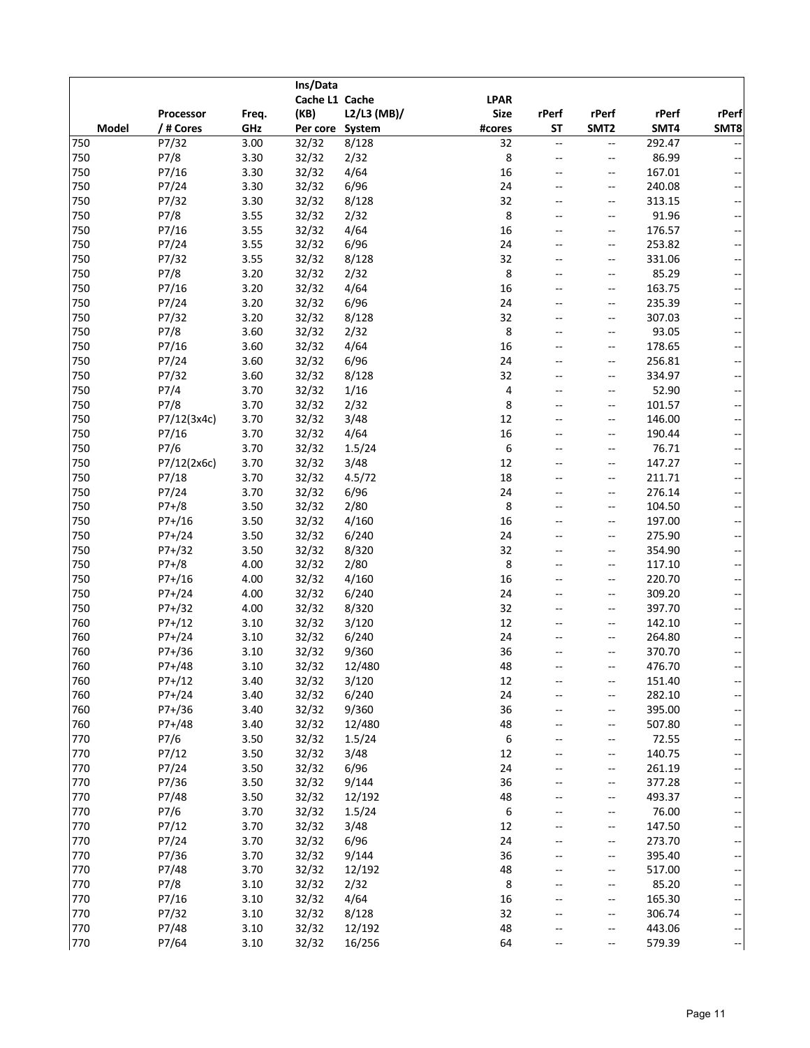| Model | Processor / # Cores | Freq. GHz | Ins/Data Cache L1 (KB) Per core | Cache L2/L3 (MB)/ System | LPAR Size #cores | rPerf ST | rPerf SMT2 | rPerf SMT4 | rPerf SMT8 |
|---|---|---|---|---|---|---|---|---|---|
| 750 | P7/32 | 3.00 | 32/32 | 8/128 | 32 | -- | -- | 292.47 | -- |
| 750 | P7/8 | 3.30 | 32/32 | 2/32 | 8 | -- | -- | 86.99 | -- |
| 750 | P7/16 | 3.30 | 32/32 | 4/64 | 16 | -- | -- | 167.01 | -- |
| 750 | P7/24 | 3.30 | 32/32 | 6/96 | 24 | -- | -- | 240.08 | -- |
| 750 | P7/32 | 3.30 | 32/32 | 8/128 | 32 | -- | -- | 313.15 | -- |
| 750 | P7/8 | 3.55 | 32/32 | 2/32 | 8 | -- | -- | 91.96 | -- |
| 750 | P7/16 | 3.55 | 32/32 | 4/64 | 16 | -- | -- | 176.57 | -- |
| 750 | P7/24 | 3.55 | 32/32 | 6/96 | 24 | -- | -- | 253.82 | -- |
| 750 | P7/32 | 3.55 | 32/32 | 8/128 | 32 | -- | -- | 331.06 | -- |
| 750 | P7/8 | 3.20 | 32/32 | 2/32 | 8 | -- | -- | 85.29 | -- |
| 750 | P7/16 | 3.20 | 32/32 | 4/64 | 16 | -- | -- | 163.75 | -- |
| 750 | P7/24 | 3.20 | 32/32 | 6/96 | 24 | -- | -- | 235.39 | -- |
| 750 | P7/32 | 3.20 | 32/32 | 8/128 | 32 | -- | -- | 307.03 | -- |
| 750 | P7/8 | 3.60 | 32/32 | 2/32 | 8 | -- | -- | 93.05 | -- |
| 750 | P7/16 | 3.60 | 32/32 | 4/64 | 16 | -- | -- | 178.65 | -- |
| 750 | P7/24 | 3.60 | 32/32 | 6/96 | 24 | -- | -- | 256.81 | -- |
| 750 | P7/32 | 3.60 | 32/32 | 8/128 | 32 | -- | -- | 334.97 | -- |
| 750 | P7/4 | 3.70 | 32/32 | 1/16 | 4 | -- | -- | 52.90 | -- |
| 750 | P7/8 | 3.70 | 32/32 | 2/32 | 8 | -- | -- | 101.57 | -- |
| 750 | P7/12(3x4c) | 3.70 | 32/32 | 3/48 | 12 | -- | -- | 146.00 | -- |
| 750 | P7/16 | 3.70 | 32/32 | 4/64 | 16 | -- | -- | 190.44 | -- |
| 750 | P7/6 | 3.70 | 32/32 | 1.5/24 | 6 | -- | -- | 76.71 | -- |
| 750 | P7/12(2x6c) | 3.70 | 32/32 | 3/48 | 12 | -- | -- | 147.27 | -- |
| 750 | P7/18 | 3.70 | 32/32 | 4.5/72 | 18 | -- | -- | 211.71 | -- |
| 750 | P7/24 | 3.70 | 32/32 | 6/96 | 24 | -- | -- | 276.14 | -- |
| 750 | P7+/8 | 3.50 | 32/32 | 2/80 | 8 | -- | -- | 104.50 | -- |
| 750 | P7+/16 | 3.50 | 32/32 | 4/160 | 16 | -- | -- | 197.00 | -- |
| 750 | P7+/24 | 3.50 | 32/32 | 6/240 | 24 | -- | -- | 275.90 | -- |
| 750 | P7+/32 | 3.50 | 32/32 | 8/320 | 32 | -- | -- | 354.90 | -- |
| 750 | P7+/8 | 4.00 | 32/32 | 2/80 | 8 | -- | -- | 117.10 | -- |
| 750 | P7+/16 | 4.00 | 32/32 | 4/160 | 16 | -- | -- | 220.70 | -- |
| 750 | P7+/24 | 4.00 | 32/32 | 6/240 | 24 | -- | -- | 309.20 | -- |
| 750 | P7+/32 | 4.00 | 32/32 | 8/320 | 32 | -- | -- | 397.70 | -- |
| 760 | P7+/12 | 3.10 | 32/32 | 3/120 | 12 | -- | -- | 142.10 | -- |
| 760 | P7+/24 | 3.10 | 32/32 | 6/240 | 24 | -- | -- | 264.80 | -- |
| 760 | P7+/36 | 3.10 | 32/32 | 9/360 | 36 | -- | -- | 370.70 | -- |
| 760 | P7+/48 | 3.10 | 32/32 | 12/480 | 48 | -- | -- | 476.70 | -- |
| 760 | P7+/12 | 3.40 | 32/32 | 3/120 | 12 | -- | -- | 151.40 | -- |
| 760 | P7+/24 | 3.40 | 32/32 | 6/240 | 24 | -- | -- | 282.10 | -- |
| 760 | P7+/36 | 3.40 | 32/32 | 9/360 | 36 | -- | -- | 395.00 | -- |
| 760 | P7+/48 | 3.40 | 32/32 | 12/480 | 48 | -- | -- | 507.80 | -- |
| 770 | P7/6 | 3.50 | 32/32 | 1.5/24 | 6 | -- | -- | 72.55 | -- |
| 770 | P7/12 | 3.50 | 32/32 | 3/48 | 12 | -- | -- | 140.75 | -- |
| 770 | P7/24 | 3.50 | 32/32 | 6/96 | 24 | -- | -- | 261.19 | -- |
| 770 | P7/36 | 3.50 | 32/32 | 9/144 | 36 | -- | -- | 377.28 | -- |
| 770 | P7/48 | 3.50 | 32/32 | 12/192 | 48 | -- | -- | 493.37 | -- |
| 770 | P7/6 | 3.70 | 32/32 | 1.5/24 | 6 | -- | -- | 76.00 | -- |
| 770 | P7/12 | 3.70 | 32/32 | 3/48 | 12 | -- | -- | 147.50 | -- |
| 770 | P7/24 | 3.70 | 32/32 | 6/96 | 24 | -- | -- | 273.70 | -- |
| 770 | P7/36 | 3.70 | 32/32 | 9/144 | 36 | -- | -- | 395.40 | -- |
| 770 | P7/48 | 3.70 | 32/32 | 12/192 | 48 | -- | -- | 517.00 | -- |
| 770 | P7/8 | 3.10 | 32/32 | 2/32 | 8 | -- | -- | 85.20 | -- |
| 770 | P7/16 | 3.10 | 32/32 | 4/64 | 16 | -- | -- | 165.30 | -- |
| 770 | P7/32 | 3.10 | 32/32 | 8/128 | 32 | -- | -- | 306.74 | -- |
| 770 | P7/48 | 3.10 | 32/32 | 12/192 | 48 | -- | -- | 443.06 | -- |
| 770 | P7/64 | 3.10 | 32/32 | 16/256 | 64 | -- | -- | 579.39 | -- |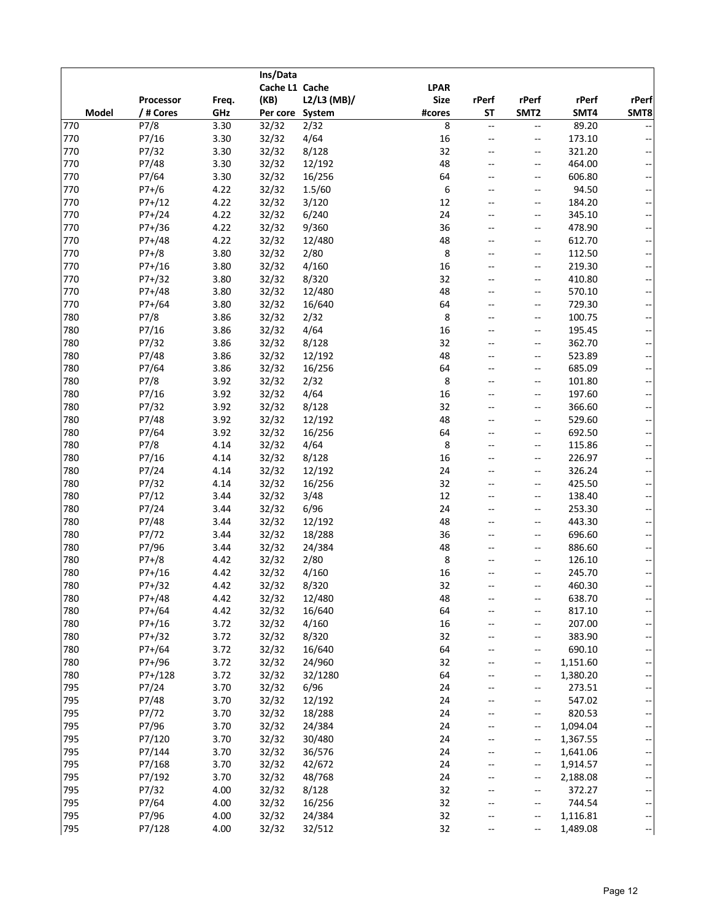| Model | Processor / # Cores | Freq. GHz | Ins/Data Cache L1 (KB) Per core | Cache L2/L3 (MB)/ System | LPAR Size #cores | rPerf ST | rPerf SMT2 | rPerf SMT4 | rPerf SMT8 |
|---|---|---|---|---|---|---|---|---|---|
| 770 | P7/8 | 3.30 | 32/32 | 2/32 | 8 | -- | -- | 89.20 | -- |
| 770 | P7/16 | 3.30 | 32/32 | 4/64 | 16 | -- | -- | 173.10 | -- |
| 770 | P7/32 | 3.30 | 32/32 | 8/128 | 32 | -- | -- | 321.20 | -- |
| 770 | P7/48 | 3.30 | 32/32 | 12/192 | 48 | -- | -- | 464.00 | -- |
| 770 | P7/64 | 3.30 | 32/32 | 16/256 | 64 | -- | -- | 606.80 | -- |
| 770 | P7+/6 | 4.22 | 32/32 | 1.5/60 | 6 | -- | -- | 94.50 | -- |
| 770 | P7+/12 | 4.22 | 32/32 | 3/120 | 12 | -- | -- | 184.20 | -- |
| 770 | P7+/24 | 4.22 | 32/32 | 6/240 | 24 | -- | -- | 345.10 | -- |
| 770 | P7+/36 | 4.22 | 32/32 | 9/360 | 36 | -- | -- | 478.90 | -- |
| 770 | P7+/48 | 4.22 | 32/32 | 12/480 | 48 | -- | -- | 612.70 | -- |
| 770 | P7+/8 | 3.80 | 32/32 | 2/80 | 8 | -- | -- | 112.50 | -- |
| 770 | P7+/16 | 3.80 | 32/32 | 4/160 | 16 | -- | -- | 219.30 | -- |
| 770 | P7+/32 | 3.80 | 32/32 | 8/320 | 32 | -- | -- | 410.80 | -- |
| 770 | P7+/48 | 3.80 | 32/32 | 12/480 | 48 | -- | -- | 570.10 | -- |
| 770 | P7+/64 | 3.80 | 32/32 | 16/640 | 64 | -- | -- | 729.30 | -- |
| 780 | P7/8 | 3.86 | 32/32 | 2/32 | 8 | -- | -- | 100.75 | -- |
| 780 | P7/16 | 3.86 | 32/32 | 4/64 | 16 | -- | -- | 195.45 | -- |
| 780 | P7/32 | 3.86 | 32/32 | 8/128 | 32 | -- | -- | 362.70 | -- |
| 780 | P7/48 | 3.86 | 32/32 | 12/192 | 48 | -- | -- | 523.89 | -- |
| 780 | P7/64 | 3.86 | 32/32 | 16/256 | 64 | -- | -- | 685.09 | -- |
| 780 | P7/8 | 3.92 | 32/32 | 2/32 | 8 | -- | -- | 101.80 | -- |
| 780 | P7/16 | 3.92 | 32/32 | 4/64 | 16 | -- | -- | 197.60 | -- |
| 780 | P7/32 | 3.92 | 32/32 | 8/128 | 32 | -- | -- | 366.60 | -- |
| 780 | P7/48 | 3.92 | 32/32 | 12/192 | 48 | -- | -- | 529.60 | -- |
| 780 | P7/64 | 3.92 | 32/32 | 16/256 | 64 | -- | -- | 692.50 | -- |
| 780 | P7/8 | 4.14 | 32/32 | 4/64 | 8 | -- | -- | 115.86 | -- |
| 780 | P7/16 | 4.14 | 32/32 | 8/128 | 16 | -- | -- | 226.97 | -- |
| 780 | P7/24 | 4.14 | 32/32 | 12/192 | 24 | -- | -- | 326.24 | -- |
| 780 | P7/32 | 4.14 | 32/32 | 16/256 | 32 | -- | -- | 425.50 | -- |
| 780 | P7/12 | 3.44 | 32/32 | 3/48 | 12 | -- | -- | 138.40 | -- |
| 780 | P7/24 | 3.44 | 32/32 | 6/96 | 24 | -- | -- | 253.30 | -- |
| 780 | P7/48 | 3.44 | 32/32 | 12/192 | 48 | -- | -- | 443.30 | -- |
| 780 | P7/72 | 3.44 | 32/32 | 18/288 | 36 | -- | -- | 696.60 | -- |
| 780 | P7/96 | 3.44 | 32/32 | 24/384 | 48 | -- | -- | 886.60 | -- |
| 780 | P7+/8 | 4.42 | 32/32 | 2/80 | 8 | -- | -- | 126.10 | -- |
| 780 | P7+/16 | 4.42 | 32/32 | 4/160 | 16 | -- | -- | 245.70 | -- |
| 780 | P7+/32 | 4.42 | 32/32 | 8/320 | 32 | -- | -- | 460.30 | -- |
| 780 | P7+/48 | 4.42 | 32/32 | 12/480 | 48 | -- | -- | 638.70 | -- |
| 780 | P7+/64 | 4.42 | 32/32 | 16/640 | 64 | -- | -- | 817.10 | -- |
| 780 | P7+/16 | 3.72 | 32/32 | 4/160 | 16 | -- | -- | 207.00 | -- |
| 780 | P7+/32 | 3.72 | 32/32 | 8/320 | 32 | -- | -- | 383.90 | -- |
| 780 | P7+/64 | 3.72 | 32/32 | 16/640 | 64 | -- | -- | 690.10 | -- |
| 780 | P7+/96 | 3.72 | 32/32 | 24/960 | 32 | -- | -- | 1,151.60 | -- |
| 780 | P7+/128 | 3.72 | 32/32 | 32/1280 | 64 | -- | -- | 1,380.20 | -- |
| 795 | P7/24 | 3.70 | 32/32 | 6/96 | 24 | -- | -- | 273.51 | -- |
| 795 | P7/48 | 3.70 | 32/32 | 12/192 | 24 | -- | -- | 547.02 | -- |
| 795 | P7/72 | 3.70 | 32/32 | 18/288 | 24 | -- | -- | 820.53 | -- |
| 795 | P7/96 | 3.70 | 32/32 | 24/384 | 24 | -- | -- | 1,094.04 | -- |
| 795 | P7/120 | 3.70 | 32/32 | 30/480 | 24 | -- | -- | 1,367.55 | -- |
| 795 | P7/144 | 3.70 | 32/32 | 36/576 | 24 | -- | -- | 1,641.06 | -- |
| 795 | P7/168 | 3.70 | 32/32 | 42/672 | 24 | -- | -- | 1,914.57 | -- |
| 795 | P7/192 | 3.70 | 32/32 | 48/768 | 24 | -- | -- | 2,188.08 | -- |
| 795 | P7/32 | 4.00 | 32/32 | 8/128 | 32 | -- | -- | 372.27 | -- |
| 795 | P7/64 | 4.00 | 32/32 | 16/256 | 32 | -- | -- | 744.54 | -- |
| 795 | P7/96 | 4.00 | 32/32 | 24/384 | 32 | -- | -- | 1,116.81 | -- |
| 795 | P7/128 | 4.00 | 32/32 | 32/512 | 32 | -- | -- | 1,489.08 | -- |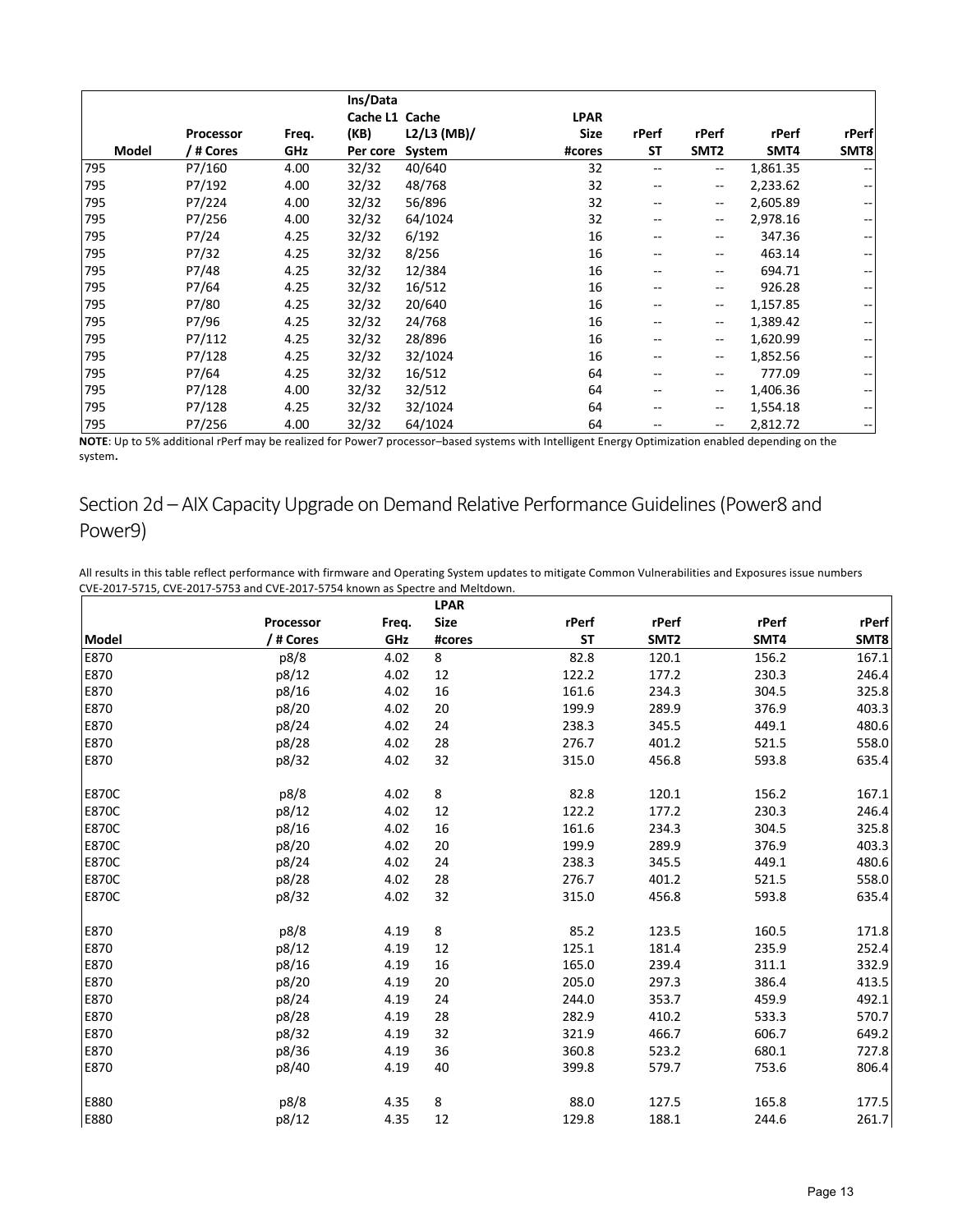| Model | Processor / # Cores | Freq. GHz | Ins/Data Cache L1 (KB) Per core | Cache L2/L3 (MB)/ System | LPAR Size #cores | rPerf ST | rPerf SMT2 | rPerf SMT4 | rPerf SMT8 |
|---|---|---|---|---|---|---|---|---|---|
| 795 | P7/160 | 4.00 | 32/32 | 40/640 | 32 | -- | -- | 1,861.35 | -- |
| 795 | P7/192 | 4.00 | 32/32 | 48/768 | 32 | -- | -- | 2,233.62 | -- |
| 795 | P7/224 | 4.00 | 32/32 | 56/896 | 32 | -- | -- | 2,605.89 | -- |
| 795 | P7/256 | 4.00 | 32/32 | 64/1024 | 32 | -- | -- | 2,978.16 | -- |
| 795 | P7/24 | 4.25 | 32/32 | 6/192 | 16 | -- | -- | 347.36 | -- |
| 795 | P7/32 | 4.25 | 32/32 | 8/256 | 16 | -- | -- | 463.14 | -- |
| 795 | P7/48 | 4.25 | 32/32 | 12/384 | 16 | -- | -- | 694.71 | -- |
| 795 | P7/64 | 4.25 | 32/32 | 16/512 | 16 | -- | -- | 926.28 | -- |
| 795 | P7/80 | 4.25 | 32/32 | 20/640 | 16 | -- | -- | 1,157.85 | -- |
| 795 | P7/96 | 4.25 | 32/32 | 24/768 | 16 | -- | -- | 1,389.42 | -- |
| 795 | P7/112 | 4.25 | 32/32 | 28/896 | 16 | -- | -- | 1,620.99 | -- |
| 795 | P7/128 | 4.25 | 32/32 | 32/1024 | 16 | -- | -- | 1,852.56 | -- |
| 795 | P7/64 | 4.25 | 32/32 | 16/512 | 64 | -- | -- | 777.09 | -- |
| 795 | P7/128 | 4.00 | 32/32 | 32/512 | 64 | -- | -- | 1,406.36 | -- |
| 795 | P7/128 | 4.25 | 32/32 | 32/1024 | 64 | -- | -- | 1,554.18 | -- |
| 795 | P7/256 | 4.00 | 32/32 | 64/1024 | 64 | -- | -- | 2,812.72 | -- |

**NOTE**: Up to 5% additional rPerf may be realized for Power7 processor–based systems with Intelligent Energy Optimization enabled depending on the system**.**

## Section 2d – AIX Capacity Upgrade on Demand Relative Performance Guidelines (Power8 and Power9)

All results in this table reflect performance with firmware and Operating System updates to mitigate Common Vulnerabilities and Exposures issue numbers CVE-2017-5715, CVE-2017-5753 and CVE-2017-5754 known as Spectre and Meltdown.

| Model | Processor / # Cores | Freq. GHz | LPAR Size #cores | rPerf ST | rPerf SMT2 | rPerf SMT4 | rPerf SMT8 |
|---|---|---|---|---|---|---|---|
| E870 | p8/8 | 4.02 | 8 | 82.8 | 120.1 | 156.2 | 167.1 |
| E870 | p8/12 | 4.02 | 12 | 122.2 | 177.2 | 230.3 | 246.4 |
| E870 | p8/16 | 4.02 | 16 | 161.6 | 234.3 | 304.5 | 325.8 |
| E870 | p8/20 | 4.02 | 20 | 199.9 | 289.9 | 376.9 | 403.3 |
| E870 | p8/24 | 4.02 | 24 | 238.3 | 345.5 | 449.1 | 480.6 |
| E870 | p8/28 | 4.02 | 28 | 276.7 | 401.2 | 521.5 | 558.0 |
| E870 | p8/32 | 4.02 | 32 | 315.0 | 456.8 | 593.8 | 635.4 |
| | | | | | | | |
| E870C | p8/8 | 4.02 | 8 | 82.8 | 120.1 | 156.2 | 167.1 |
| E870C | p8/12 | 4.02 | 12 | 122.2 | 177.2 | 230.3 | 246.4 |
| E870C | p8/16 | 4.02 | 16 | 161.6 | 234.3 | 304.5 | 325.8 |
| E870C | p8/20 | 4.02 | 20 | 199.9 | 289.9 | 376.9 | 403.3 |
| E870C | p8/24 | 4.02 | 24 | 238.3 | 345.5 | 449.1 | 480.6 |
| E870C | p8/28 | 4.02 | 28 | 276.7 | 401.2 | 521.5 | 558.0 |
| E870C | p8/32 | 4.02 | 32 | 315.0 | 456.8 | 593.8 | 635.4 |
| | | | | | | | |
| E870 | p8/8 | 4.19 | 8 | 85.2 | 123.5 | 160.5 | 171.8 |
| E870 | p8/12 | 4.19 | 12 | 125.1 | 181.4 | 235.9 | 252.4 |
| E870 | p8/16 | 4.19 | 16 | 165.0 | 239.4 | 311.1 | 332.9 |
| E870 | p8/20 | 4.19 | 20 | 205.0 | 297.3 | 386.4 | 413.5 |
| E870 | p8/24 | 4.19 | 24 | 244.0 | 353.7 | 459.9 | 492.1 |
| E870 | p8/28 | 4.19 | 28 | 282.9 | 410.2 | 533.3 | 570.7 |
| E870 | p8/32 | 4.19 | 32 | 321.9 | 466.7 | 606.7 | 649.2 |
| E870 | p8/36 | 4.19 | 36 | 360.8 | 523.2 | 680.1 | 727.8 |
| E870 | p8/40 | 4.19 | 40 | 399.8 | 579.7 | 753.6 | 806.4 |
| | | | | | | | |
| E880 | p8/8 | 4.35 | 8 | 88.0 | 127.5 | 165.8 | 177.5 |
| E880 | p8/12 | 4.35 | 12 | 129.8 | 188.1 | 244.6 | 261.7 |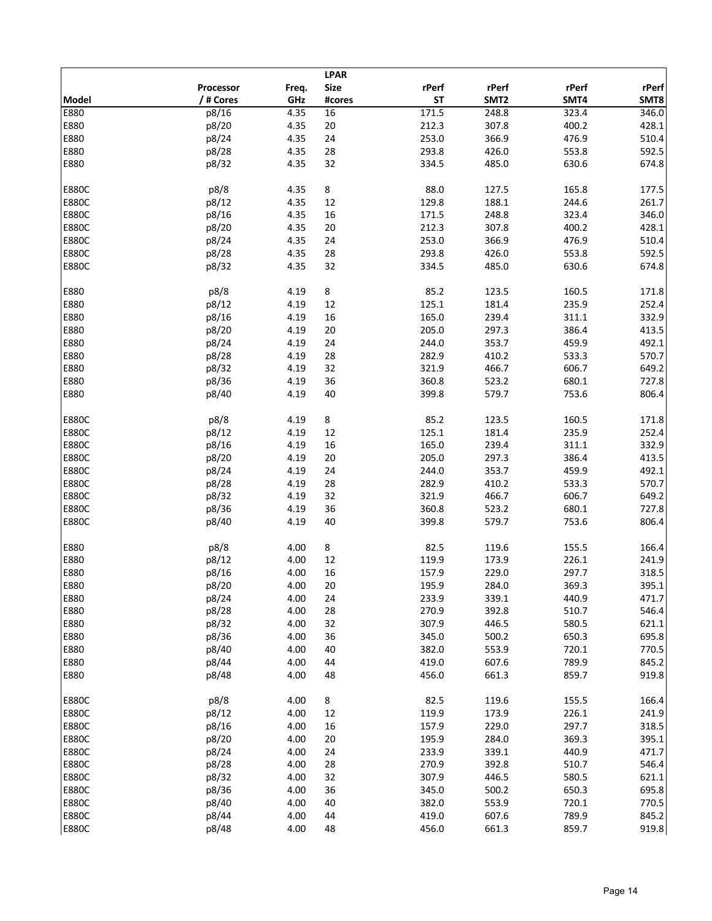| Model | Processor / # Cores | Freq. GHz | LPAR Size #cores | rPerf ST | rPerf SMT2 | rPerf SMT4 | rPerf SMT8 |
|---|---|---|---|---|---|---|---|
| E880 | p8/16 | 4.35 | 16 | 171.5 | 248.8 | 323.4 | 346.0 |
| E880 | p8/20 | 4.35 | 20 | 212.3 | 307.8 | 400.2 | 428.1 |
| E880 | p8/24 | 4.35 | 24 | 253.0 | 366.9 | 476.9 | 510.4 |
| E880 | p8/28 | 4.35 | 28 | 293.8 | 426.0 | 553.8 | 592.5 |
| E880 | p8/32 | 4.35 | 32 | 334.5 | 485.0 | 630.6 | 674.8 |
| | | | | | | | |
| E880C | p8/8 | 4.35 | 8 | 88.0 | 127.5 | 165.8 | 177.5 |
| E880C | p8/12 | 4.35 | 12 | 129.8 | 188.1 | 244.6 | 261.7 |
| E880C | p8/16 | 4.35 | 16 | 171.5 | 248.8 | 323.4 | 346.0 |
| E880C | p8/20 | 4.35 | 20 | 212.3 | 307.8 | 400.2 | 428.1 |
| E880C | p8/24 | 4.35 | 24 | 253.0 | 366.9 | 476.9 | 510.4 |
| E880C | p8/28 | 4.35 | 28 | 293.8 | 426.0 | 553.8 | 592.5 |
| E880C | p8/32 | 4.35 | 32 | 334.5 | 485.0 | 630.6 | 674.8 |
| | | | | | | | |
| E880 | p8/8 | 4.19 | 8 | 85.2 | 123.5 | 160.5 | 171.8 |
| E880 | p8/12 | 4.19 | 12 | 125.1 | 181.4 | 235.9 | 252.4 |
| E880 | p8/16 | 4.19 | 16 | 165.0 | 239.4 | 311.1 | 332.9 |
| E880 | p8/20 | 4.19 | 20 | 205.0 | 297.3 | 386.4 | 413.5 |
| E880 | p8/24 | 4.19 | 24 | 244.0 | 353.7 | 459.9 | 492.1 |
| E880 | p8/28 | 4.19 | 28 | 282.9 | 410.2 | 533.3 | 570.7 |
| E880 | p8/32 | 4.19 | 32 | 321.9 | 466.7 | 606.7 | 649.2 |
| E880 | p8/36 | 4.19 | 36 | 360.8 | 523.2 | 680.1 | 727.8 |
| E880 | p8/40 | 4.19 | 40 | 399.8 | 579.7 | 753.6 | 806.4 |
| | | | | | | | |
| E880C | p8/8 | 4.19 | 8 | 85.2 | 123.5 | 160.5 | 171.8 |
| E880C | p8/12 | 4.19 | 12 | 125.1 | 181.4 | 235.9 | 252.4 |
| E880C | p8/16 | 4.19 | 16 | 165.0 | 239.4 | 311.1 | 332.9 |
| E880C | p8/20 | 4.19 | 20 | 205.0 | 297.3 | 386.4 | 413.5 |
| E880C | p8/24 | 4.19 | 24 | 244.0 | 353.7 | 459.9 | 492.1 |
| E880C | p8/28 | 4.19 | 28 | 282.9 | 410.2 | 533.3 | 570.7 |
| E880C | p8/32 | 4.19 | 32 | 321.9 | 466.7 | 606.7 | 649.2 |
| E880C | p8/36 | 4.19 | 36 | 360.8 | 523.2 | 680.1 | 727.8 |
| E880C | p8/40 | 4.19 | 40 | 399.8 | 579.7 | 753.6 | 806.4 |
| | | | | | | | |
| E880 | p8/8 | 4.00 | 8 | 82.5 | 119.6 | 155.5 | 166.4 |
| E880 | p8/12 | 4.00 | 12 | 119.9 | 173.9 | 226.1 | 241.9 |
| E880 | p8/16 | 4.00 | 16 | 157.9 | 229.0 | 297.7 | 318.5 |
| E880 | p8/20 | 4.00 | 20 | 195.9 | 284.0 | 369.3 | 395.1 |
| E880 | p8/24 | 4.00 | 24 | 233.9 | 339.1 | 440.9 | 471.7 |
| E880 | p8/28 | 4.00 | 28 | 270.9 | 392.8 | 510.7 | 546.4 |
| E880 | p8/32 | 4.00 | 32 | 307.9 | 446.5 | 580.5 | 621.1 |
| E880 | p8/36 | 4.00 | 36 | 345.0 | 500.2 | 650.3 | 695.8 |
| E880 | p8/40 | 4.00 | 40 | 382.0 | 553.9 | 720.1 | 770.5 |
| E880 | p8/44 | 4.00 | 44 | 419.0 | 607.6 | 789.9 | 845.2 |
| E880 | p8/48 | 4.00 | 48 | 456.0 | 661.3 | 859.7 | 919.8 |
| | | | | | | | |
| E880C | p8/8 | 4.00 | 8 | 82.5 | 119.6 | 155.5 | 166.4 |
| E880C | p8/12 | 4.00 | 12 | 119.9 | 173.9 | 226.1 | 241.9 |
| E880C | p8/16 | 4.00 | 16 | 157.9 | 229.0 | 297.7 | 318.5 |
| E880C | p8/20 | 4.00 | 20 | 195.9 | 284.0 | 369.3 | 395.1 |
| E880C | p8/24 | 4.00 | 24 | 233.9 | 339.1 | 440.9 | 471.7 |
| E880C | p8/28 | 4.00 | 28 | 270.9 | 392.8 | 510.7 | 546.4 |
| E880C | p8/32 | 4.00 | 32 | 307.9 | 446.5 | 580.5 | 621.1 |
| E880C | p8/36 | 4.00 | 36 | 345.0 | 500.2 | 650.3 | 695.8 |
| E880C | p8/40 | 4.00 | 40 | 382.0 | 553.9 | 720.1 | 770.5 |
| E880C | p8/44 | 4.00 | 44 | 419.0 | 607.6 | 789.9 | 845.2 |
| E880C | p8/48 | 4.00 | 48 | 456.0 | 661.3 | 859.7 | 919.8 |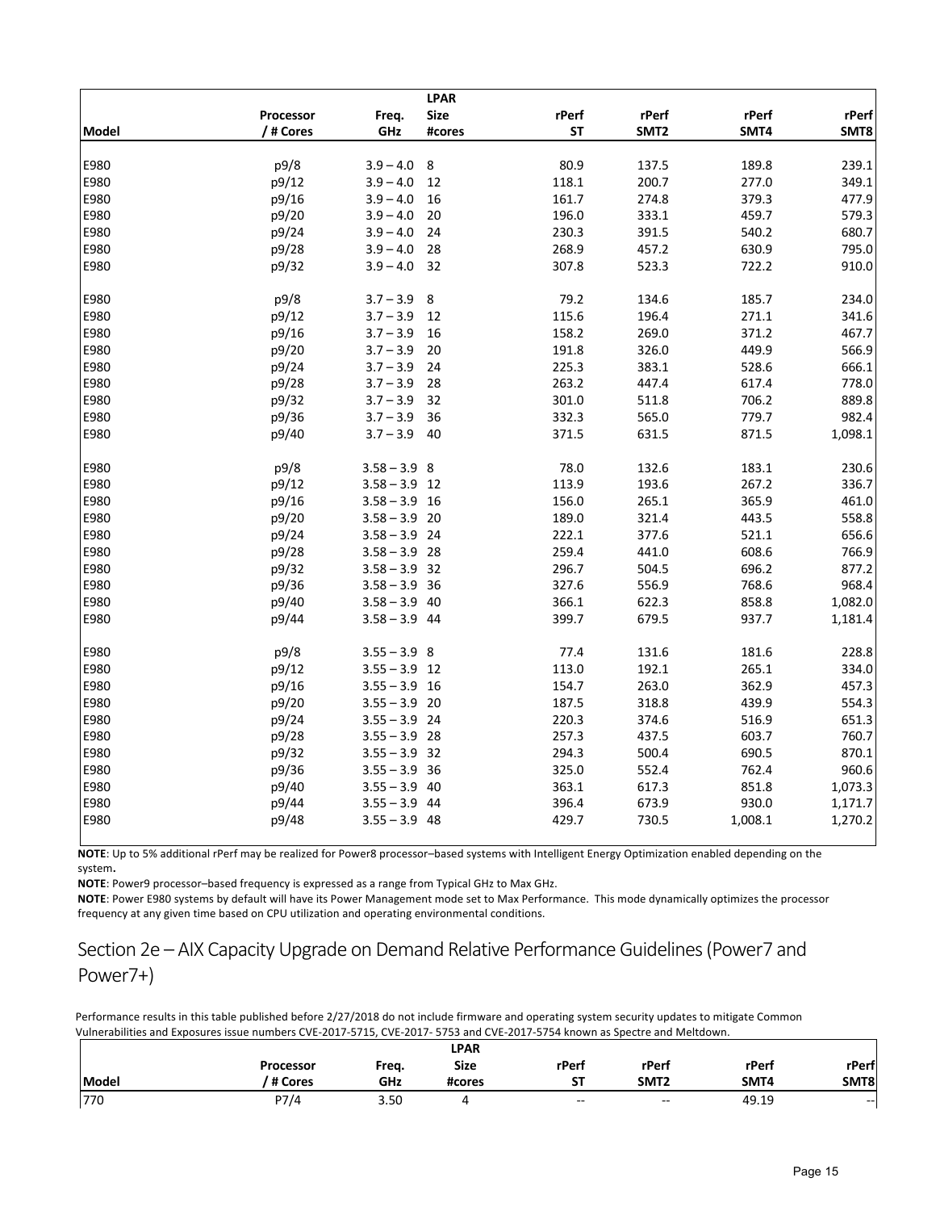| Model | Processor / # Cores | Freq. GHz | LPAR Size #cores | rPerf ST | rPerf SMT2 | rPerf SMT4 | rPerf SMT8 |
|---|---|---|---|---|---|---|---|
| E980 | p9/8 | 3.9 – 4.0 | 8 | 80.9 | 137.5 | 189.8 | 239.1 |
| E980 | p9/12 | 3.9 – 4.0 | 12 | 118.1 | 200.7 | 277.0 | 349.1 |
| E980 | p9/16 | 3.9 – 4.0 | 16 | 161.7 | 274.8 | 379.3 | 477.9 |
| E980 | p9/20 | 3.9 – 4.0 | 20 | 196.0 | 333.1 | 459.7 | 579.3 |
| E980 | p9/24 | 3.9 – 4.0 | 24 | 230.3 | 391.5 | 540.2 | 680.7 |
| E980 | p9/28 | 3.9 – 4.0 | 28 | 268.9 | 457.2 | 630.9 | 795.0 |
| E980 | p9/32 | 3.9 – 4.0 | 32 | 307.8 | 523.3 | 722.2 | 910.0 |
| | | | | | | | |
| E980 | p9/8 | 3.7 – 3.9 | 8 | 79.2 | 134.6 | 185.7 | 234.0 |
| E980 | p9/12 | 3.7 – 3.9 | 12 | 115.6 | 196.4 | 271.1 | 341.6 |
| E980 | p9/16 | 3.7 – 3.9 | 16 | 158.2 | 269.0 | 371.2 | 467.7 |
| E980 | p9/20 | 3.7 – 3.9 | 20 | 191.8 | 326.0 | 449.9 | 566.9 |
| E980 | p9/24 | 3.7 – 3.9 | 24 | 225.3 | 383.1 | 528.6 | 666.1 |
| E980 | p9/28 | 3.7 – 3.9 | 28 | 263.2 | 447.4 | 617.4 | 778.0 |
| E980 | p9/32 | 3.7 – 3.9 | 32 | 301.0 | 511.8 | 706.2 | 889.8 |
| E980 | p9/36 | 3.7 – 3.9 | 36 | 332.3 | 565.0 | 779.7 | 982.4 |
| E980 | p9/40 | 3.7 – 3.9 | 40 | 371.5 | 631.5 | 871.5 | 1,098.1 |
| | | | | | | | |
| E980 | p9/8 | 3.58 – 3.9 | 8 | 78.0 | 132.6 | 183.1 | 230.6 |
| E980 | p9/12 | 3.58 – 3.9 | 12 | 113.9 | 193.6 | 267.2 | 336.7 |
| E980 | p9/16 | 3.58 – 3.9 | 16 | 156.0 | 265.1 | 365.9 | 461.0 |
| E980 | p9/20 | 3.58 – 3.9 | 20 | 189.0 | 321.4 | 443.5 | 558.8 |
| E980 | p9/24 | 3.58 – 3.9 | 24 | 222.1 | 377.6 | 521.1 | 656.6 |
| E980 | p9/28 | 3.58 – 3.9 | 28 | 259.4 | 441.0 | 608.6 | 766.9 |
| E980 | p9/32 | 3.58 – 3.9 | 32 | 296.7 | 504.5 | 696.2 | 877.2 |
| E980 | p9/36 | 3.58 – 3.9 | 36 | 327.6 | 556.9 | 768.6 | 968.4 |
| E980 | p9/40 | 3.58 – 3.9 | 40 | 366.1 | 622.3 | 858.8 | 1,082.0 |
| E980 | p9/44 | 3.58 – 3.9 | 44 | 399.7 | 679.5 | 937.7 | 1,181.4 |
| | | | | | | | |
| E980 | p9/8 | 3.55 – 3.9 | 8 | 77.4 | 131.6 | 181.6 | 228.8 |
| E980 | p9/12 | 3.55 – 3.9 | 12 | 113.0 | 192.1 | 265.1 | 334.0 |
| E980 | p9/16 | 3.55 – 3.9 | 16 | 154.7 | 263.0 | 362.9 | 457.3 |
| E980 | p9/20 | 3.55 – 3.9 | 20 | 187.5 | 318.8 | 439.9 | 554.3 |
| E980 | p9/24 | 3.55 – 3.9 | 24 | 220.3 | 374.6 | 516.9 | 651.3 |
| E980 | p9/28 | 3.55 – 3.9 | 28 | 257.3 | 437.5 | 603.7 | 760.7 |
| E980 | p9/32 | 3.55 – 3.9 | 32 | 294.3 | 500.4 | 690.5 | 870.1 |
| E980 | p9/36 | 3.55 – 3.9 | 36 | 325.0 | 552.4 | 762.4 | 960.6 |
| E980 | p9/40 | 3.55 – 3.9 | 40 | 363.1 | 617.3 | 851.8 | 1,073.3 |
| E980 | p9/44 | 3.55 – 3.9 | 44 | 396.4 | 673.9 | 930.0 | 1,171.7 |
| E980 | p9/48 | 3.55 – 3.9 | 48 | 429.7 | 730.5 | 1,008.1 | 1,270.2 |

**NOTE**: Up to 5% additional rPerf may be realized for Power8 processor–based systems with Intelligent Energy Optimization enabled depending on the system**.**

**NOTE**: Power9 processor–based frequency is expressed as a range from Typical GHz to Max GHz.

**NOTE**: Power E980 systems by default will have its Power Management mode set to Max Performance. This mode dynamically optimizes the processor frequency at any given time based on CPU utilization and operating environmental conditions.

## Section 2e – AIX Capacity Upgrade on Demand Relative Performance Guidelines (Power7 and Power7+)

Performance results in this table published before 2/27/2018 do not include firmware and operating system security updates to mitigate Common Vulnerabilities and Exposures issue numbers CVE-2017-5715, CVE-2017- 5753 and CVE-2017-5754 known as Spectre and Meltdown.

| Model | Processor / # Cores | Freq. GHz | LPAR Size #cores | rPerf ST | rPerf SMT2 | rPerf SMT4 | rPerf SMT8 |
|---|---|---|---|---|---|---|---|
| 770 | P7/4 | 3.50 | 4 | -- | -- | 49.19 | -- |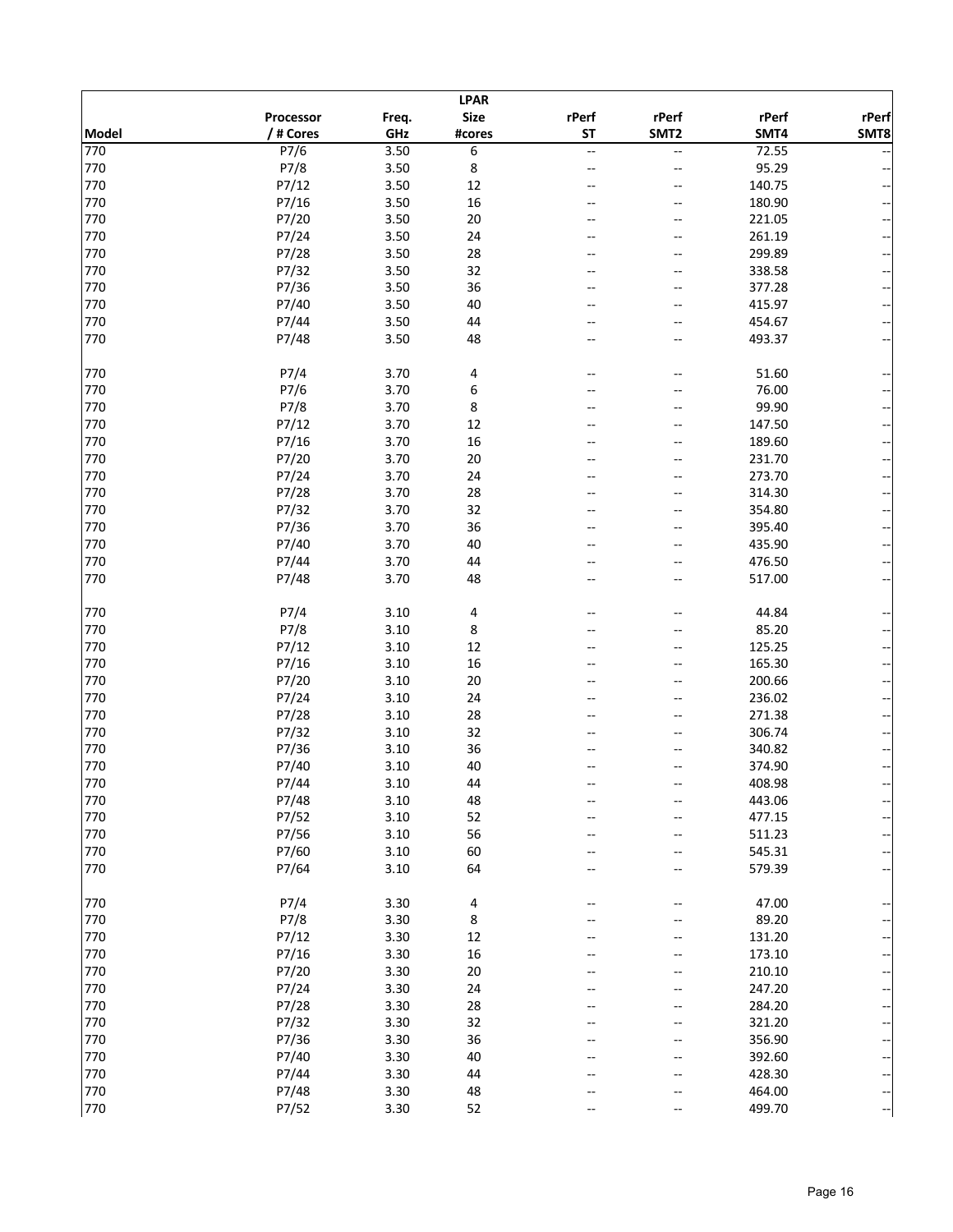| Model | Processor / # Cores | Freq. GHz | LPAR Size #cores | rPerf ST | rPerf SMT2 | rPerf SMT4 | rPerf SMT8 |
|---|---|---|---|---|---|---|---|
| 770 | P7/6 | 3.50 | 6 | -- | -- | 72.55 | -- |
| 770 | P7/8 | 3.50 | 8 | -- | -- | 95.29 | -- |
| 770 | P7/12 | 3.50 | 12 | -- | -- | 140.75 | -- |
| 770 | P7/16 | 3.50 | 16 | -- | -- | 180.90 | -- |
| 770 | P7/20 | 3.50 | 20 | -- | -- | 221.05 | -- |
| 770 | P7/24 | 3.50 | 24 | -- | -- | 261.19 | -- |
| 770 | P7/28 | 3.50 | 28 | -- | -- | 299.89 | -- |
| 770 | P7/32 | 3.50 | 32 | -- | -- | 338.58 | -- |
| 770 | P7/36 | 3.50 | 36 | -- | -- | 377.28 | -- |
| 770 | P7/40 | 3.50 | 40 | -- | -- | 415.97 | -- |
| 770 | P7/44 | 3.50 | 44 | -- | -- | 454.67 | -- |
| 770 | P7/48 | 3.50 | 48 | -- | -- | 493.37 | -- |
| | | | | | | | |
| 770 | P7/4 | 3.70 | 4 | -- | -- | 51.60 | -- |
| 770 | P7/6 | 3.70 | 6 | -- | -- | 76.00 | -- |
| 770 | P7/8 | 3.70 | 8 | -- | -- | 99.90 | -- |
| 770 | P7/12 | 3.70 | 12 | -- | -- | 147.50 | -- |
| 770 | P7/16 | 3.70 | 16 | -- | -- | 189.60 | -- |
| 770 | P7/20 | 3.70 | 20 | -- | -- | 231.70 | -- |
| 770 | P7/24 | 3.70 | 24 | -- | -- | 273.70 | -- |
| 770 | P7/28 | 3.70 | 28 | -- | -- | 314.30 | -- |
| 770 | P7/32 | 3.70 | 32 | -- | -- | 354.80 | -- |
| 770 | P7/36 | 3.70 | 36 | -- | -- | 395.40 | -- |
| 770 | P7/40 | 3.70 | 40 | -- | -- | 435.90 | -- |
| 770 | P7/44 | 3.70 | 44 | -- | -- | 476.50 | -- |
| 770 | P7/48 | 3.70 | 48 | -- | -- | 517.00 | -- |
| | | | | | | | |
| 770 | P7/4 | 3.10 | 4 | -- | -- | 44.84 | -- |
| 770 | P7/8 | 3.10 | 8 | -- | -- | 85.20 | -- |
| 770 | P7/12 | 3.10 | 12 | -- | -- | 125.25 | -- |
| 770 | P7/16 | 3.10 | 16 | -- | -- | 165.30 | -- |
| 770 | P7/20 | 3.10 | 20 | -- | -- | 200.66 | -- |
| 770 | P7/24 | 3.10 | 24 | -- | -- | 236.02 | -- |
| 770 | P7/28 | 3.10 | 28 | -- | -- | 271.38 | -- |
| 770 | P7/32 | 3.10 | 32 | -- | -- | 306.74 | -- |
| 770 | P7/36 | 3.10 | 36 | -- | -- | 340.82 | -- |
| 770 | P7/40 | 3.10 | 40 | -- | -- | 374.90 | -- |
| 770 | P7/44 | 3.10 | 44 | -- | -- | 408.98 | -- |
| 770 | P7/48 | 3.10 | 48 | -- | -- | 443.06 | -- |
| 770 | P7/52 | 3.10 | 52 | -- | -- | 477.15 | -- |
| 770 | P7/56 | 3.10 | 56 | -- | -- | 511.23 | -- |
| 770 | P7/60 | 3.10 | 60 | -- | -- | 545.31 | -- |
| 770 | P7/64 | 3.10 | 64 | -- | -- | 579.39 | -- |
| | | | | | | | |
| 770 | P7/4 | 3.30 | 4 | -- | -- | 47.00 | -- |
| 770 | P7/8 | 3.30 | 8 | -- | -- | 89.20 | -- |
| 770 | P7/12 | 3.30 | 12 | -- | -- | 131.20 | -- |
| 770 | P7/16 | 3.30 | 16 | -- | -- | 173.10 | -- |
| 770 | P7/20 | 3.30 | 20 | -- | -- | 210.10 | -- |
| 770 | P7/24 | 3.30 | 24 | -- | -- | 247.20 | -- |
| 770 | P7/28 | 3.30 | 28 | -- | -- | 284.20 | -- |
| 770 | P7/32 | 3.30 | 32 | -- | -- | 321.20 | -- |
| 770 | P7/36 | 3.30 | 36 | -- | -- | 356.90 | -- |
| 770 | P7/40 | 3.30 | 40 | -- | -- | 392.60 | -- |
| 770 | P7/44 | 3.30 | 44 | -- | -- | 428.30 | -- |
| 770 | P7/48 | 3.30 | 48 | -- | -- | 464.00 | -- |
| 770 | P7/52 | 3.30 | 52 | -- | -- | 499.70 | -- |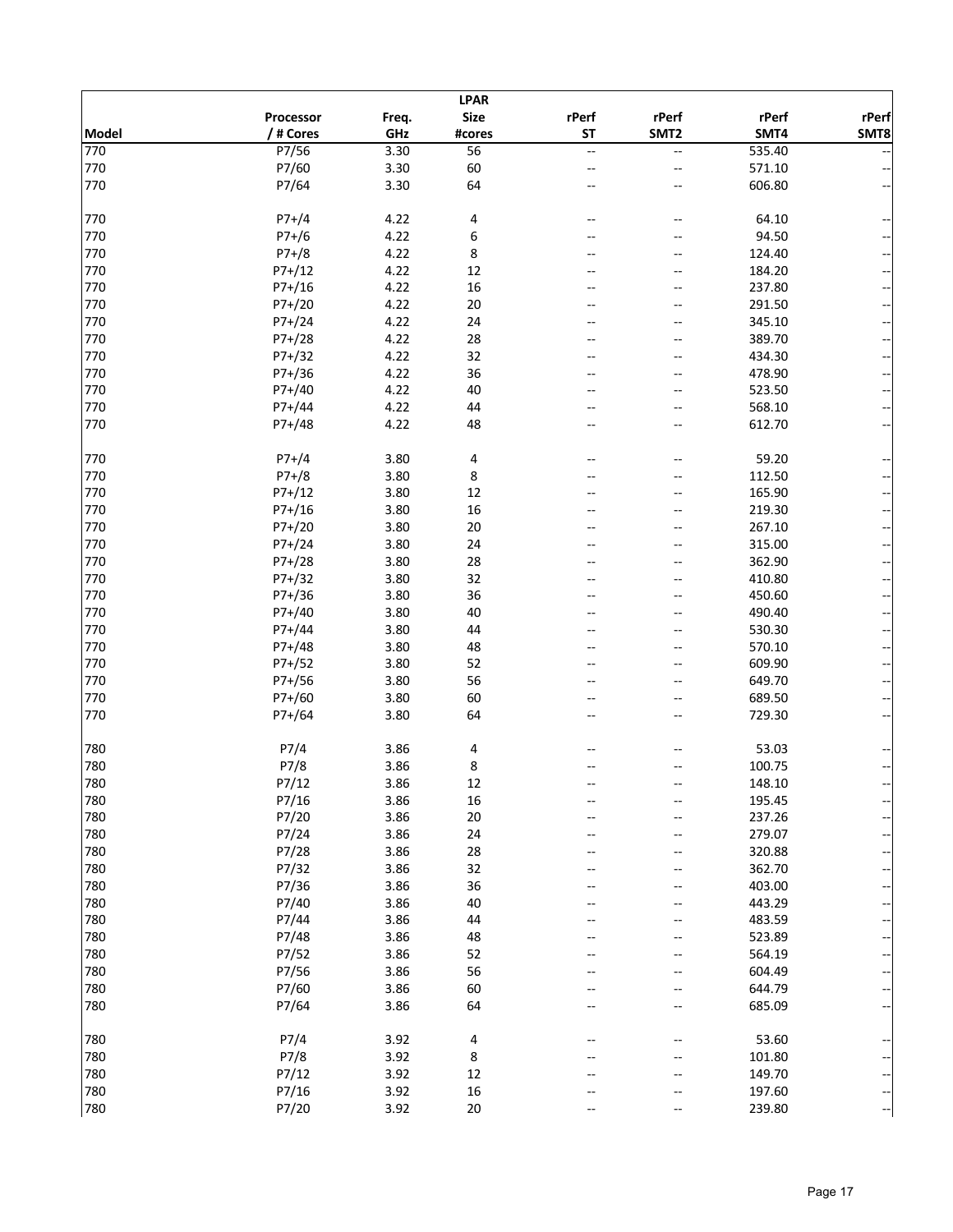| Model | Processor / # Cores | Freq. GHz | LPAR Size #cores | rPerf ST | rPerf SMT2 | rPerf SMT4 | rPerf SMT8 |
|---|---|---|---|---|---|---|---|
| 770 | P7/56 | 3.30 | 56 | -- | -- | 535.40 | -- |
| 770 | P7/60 | 3.30 | 60 | -- | -- | 571.10 | -- |
| 770 | P7/64 | 3.30 | 64 | -- | -- | 606.80 | -- |
| | | | | | | | |
| 770 | P7+/4 | 4.22 | 4 | -- | -- | 64.10 | -- |
| 770 | P7+/6 | 4.22 | 6 | -- | -- | 94.50 | -- |
| 770 | P7+/8 | 4.22 | 8 | -- | -- | 124.40 | -- |
| 770 | P7+/12 | 4.22 | 12 | -- | -- | 184.20 | -- |
| 770 | P7+/16 | 4.22 | 16 | -- | -- | 237.80 | -- |
| 770 | P7+/20 | 4.22 | 20 | -- | -- | 291.50 | -- |
| 770 | P7+/24 | 4.22 | 24 | -- | -- | 345.10 | -- |
| 770 | P7+/28 | 4.22 | 28 | -- | -- | 389.70 | -- |
| 770 | P7+/32 | 4.22 | 32 | -- | -- | 434.30 | -- |
| 770 | P7+/36 | 4.22 | 36 | -- | -- | 478.90 | -- |
| 770 | P7+/40 | 4.22 | 40 | -- | -- | 523.50 | -- |
| 770 | P7+/44 | 4.22 | 44 | -- | -- | 568.10 | -- |
| 770 | P7+/48 | 4.22 | 48 | -- | -- | 612.70 | -- |
| | | | | | | | |
| 770 | P7+/4 | 3.80 | 4 | -- | -- | 59.20 | -- |
| 770 | P7+/8 | 3.80 | 8 | -- | -- | 112.50 | -- |
| 770 | P7+/12 | 3.80 | 12 | -- | -- | 165.90 | -- |
| 770 | P7+/16 | 3.80 | 16 | -- | -- | 219.30 | -- |
| 770 | P7+/20 | 3.80 | 20 | -- | -- | 267.10 | -- |
| 770 | P7+/24 | 3.80 | 24 | -- | -- | 315.00 | -- |
| 770 | P7+/28 | 3.80 | 28 | -- | -- | 362.90 | -- |
| 770 | P7+/32 | 3.80 | 32 | -- | -- | 410.80 | -- |
| 770 | P7+/36 | 3.80 | 36 | -- | -- | 450.60 | -- |
| 770 | P7+/40 | 3.80 | 40 | -- | -- | 490.40 | -- |
| 770 | P7+/44 | 3.80 | 44 | -- | -- | 530.30 | -- |
| 770 | P7+/48 | 3.80 | 48 | -- | -- | 570.10 | -- |
| 770 | P7+/52 | 3.80 | 52 | -- | -- | 609.90 | -- |
| 770 | P7+/56 | 3.80 | 56 | -- | -- | 649.70 | -- |
| 770 | P7+/60 | 3.80 | 60 | -- | -- | 689.50 | -- |
| 770 | P7+/64 | 3.80 | 64 | -- | -- | 729.30 | -- |
| | | | | | | | |
| 780 | P7/4 | 3.86 | 4 | -- | -- | 53.03 | -- |
| 780 | P7/8 | 3.86 | 8 | -- | -- | 100.75 | -- |
| 780 | P7/12 | 3.86 | 12 | -- | -- | 148.10 | -- |
| 780 | P7/16 | 3.86 | 16 | -- | -- | 195.45 | -- |
| 780 | P7/20 | 3.86 | 20 | -- | -- | 237.26 | -- |
| 780 | P7/24 | 3.86 | 24 | -- | -- | 279.07 | -- |
| 780 | P7/28 | 3.86 | 28 | -- | -- | 320.88 | -- |
| 780 | P7/32 | 3.86 | 32 | -- | -- | 362.70 | -- |
| 780 | P7/36 | 3.86 | 36 | -- | -- | 403.00 | -- |
| 780 | P7/40 | 3.86 | 40 | -- | -- | 443.29 | -- |
| 780 | P7/44 | 3.86 | 44 | -- | -- | 483.59 | -- |
| 780 | P7/48 | 3.86 | 48 | -- | -- | 523.89 | -- |
| 780 | P7/52 | 3.86 | 52 | -- | -- | 564.19 | -- |
| 780 | P7/56 | 3.86 | 56 | -- | -- | 604.49 | -- |
| 780 | P7/60 | 3.86 | 60 | -- | -- | 644.79 | -- |
| 780 | P7/64 | 3.86 | 64 | -- | -- | 685.09 | -- |
| | | | | | | | |
| 780 | P7/4 | 3.92 | 4 | -- | -- | 53.60 | -- |
| 780 | P7/8 | 3.92 | 8 | -- | -- | 101.80 | -- |
| 780 | P7/12 | 3.92 | 12 | -- | -- | 149.70 | -- |
| 780 | P7/16 | 3.92 | 16 | -- | -- | 197.60 | -- |
| 780 | P7/20 | 3.92 | 20 | -- | -- | 239.80 | -- |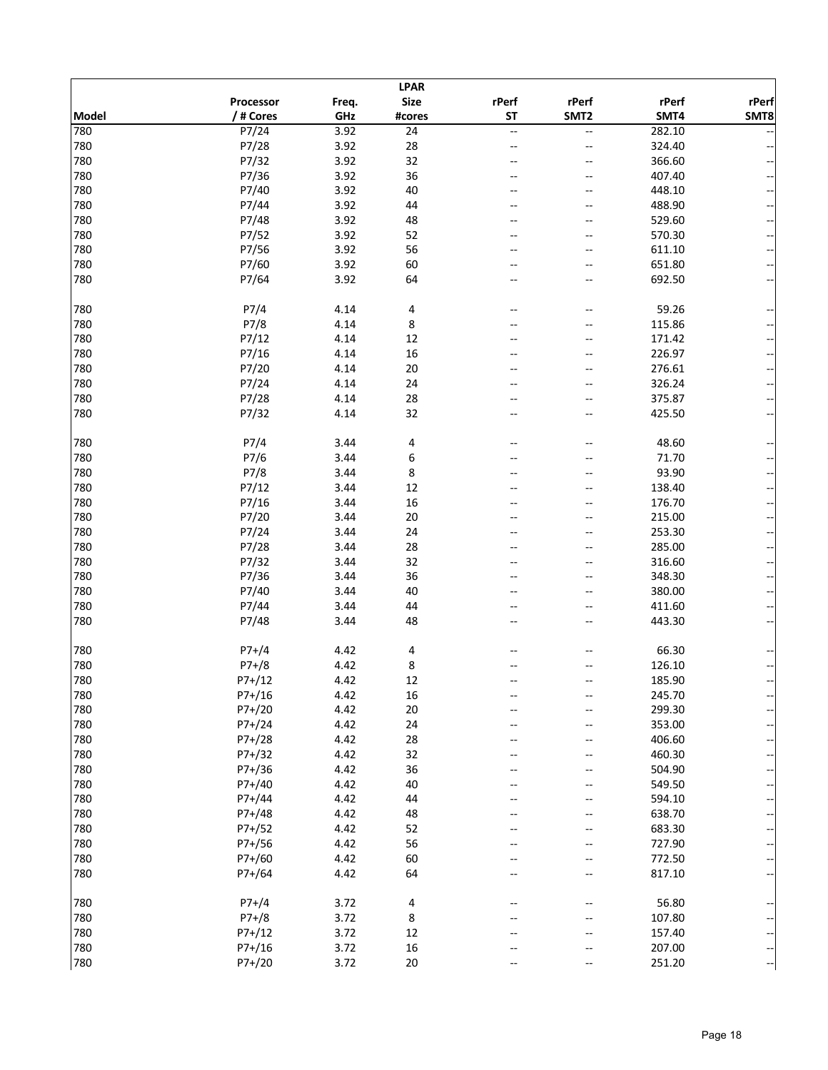| Model | Processor / # Cores | Freq. GHz | LPAR Size #cores | rPerf ST | rPerf SMT2 | rPerf SMT4 | rPerf SMT8 |
|---|---|---|---|---|---|---|---|
| 780 | P7/24 | 3.92 | 24 | -- | -- | 282.10 | -- |
| 780 | P7/28 | 3.92 | 28 | -- | -- | 324.40 | -- |
| 780 | P7/32 | 3.92 | 32 | -- | -- | 366.60 | -- |
| 780 | P7/36 | 3.92 | 36 | -- | -- | 407.40 | -- |
| 780 | P7/40 | 3.92 | 40 | -- | -- | 448.10 | -- |
| 780 | P7/44 | 3.92 | 44 | -- | -- | 488.90 | -- |
| 780 | P7/48 | 3.92 | 48 | -- | -- | 529.60 | -- |
| 780 | P7/52 | 3.92 | 52 | -- | -- | 570.30 | -- |
| 780 | P7/56 | 3.92 | 56 | -- | -- | 611.10 | -- |
| 780 | P7/60 | 3.92 | 60 | -- | -- | 651.80 | -- |
| 780 | P7/64 | 3.92 | 64 | -- | -- | 692.50 | -- |
| | | | | | | | |
| 780 | P7/4 | 4.14 | 4 | -- | -- | 59.26 | -- |
| 780 | P7/8 | 4.14 | 8 | -- | -- | 115.86 | -- |
| 780 | P7/12 | 4.14 | 12 | -- | -- | 171.42 | -- |
| 780 | P7/16 | 4.14 | 16 | -- | -- | 226.97 | -- |
| 780 | P7/20 | 4.14 | 20 | -- | -- | 276.61 | -- |
| 780 | P7/24 | 4.14 | 24 | -- | -- | 326.24 | -- |
| 780 | P7/28 | 4.14 | 28 | -- | -- | 375.87 | -- |
| 780 | P7/32 | 4.14 | 32 | -- | -- | 425.50 | -- |
| | | | | | | | |
| 780 | P7/4 | 3.44 | 4 | -- | -- | 48.60 | -- |
| 780 | P7/6 | 3.44 | 6 | -- | -- | 71.70 | -- |
| 780 | P7/8 | 3.44 | 8 | -- | -- | 93.90 | -- |
| 780 | P7/12 | 3.44 | 12 | -- | -- | 138.40 | -- |
| 780 | P7/16 | 3.44 | 16 | -- | -- | 176.70 | -- |
| 780 | P7/20 | 3.44 | 20 | -- | -- | 215.00 | -- |
| 780 | P7/24 | 3.44 | 24 | -- | -- | 253.30 | -- |
| 780 | P7/28 | 3.44 | 28 | -- | -- | 285.00 | -- |
| 780 | P7/32 | 3.44 | 32 | -- | -- | 316.60 | -- |
| 780 | P7/36 | 3.44 | 36 | -- | -- | 348.30 | -- |
| 780 | P7/40 | 3.44 | 40 | -- | -- | 380.00 | -- |
| 780 | P7/44 | 3.44 | 44 | -- | -- | 411.60 | -- |
| 780 | P7/48 | 3.44 | 48 | -- | -- | 443.30 | -- |
| | | | | | | | |
| 780 | P7+/4 | 4.42 | 4 | -- | -- | 66.30 | -- |
| 780 | P7+/8 | 4.42 | 8 | -- | -- | 126.10 | -- |
| 780 | P7+/12 | 4.42 | 12 | -- | -- | 185.90 | -- |
| 780 | P7+/16 | 4.42 | 16 | -- | -- | 245.70 | -- |
| 780 | P7+/20 | 4.42 | 20 | -- | -- | 299.30 | -- |
| 780 | P7+/24 | 4.42 | 24 | -- | -- | 353.00 | -- |
| 780 | P7+/28 | 4.42 | 28 | -- | -- | 406.60 | -- |
| 780 | P7+/32 | 4.42 | 32 | -- | -- | 460.30 | -- |
| 780 | P7+/36 | 4.42 | 36 | -- | -- | 504.90 | -- |
| 780 | P7+/40 | 4.42 | 40 | -- | -- | 549.50 | -- |
| 780 | P7+/44 | 4.42 | 44 | -- | -- | 594.10 | -- |
| 780 | P7+/48 | 4.42 | 48 | -- | -- | 638.70 | -- |
| 780 | P7+/52 | 4.42 | 52 | -- | -- | 683.30 | -- |
| 780 | P7+/56 | 4.42 | 56 | -- | -- | 727.90 | -- |
| 780 | P7+/60 | 4.42 | 60 | -- | -- | 772.50 | -- |
| 780 | P7+/64 | 4.42 | 64 | -- | -- | 817.10 | -- |
| | | | | | | | |
| 780 | P7+/4 | 3.72 | 4 | -- | -- | 56.80 | -- |
| 780 | P7+/8 | 3.72 | 8 | -- | -- | 107.80 | -- |
| 780 | P7+/12 | 3.72 | 12 | -- | -- | 157.40 | -- |
| 780 | P7+/16 | 3.72 | 16 | -- | -- | 207.00 | -- |
| 780 | P7+/20 | 3.72 | 20 | -- | -- | 251.20 | -- |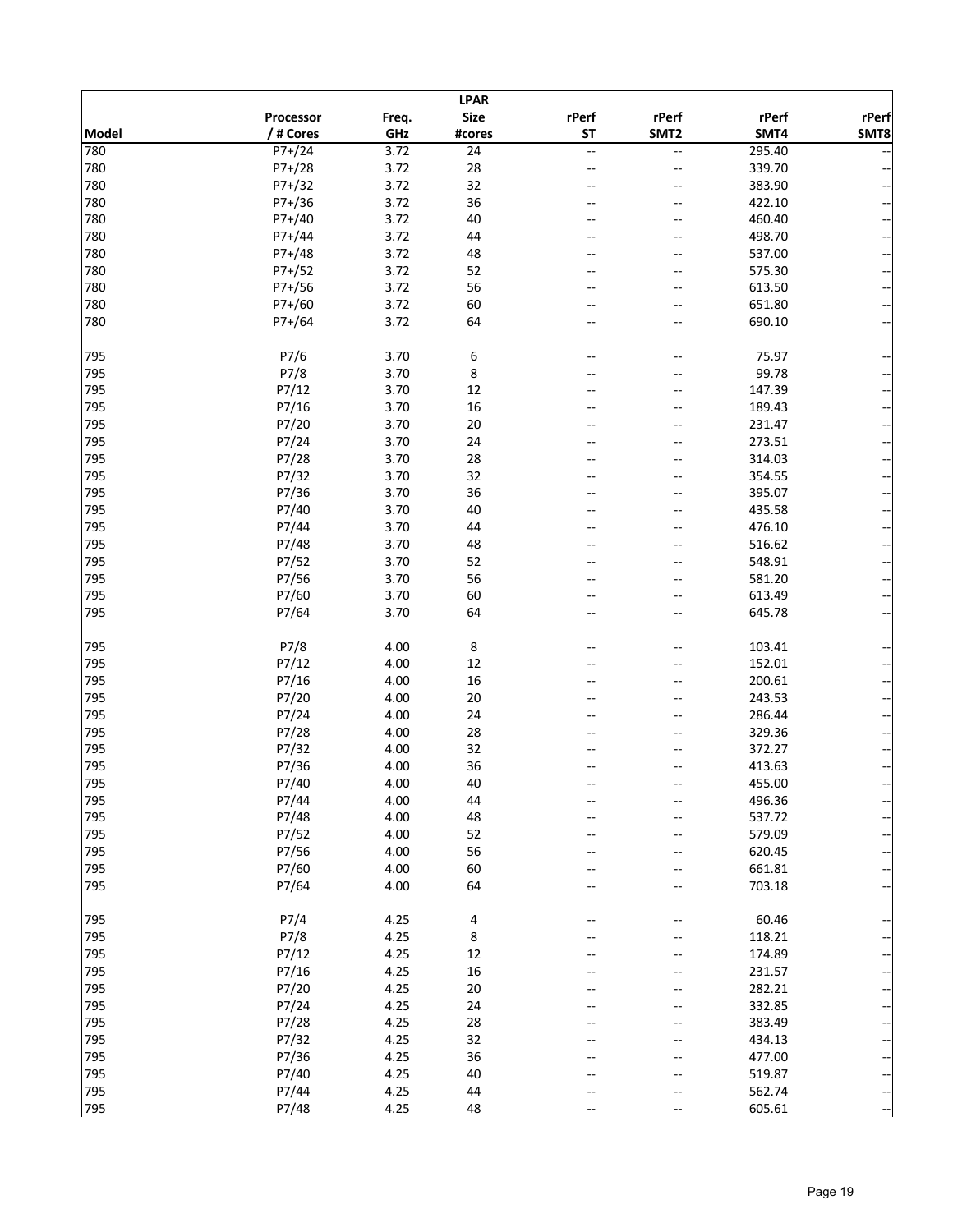| Model | Processor / # Cores | Freq. GHz | LPAR Size #cores | rPerf ST | rPerf SMT2 | rPerf SMT4 | rPerf SMT8 |
|---|---|---|---|---|---|---|---|
| 780 | P7+/24 | 3.72 | 24 | -- | -- | 295.40 | -- |
| 780 | P7+/28 | 3.72 | 28 | -- | -- | 339.70 | -- |
| 780 | P7+/32 | 3.72 | 32 | -- | -- | 383.90 | -- |
| 780 | P7+/36 | 3.72 | 36 | -- | -- | 422.10 | -- |
| 780 | P7+/40 | 3.72 | 40 | -- | -- | 460.40 | -- |
| 780 | P7+/44 | 3.72 | 44 | -- | -- | 498.70 | -- |
| 780 | P7+/48 | 3.72 | 48 | -- | -- | 537.00 | -- |
| 780 | P7+/52 | 3.72 | 52 | -- | -- | 575.30 | -- |
| 780 | P7+/56 | 3.72 | 56 | -- | -- | 613.50 | -- |
| 780 | P7+/60 | 3.72 | 60 | -- | -- | 651.80 | -- |
| 780 | P7+/64 | 3.72 | 64 | -- | -- | 690.10 | -- |
| | | | | | | | |
| 795 | P7/6 | 3.70 | 6 | -- | -- | 75.97 | -- |
| 795 | P7/8 | 3.70 | 8 | -- | -- | 99.78 | -- |
| 795 | P7/12 | 3.70 | 12 | -- | -- | 147.39 | -- |
| 795 | P7/16 | 3.70 | 16 | -- | -- | 189.43 | -- |
| 795 | P7/20 | 3.70 | 20 | -- | -- | 231.47 | -- |
| 795 | P7/24 | 3.70 | 24 | -- | -- | 273.51 | -- |
| 795 | P7/28 | 3.70 | 28 | -- | -- | 314.03 | -- |
| 795 | P7/32 | 3.70 | 32 | -- | -- | 354.55 | -- |
| 795 | P7/36 | 3.70 | 36 | -- | -- | 395.07 | -- |
| 795 | P7/40 | 3.70 | 40 | -- | -- | 435.58 | -- |
| 795 | P7/44 | 3.70 | 44 | -- | -- | 476.10 | -- |
| 795 | P7/48 | 3.70 | 48 | -- | -- | 516.62 | -- |
| 795 | P7/52 | 3.70 | 52 | -- | -- | 548.91 | -- |
| 795 | P7/56 | 3.70 | 56 | -- | -- | 581.20 | -- |
| 795 | P7/60 | 3.70 | 60 | -- | -- | 613.49 | -- |
| 795 | P7/64 | 3.70 | 64 | -- | -- | 645.78 | -- |
| | | | | | | | |
| 795 | P7/8 | 4.00 | 8 | -- | -- | 103.41 | -- |
| 795 | P7/12 | 4.00 | 12 | -- | -- | 152.01 | -- |
| 795 | P7/16 | 4.00 | 16 | -- | -- | 200.61 | -- |
| 795 | P7/20 | 4.00 | 20 | -- | -- | 243.53 | -- |
| 795 | P7/24 | 4.00 | 24 | -- | -- | 286.44 | -- |
| 795 | P7/28 | 4.00 | 28 | -- | -- | 329.36 | -- |
| 795 | P7/32 | 4.00 | 32 | -- | -- | 372.27 | -- |
| 795 | P7/36 | 4.00 | 36 | -- | -- | 413.63 | -- |
| 795 | P7/40 | 4.00 | 40 | -- | -- | 455.00 | -- |
| 795 | P7/44 | 4.00 | 44 | -- | -- | 496.36 | -- |
| 795 | P7/48 | 4.00 | 48 | -- | -- | 537.72 | -- |
| 795 | P7/52 | 4.00 | 52 | -- | -- | 579.09 | -- |
| 795 | P7/56 | 4.00 | 56 | -- | -- | 620.45 | -- |
| 795 | P7/60 | 4.00 | 60 | -- | -- | 661.81 | -- |
| 795 | P7/64 | 4.00 | 64 | -- | -- | 703.18 | -- |
| | | | | | | | |
| 795 | P7/4 | 4.25 | 4 | -- | -- | 60.46 | -- |
| 795 | P7/8 | 4.25 | 8 | -- | -- | 118.21 | -- |
| 795 | P7/12 | 4.25 | 12 | -- | -- | 174.89 | -- |
| 795 | P7/16 | 4.25 | 16 | -- | -- | 231.57 | -- |
| 795 | P7/20 | 4.25 | 20 | -- | -- | 282.21 | -- |
| 795 | P7/24 | 4.25 | 24 | -- | -- | 332.85 | -- |
| 795 | P7/28 | 4.25 | 28 | -- | -- | 383.49 | -- |
| 795 | P7/32 | 4.25 | 32 | -- | -- | 434.13 | -- |
| 795 | P7/36 | 4.25 | 36 | -- | -- | 477.00 | -- |
| 795 | P7/40 | 4.25 | 40 | -- | -- | 519.87 | -- |
| 795 | P7/44 | 4.25 | 44 | -- | -- | 562.74 | -- |
| 795 | P7/48 | 4.25 | 48 | -- | -- | 605.61 | -- |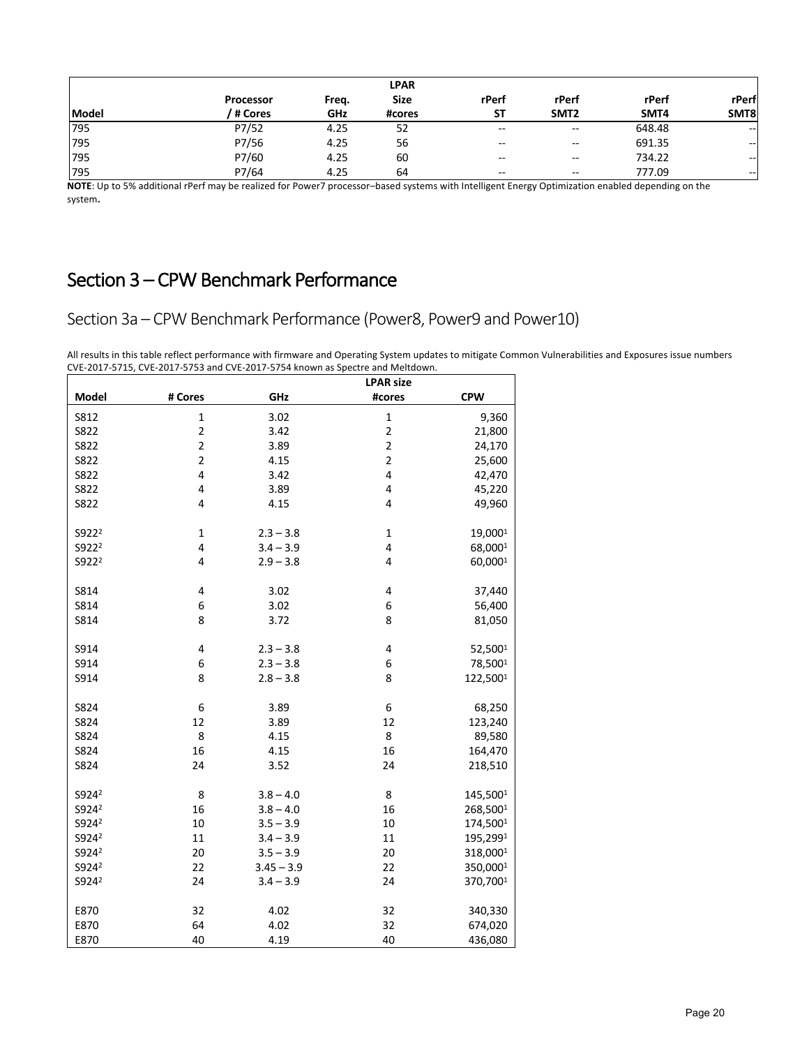| Model | Processor / # Cores | Freq. GHz | LPAR Size #cores | rPerf ST | rPerf SMT2 | rPerf SMT4 | rPerf SMT8 |
|---|---|---|---|---|---|---|---|
| 795 | P7/52 | 4.25 | 52 | -- | -- | 648.48 | -- |
| 795 | P7/56 | 4.25 | 56 | -- | -- | 691.35 | -- |
| 795 | P7/60 | 4.25 | 60 | -- | -- | 734.22 | -- |
| 795 | P7/64 | 4.25 | 64 | -- | -- | 777.09 | -- |

**NOTE**: Up to 5% additional rPerf may be realized for Power7 processor–based systems with Intelligent Energy Optimization enabled depending on the system**.**

# Section 3 – CPW Benchmark Performance

## Section 3a – CPW Benchmark Performance (Power8, Power9 and Power10)

All results in this table reflect performance with firmware and Operating System updates to mitigate Common Vulnerabilities and Exposures issue numbers CVE-2017-5715, CVE-2017-5753 and CVE-2017-5754 known as Spectre and Meltdown.

| Model | # Cores | GHz | LPAR size #cores | CPW |
|---|---|---|---|---|
| S812 | 1 | 3.02 | 1 | 9,360 |
| S822 | 2 | 3.42 | 2 | 21,800 |
| S822 | 2 | 3.89 | 2 | 24,170 |
| S822 | 2 | 4.15 | 2 | 25,600 |
| S822 | 4 | 3.42 | 4 | 42,470 |
| S822 | 4 | 3.89 | 4 | 45,220 |
| S822 | 4 | 4.15 | 4 | 49,960 |
| | | | | |
| S922[2] | 1 | 2.3 – 3.8 | 1 | 19,000[1] |
| S922[2] | 4 | 3.4 – 3.9 | 4 | 68,000[1] |
| S922[2] | 4 | 2.9 – 3.8 | 4 | 60,000[1] |
| | | | | |
| S814 | 4 | 3.02 | 4 | 37,440 |
| S814 | 6 | 3.02 | 6 | 56,400 |
| S814 | 8 | 3.72 | 8 | 81,050 |
| | | | | |
| S914 | 4 | 2.3 – 3.8 | 4 | 52,500[1] |
| S914 | 6 | 2.3 – 3.8 | 6 | 78,500[1] |
| S914 | 8 | 2.8 – 3.8 | 8 | 122,500[1] |
| | | | | |
| S824 | 6 | 3.89 | 6 | 68,250 |
| S824 | 12 | 3.89 | 12 | 123,240 |
| S824 | 8 | 4.15 | 8 | 89,580 |
| S824 | 16 | 4.15 | 16 | 164,470 |
| S824 | 24 | 3.52 | 24 | 218,510 |
| | | | | |
| S924[2] | 8 | 3.8 – 4.0 | 8 | 145,500[1] |
| S924[2] | 16 | 3.8 – 4.0 | 16 | 268,500[1] |
| S924[2] | 10 | 3.5 – 3.9 | 10 | 174,500[1] |
| S924[2] | 11 | 3.4 – 3.9 | 11 | 195,299[1] |
| S924[2] | 20 | 3.5 – 3.9 | 20 | 318,000[1] |
| S924[2] | 22 | 3.45 – 3.9 | 22 | 350,000[1] |
| S924[2] | 24 | 3.4 – 3.9 | 24 | 370,700[1] |
| | | | | |
| E870 | 32 | 4.02 | 32 | 340,330 |
| E870 | 64 | 4.02 | 32 | 674,020 |
| E870 | 40 | 4.19 | 40 | 436,080 |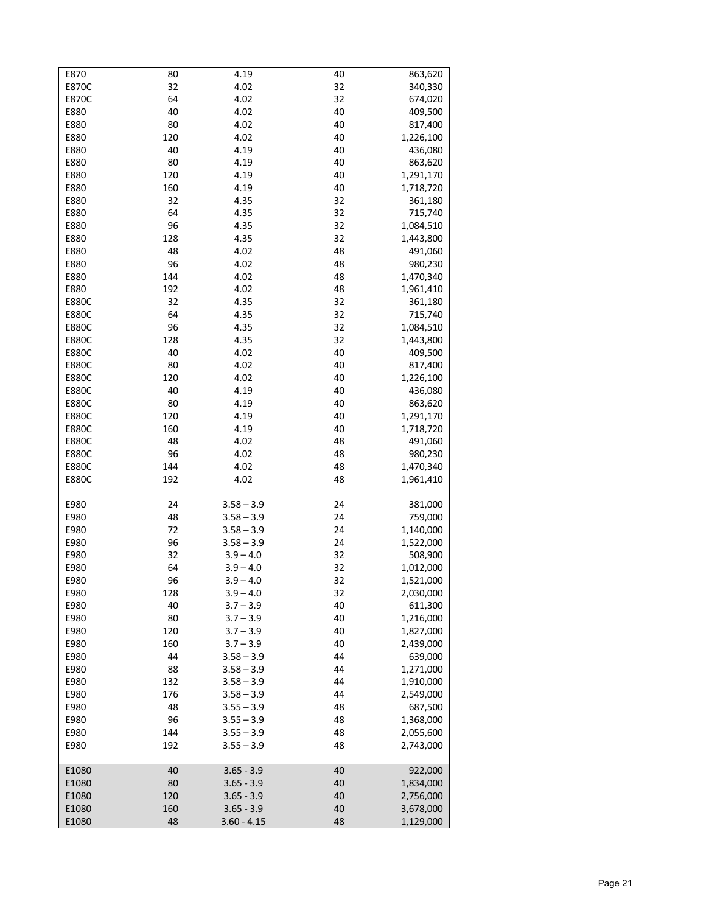| | | | | |
|---|---|---|---|---|
| E870 | 80 | 4.19 | 40 | 863,620 |
| E870C | 32 | 4.02 | 32 | 340,330 |
| E870C | 64 | 4.02 | 32 | 674,020 |
| E880 | 40 | 4.02 | 40 | 409,500 |
| E880 | 80 | 4.02 | 40 | 817,400 |
| E880 | 120 | 4.02 | 40 | 1,226,100 |
| E880 | 40 | 4.19 | 40 | 436,080 |
| E880 | 80 | 4.19 | 40 | 863,620 |
| E880 | 120 | 4.19 | 40 | 1,291,170 |
| E880 | 160 | 4.19 | 40 | 1,718,720 |
| E880 | 32 | 4.35 | 32 | 361,180 |
| E880 | 64 | 4.35 | 32 | 715,740 |
| E880 | 96 | 4.35 | 32 | 1,084,510 |
| E880 | 128 | 4.35 | 32 | 1,443,800 |
| E880 | 48 | 4.02 | 48 | 491,060 |
| E880 | 96 | 4.02 | 48 | 980,230 |
| E880 | 144 | 4.02 | 48 | 1,470,340 |
| E880 | 192 | 4.02 | 48 | 1,961,410 |
| E880C | 32 | 4.35 | 32 | 361,180 |
| E880C | 64 | 4.35 | 32 | 715,740 |
| E880C | 96 | 4.35 | 32 | 1,084,510 |
| E880C | 128 | 4.35 | 32 | 1,443,800 |
| E880C | 40 | 4.02 | 40 | 409,500 |
| E880C | 80 | 4.02 | 40 | 817,400 |
| E880C | 120 | 4.02 | 40 | 1,226,100 |
| E880C | 40 | 4.19 | 40 | 436,080 |
| E880C | 80 | 4.19 | 40 | 863,620 |
| E880C | 120 | 4.19 | 40 | 1,291,170 |
| E880C | 160 | 4.19 | 40 | 1,718,720 |
| E880C | 48 | 4.02 | 48 | 491,060 |
| E880C | 96 | 4.02 | 48 | 980,230 |
| E880C | 144 | 4.02 | 48 | 1,470,340 |
| E880C | 192 | 4.02 | 48 | 1,961,410 |
| | | | | |
| E980 | 24 | 3.58 – 3.9 | 24 | 381,000 |
| E980 | 48 | 3.58 – 3.9 | 24 | 759,000 |
| E980 | 72 | 3.58 – 3.9 | 24 | 1,140,000 |
| E980 | 96 | 3.58 – 3.9 | 24 | 1,522,000 |
| E980 | 32 | 3.9 – 4.0 | 32 | 508,900 |
| E980 | 64 | 3.9 – 4.0 | 32 | 1,012,000 |
| E980 | 96 | 3.9 – 4.0 | 32 | 1,521,000 |
| E980 | 128 | 3.9 – 4.0 | 32 | 2,030,000 |
| E980 | 40 | 3.7 – 3.9 | 40 | 611,300 |
| E980 | 80 | 3.7 – 3.9 | 40 | 1,216,000 |
| E980 | 120 | 3.7 – 3.9 | 40 | 1,827,000 |
| E980 | 160 | 3.7 – 3.9 | 40 | 2,439,000 |
| E980 | 44 | 3.58 – 3.9 | 44 | 639,000 |
| E980 | 88 | 3.58 – 3.9 | 44 | 1,271,000 |
| E980 | 132 | 3.58 – 3.9 | 44 | 1,910,000 |
| E980 | 176 | 3.58 – 3.9 | 44 | 2,549,000 |
| E980 | 48 | 3.55 – 3.9 | 48 | 687,500 |
| E980 | 96 | 3.55 – 3.9 | 48 | 1,368,000 |
| E980 | 144 | 3.55 – 3.9 | 48 | 2,055,600 |
| E980 | 192 | 3.55 – 3.9 | 48 | 2,743,000 |
| | | | | |
| E1080 | 40 | 3.65 - 3.9 | 40 | 922,000 |
| E1080 | 80 | 3.65 - 3.9 | 40 | 1,834,000 |
| E1080 | 120 | 3.65 - 3.9 | 40 | 2,756,000 |
| E1080 | 160 | 3.65 - 3.9 | 40 | 3,678,000 |
| E1080 | 48 | 3.60 - 4.15 | 48 | 1,129,000 |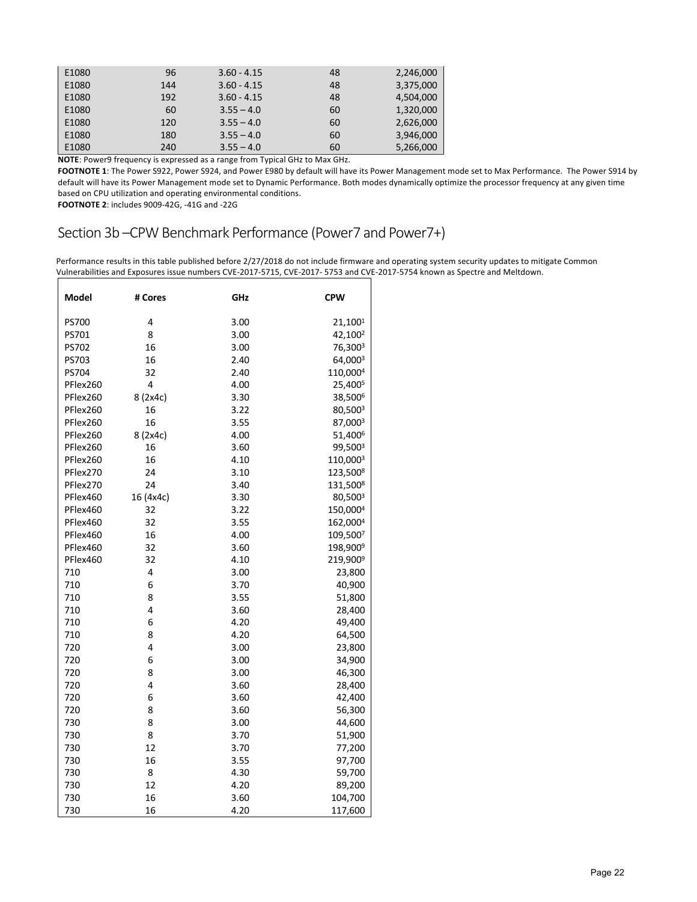| | | | | |
|---|---|---|---|---|
| E1080 | 96 | 3.60 - 4.15 | 48 | 2,246,000 |
| E1080 | 144 | 3.60 - 4.15 | 48 | 3,375,000 |
| E1080 | 192 | 3.60 - 4.15 | 48 | 4,504,000 |
| E1080 | 60 | 3.55 – 4.0 | 60 | 1,320,000 |
| E1080 | 120 | 3.55 – 4.0 | 60 | 2,626,000 |
| E1080 | 180 | 3.55 – 4.0 | 60 | 3,946,000 |
| E1080 | 240 | 3.55 – 4.0 | 60 | 5,266,000 |

**NOTE**: Power9 frequency is expressed as a range from Typical GHz to Max GHz.

**FOOTNOTE 1**: The Power S922, Power S924, and Power E980 by default will have its Power Management mode set to Max Performance. The Power S914 by default will have its Power Management mode set to Dynamic Performance. Both modes dynamically optimize the processor frequency at any given time based on CPU utilization and operating environmental conditions.

**FOOTNOTE 2**: includes 9009-42G, -41G and -22G

## Section 3b –CPW Benchmark Performance (Power7 and Power7+)

Performance results in this table published before 2/27/2018 do not include firmware and operating system security updates to mitigate Common Vulnerabilities and Exposures issue numbers CVE-2017-5715, CVE-2017- 5753 and CVE-2017-5754 known as Spectre and Meltdown.

| Model | # Cores | GHz | CPW |
|---|---|---|---|
| PS700 | 4 | 3.00 | 21,100[1] |
| PS701 | 8 | 3.00 | 42,100[2] |
| PS702 | 16 | 3.00 | 76,300[3] |
| PS703 | 16 | 2.40 | 64,000[3] |
| PS704 | 32 | 2.40 | 110,000[4] |
| PFlex260 | 4 | 4.00 | 25,400[5] |
| PFlex260 | 8 (2x4c) | 3.30 | 38,500[6] |
| PFlex260 | 16 | 3.22 | 80,500[3] |
| PFlex260 | 16 | 3.55 | 87,000[3] |
| PFlex260 | 8 (2x4c) | 4.00 | 51,400[6] |
| PFlex260 | 16 | 3.60 | 99,500[3] |
| PFlex260 | 16 | 4.10 | 110,000[3] |
| PFlex270 | 24 | 3.10 | 123,500[8] |
| PFlex270 | 24 | 3.40 | 131,500[8] |
| PFlex460 | 16 (4x4c) | 3.30 | 80,500[3] |
| PFlex460 | 32 | 3.22 | 150,000[4] |
| PFlex460 | 32 | 3.55 | 162,000[4] |
| PFlex460 | 16 | 4.00 | 109,500[7] |
| PFlex460 | 32 | 3.60 | 198,900[9] |
| PFlex460 | 32 | 4.10 | 219,900[9] |
| 710 | 4 | 3.00 | 23,800 |
| 710 | 6 | 3.70 | 40,900 |
| 710 | 8 | 3.55 | 51,800 |
| 710 | 4 | 3.60 | 28,400 |
| 710 | 6 | 4.20 | 49,400 |
| 710 | 8 | 4.20 | 64,500 |
| 720 | 4 | 3.00 | 23,800 |
| 720 | 6 | 3.00 | 34,900 |
| 720 | 8 | 3.00 | 46,300 |
| 720 | 4 | 3.60 | 28,400 |
| 720 | 6 | 3.60 | 42,400 |
| 720 | 8 | 3.60 | 56,300 |
| 730 | 8 | 3.00 | 44,600 |
| 730 | 8 | 3.70 | 51,900 |
| 730 | 12 | 3.70 | 77,200 |
| 730 | 16 | 3.55 | 97,700 |
| 730 | 8 | 4.30 | 59,700 |
| 730 | 12 | 4.20 | 89,200 |
| 730 | 16 | 3.60 | 104,700 |
| 730 | 16 | 4.20 | 117,600 |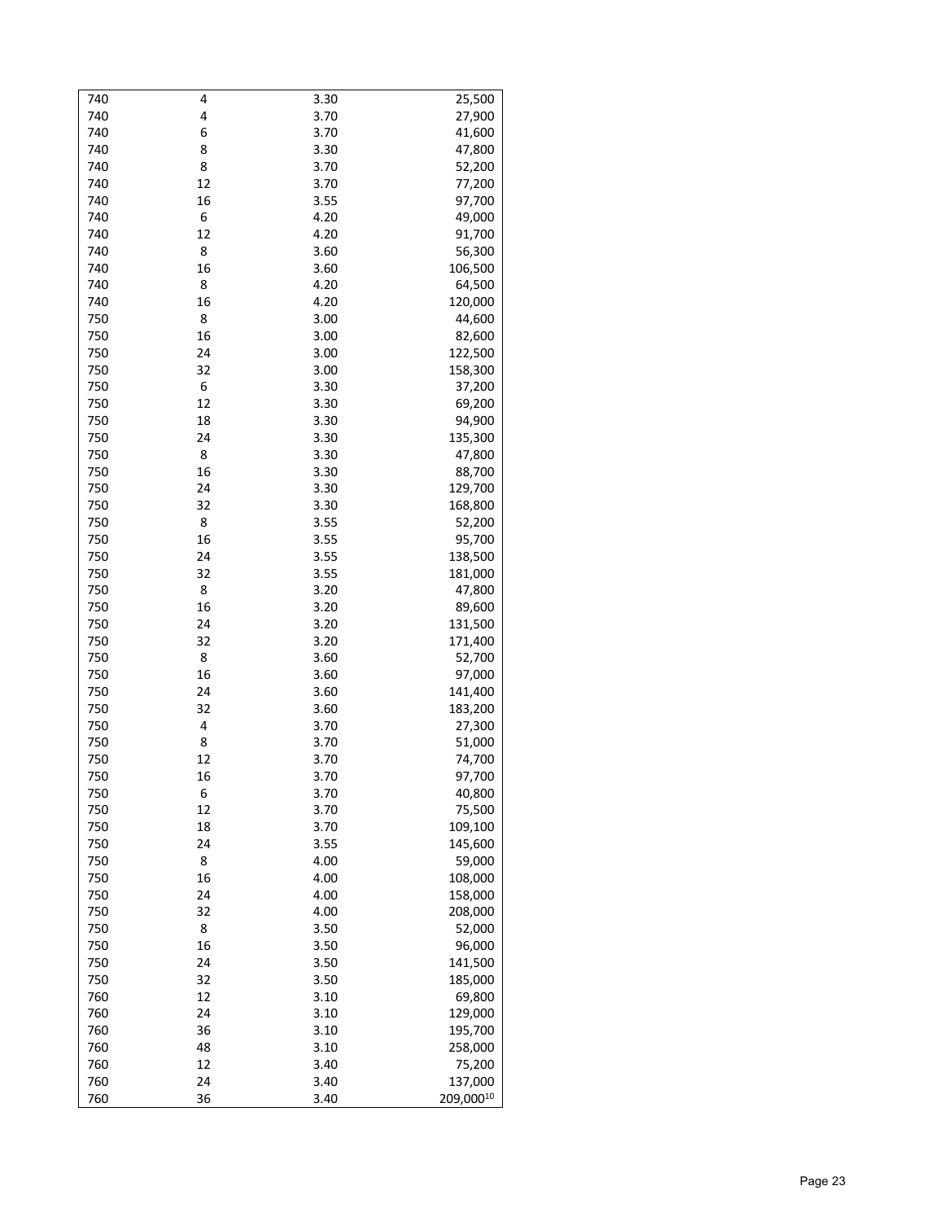| | | | |
|---|---|---|---|
| 740 | 4 | 3.30 | 25,500 |
| 740 | 4 | 3.70 | 27,900 |
| 740 | 6 | 3.70 | 41,600 |
| 740 | 8 | 3.30 | 47,800 |
| 740 | 8 | 3.70 | 52,200 |
| 740 | 12 | 3.70 | 77,200 |
| 740 | 16 | 3.55 | 97,700 |
| 740 | 6 | 4.20 | 49,000 |
| 740 | 12 | 4.20 | 91,700 |
| 740 | 8 | 3.60 | 56,300 |
| 740 | 16 | 3.60 | 106,500 |
| 740 | 8 | 4.20 | 64,500 |
| 740 | 16 | 4.20 | 120,000 |
| 750 | 8 | 3.00 | 44,600 |
| 750 | 16 | 3.00 | 82,600 |
| 750 | 24 | 3.00 | 122,500 |
| 750 | 32 | 3.00 | 158,300 |
| 750 | 6 | 3.30 | 37,200 |
| 750 | 12 | 3.30 | 69,200 |
| 750 | 18 | 3.30 | 94,900 |
| 750 | 24 | 3.30 | 135,300 |
| 750 | 8 | 3.30 | 47,800 |
| 750 | 16 | 3.30 | 88,700 |
| 750 | 24 | 3.30 | 129,700 |
| 750 | 32 | 3.30 | 168,800 |
| 750 | 8 | 3.55 | 52,200 |
| 750 | 16 | 3.55 | 95,700 |
| 750 | 24 | 3.55 | 138,500 |
| 750 | 32 | 3.55 | 181,000 |
| 750 | 8 | 3.20 | 47,800 |
| 750 | 16 | 3.20 | 89,600 |
| 750 | 24 | 3.20 | 131,500 |
| 750 | 32 | 3.20 | 171,400 |
| 750 | 8 | 3.60 | 52,700 |
| 750 | 16 | 3.60 | 97,000 |
| 750 | 24 | 3.60 | 141,400 |
| 750 | 32 | 3.60 | 183,200 |
| 750 | 4 | 3.70 | 27,300 |
| 750 | 8 | 3.70 | 51,000 |
| 750 | 12 | 3.70 | 74,700 |
| 750 | 16 | 3.70 | 97,700 |
| 750 | 6 | 3.70 | 40,800 |
| 750 | 12 | 3.70 | 75,500 |
| 750 | 18 | 3.70 | 109,100 |
| 750 | 24 | 3.55 | 145,600 |
| 750 | 8 | 4.00 | 59,000 |
| 750 | 16 | 4.00 | 108,000 |
| 750 | 24 | 4.00 | 158,000 |
| 750 | 32 | 4.00 | 208,000 |
| 750 | 8 | 3.50 | 52,000 |
| 750 | 16 | 3.50 | 96,000 |
| 750 | 24 | 3.50 | 141,500 |
| 750 | 32 | 3.50 | 185,000 |
| 760 | 12 | 3.10 | 69,800 |
| 760 | 24 | 3.10 | 129,000 |
| 760 | 36 | 3.10 | 195,700 |
| 760 | 48 | 3.10 | 258,000 |
| 760 | 12 | 3.40 | 75,200 |
| 760 | 24 | 3.40 | 137,000 |
| 760 | 36 | 3.40 | 209,000[10] |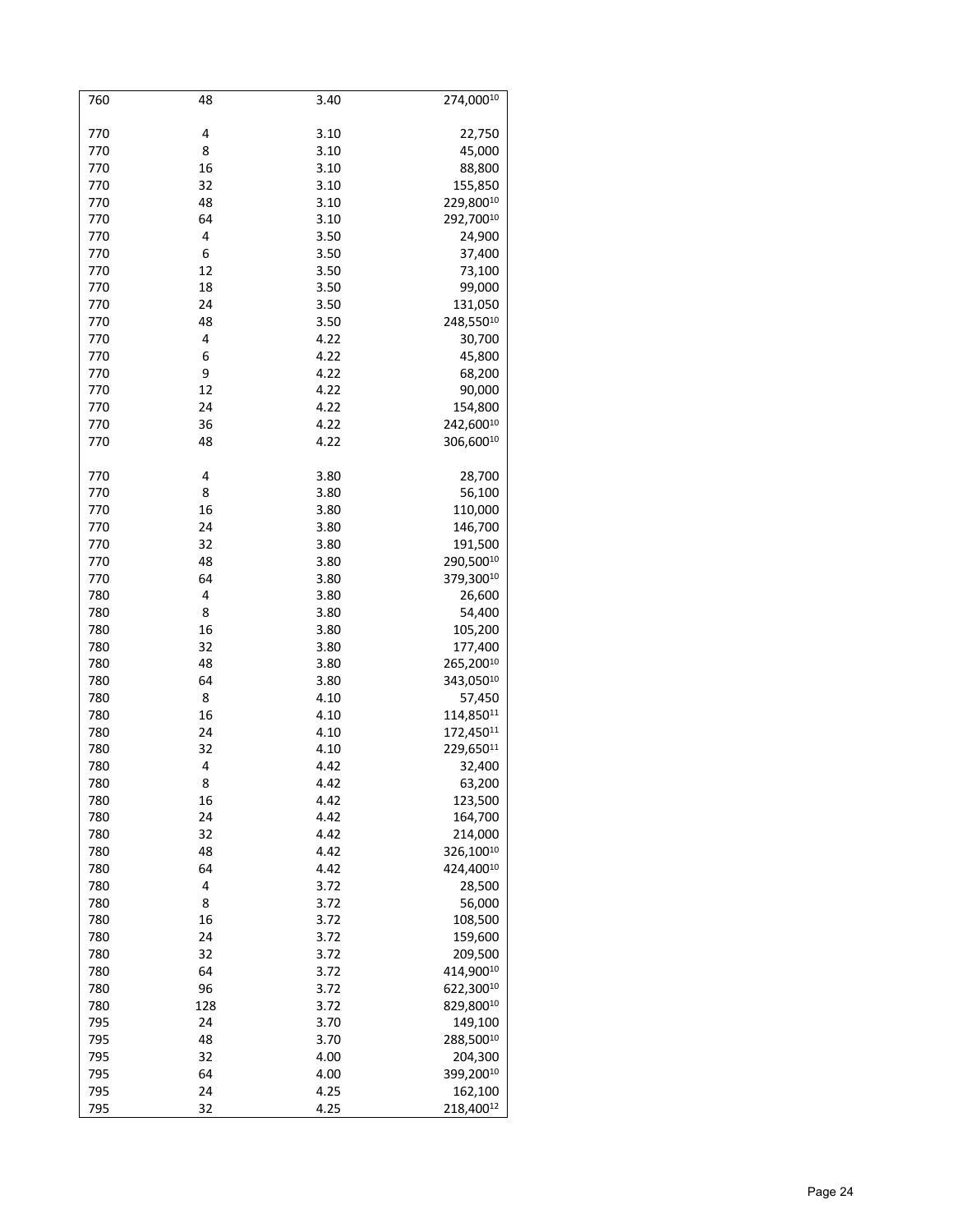| | | | |
|---|---|---|---|
| 760 | 48 | 3.40 | 274,000[10] |
| | | | |
| 770 | 4 | 3.10 | 22,750 |
| 770 | 8 | 3.10 | 45,000 |
| 770 | 16 | 3.10 | 88,800 |
| 770 | 32 | 3.10 | 155,850 |
| 770 | 48 | 3.10 | 229,800[10] |
| 770 | 64 | 3.10 | 292,700[10] |
| 770 | 4 | 3.50 | 24,900 |
| 770 | 6 | 3.50 | 37,400 |
| 770 | 12 | 3.50 | 73,100 |
| 770 | 18 | 3.50 | 99,000 |
| 770 | 24 | 3.50 | 131,050 |
| 770 | 48 | 3.50 | 248,550[10] |
| 770 | 4 | 4.22 | 30,700 |
| 770 | 6 | 4.22 | 45,800 |
| 770 | 9 | 4.22 | 68,200 |
| 770 | 12 | 4.22 | 90,000 |
| 770 | 24 | 4.22 | 154,800 |
| 770 | 36 | 4.22 | 242,600[10] |
| 770 | 48 | 4.22 | 306,600[10] |
| | | | |
| 770 | 4 | 3.80 | 28,700 |
| 770 | 8 | 3.80 | 56,100 |
| 770 | 16 | 3.80 | 110,000 |
| 770 | 24 | 3.80 | 146,700 |
| 770 | 32 | 3.80 | 191,500 |
| 770 | 48 | 3.80 | 290,500[10] |
| 770 | 64 | 3.80 | 379,300[10] |
| 780 | 4 | 3.80 | 26,600 |
| 780 | 8 | 3.80 | 54,400 |
| 780 | 16 | 3.80 | 105,200 |
| 780 | 32 | 3.80 | 177,400 |
| 780 | 48 | 3.80 | 265,200[10] |
| 780 | 64 | 3.80 | 343,050[10] |
| 780 | 8 | 4.10 | 57,450 |
| 780 | 16 | 4.10 | 114,850[11] |
| 780 | 24 | 4.10 | 172,450[11] |
| 780 | 32 | 4.10 | 229,650[11] |
| 780 | 4 | 4.42 | 32,400 |
| 780 | 8 | 4.42 | 63,200 |
| 780 | 16 | 4.42 | 123,500 |
| 780 | 24 | 4.42 | 164,700 |
| 780 | 32 | 4.42 | 214,000 |
| 780 | 48 | 4.42 | 326,100[10] |
| 780 | 64 | 4.42 | 424,400[10] |
| 780 | 4 | 3.72 | 28,500 |
| 780 | 8 | 3.72 | 56,000 |
| 780 | 16 | 3.72 | 108,500 |
| 780 | 24 | 3.72 | 159,600 |
| 780 | 32 | 3.72 | 209,500 |
| 780 | 64 | 3.72 | 414,900[10] |
| 780 | 96 | 3.72 | 622,300[10] |
| 780 | 128 | 3.72 | 829,800[10] |
| 795 | 24 | 3.70 | 149,100 |
| 795 | 48 | 3.70 | 288,500[10] |
| 795 | 32 | 4.00 | 204,300 |
| 795 | 64 | 4.00 | 399,200[10] |
| 795 | 24 | 4.25 | 162,100 |
| 795 | 32 | 4.25 | 218,400[12] |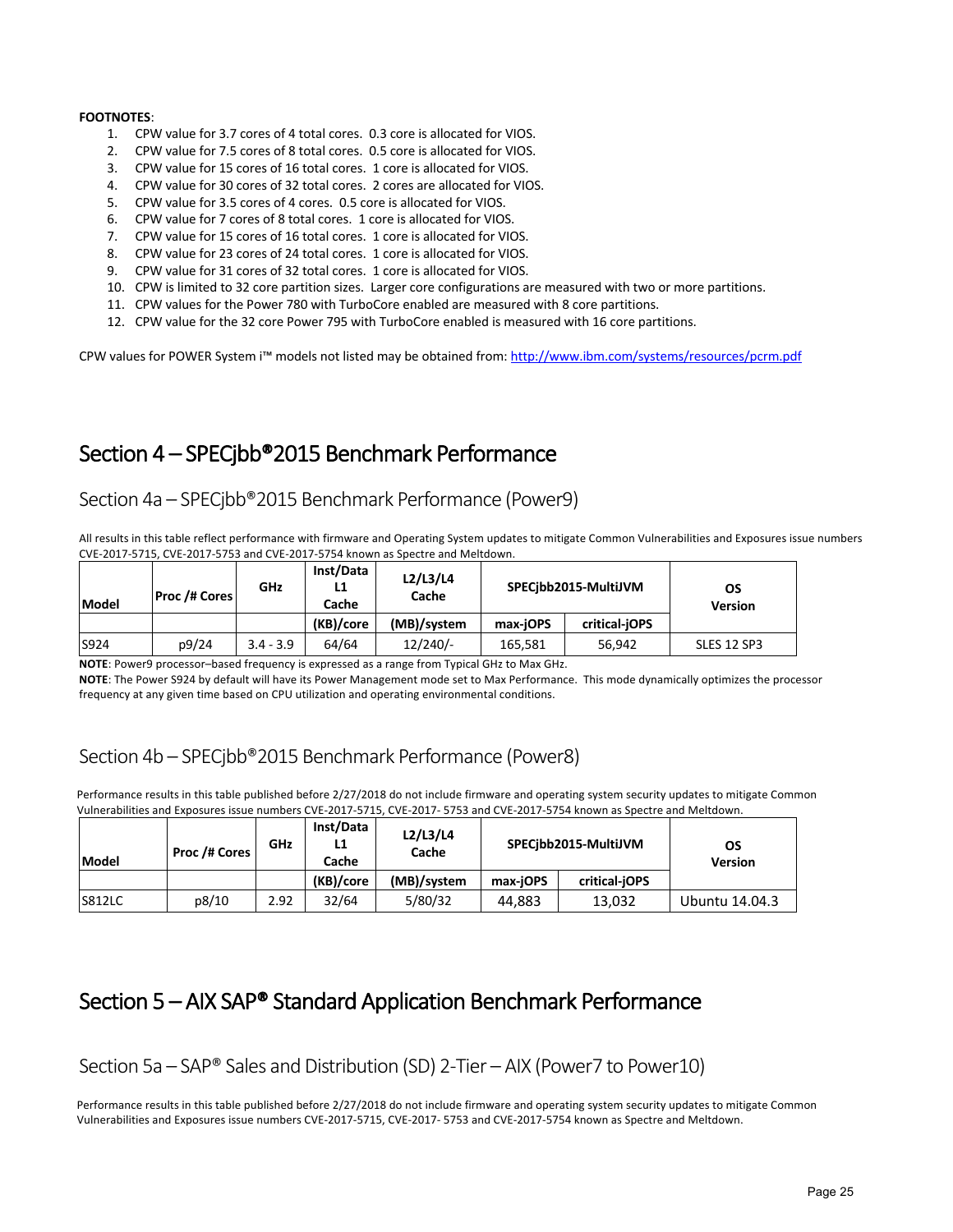**FOOTNOTES**:

1. CPW value for 3.7 cores of 4 total cores. 0.3 core is allocated for VIOS.
2. CPW value for 7.5 cores of 8 total cores. 0.5 core is allocated for VIOS.
3. CPW value for 15 cores of 16 total cores. 1 core is allocated for VIOS.
4. CPW value for 30 cores of 32 total cores. 2 cores are allocated for VIOS.
5. CPW value for 3.5 cores of 4 cores. 0.5 core is allocated for VIOS.
6. CPW value for 7 cores of 8 total cores. 1 core is allocated for VIOS.
7. CPW value for 15 cores of 16 total cores. 1 core is allocated for VIOS.
8. CPW value for 23 cores of 24 total cores. 1 core is allocated for VIOS.
9. CPW value for 31 cores of 32 total cores. 1 core is allocated for VIOS.
10. CPW is limited to 32 core partition sizes. Larger core configurations are measured with two or more partitions.
11. CPW values for the Power 780 with TurboCore enabled are measured with 8 core partitions.
12. CPW value for the 32 core Power 795 with TurboCore enabled is measured with 16 core partitions.

CPW values for POWER System i™ models not listed may be obtained from: http://www.ibm.com/systems/resources/pcrm.pdf

# Section 4 – SPECjbb®2015 Benchmark Performance

## Section 4a – SPECjbb®2015 Benchmark Performance (Power9)

All results in this table reflect performance with firmware and Operating System updates to mitigate Common Vulnerabilities and Exposures issue numbers CVE-2017-5715, CVE-2017-5753 and CVE-2017-5754 known as Spectre and Meltdown.

| Model | Proc /# Cores | GHz | Inst/Data L1 Cache | L2/L3/L4 Cache | SPECjbb2015-MultiJVM | | OS Version |
|---|---|---|---|---|---|---|---|
| | | | (KB)/core | (MB)/system | max-jOPS | critical-jOPS | |
| S924 | p9/24 | 3.4 - 3.9 | 64/64 | 12/240/- | 165,581 | 56,942 | SLES 12 SP3 |

**NOTE**: Power9 processor–based frequency is expressed as a range from Typical GHz to Max GHz.
**NOTE**: The Power S924 by default will have its Power Management mode set to Max Performance. This mode dynamically optimizes the processor frequency at any given time based on CPU utilization and operating environmental conditions.

## Section 4b – SPECjbb®2015 Benchmark Performance (Power8)

Performance results in this table published before 2/27/2018 do not include firmware and operating system security updates to mitigate Common Vulnerabilities and Exposures issue numbers CVE-2017-5715, CVE-2017- 5753 and CVE-2017-5754 known as Spectre and Meltdown.

| Model | Proc /# Cores | GHz | Inst/Data L1 Cache | L2/L3/L4 Cache | SPECjbb2015-MultiJVM | | OS Version |
|---|---|---|---|---|---|---|---|
| | | | (KB)/core | (MB)/system | max-jOPS | critical-jOPS | |
| S812LC | p8/10 | 2.92 | 32/64 | 5/80/32 | 44,883 | 13,032 | Ubuntu 14.04.3 |

# Section 5 – AIX SAP® Standard Application Benchmark Performance

## Section 5a – SAP® Sales and Distribution (SD) 2-Tier – AIX (Power7 to Power10)

Performance results in this table published before 2/27/2018 do not include firmware and operating system security updates to mitigate Common Vulnerabilities and Exposures issue numbers CVE-2017-5715, CVE-2017- 5753 and CVE-2017-5754 known as Spectre and Meltdown.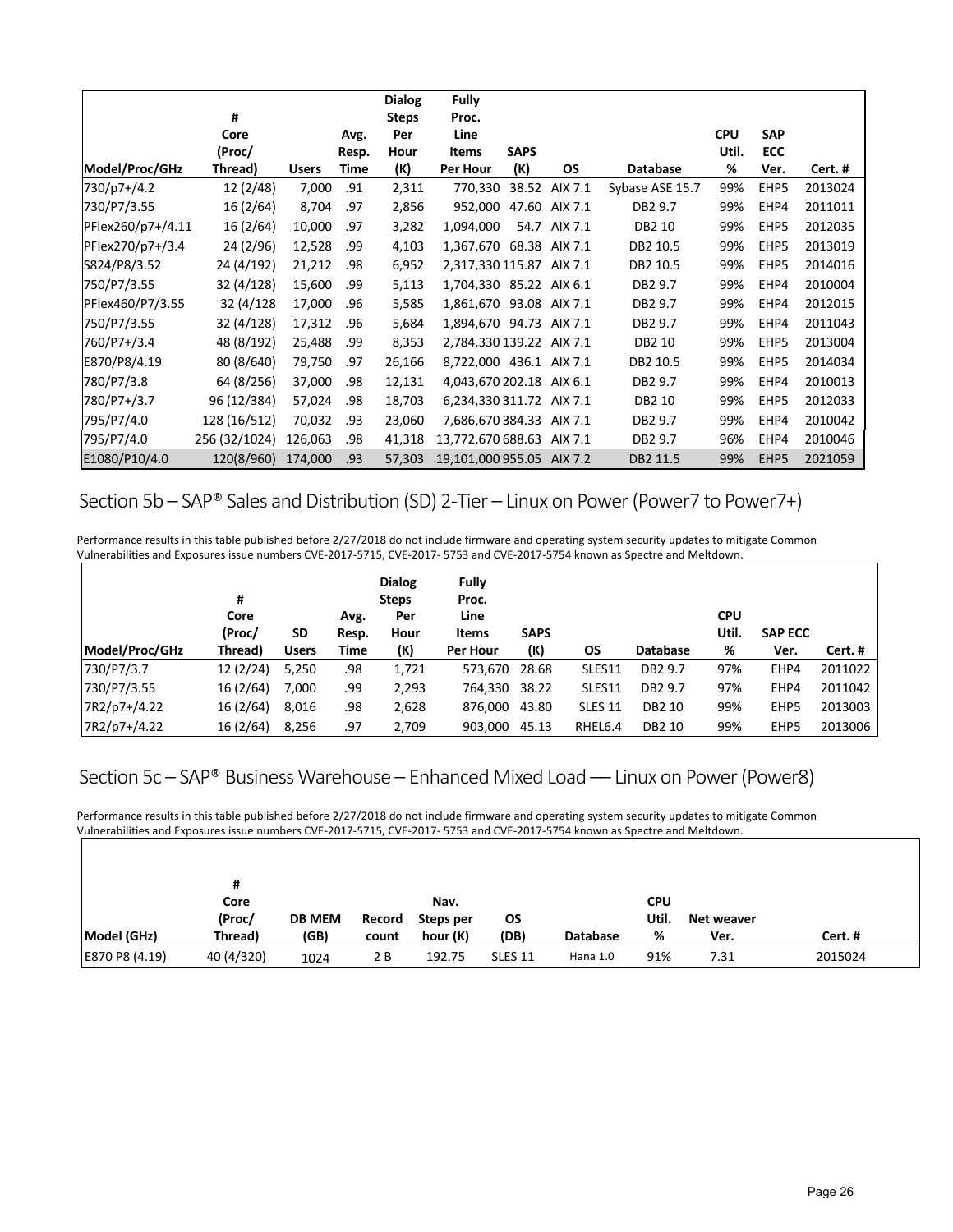| Model/Proc/GHz | # Core (Proc/ Thread) | Users | Avg. Resp. Time | Dialog Steps Per Hour (K) | Fully Proc. Line Items Per Hour | SAPS (K) | OS | Database | CPU Util. % | SAP ECC Ver. | Cert. # |
|---|---|---|---|---|---|---|---|---|---|---|---|
| 730/p7+/4.2 | 12 (2/48) | 7,000 | .91 | 2,311 | 770,330 | 38.52 | AIX 7.1 | Sybase ASE 15.7 | 99% | EHP5 | 2013024 |
| 730/P7/3.55 | 16 (2/64) | 8,704 | .97 | 2,856 | 952,000 | 47.60 | AIX 7.1 | DB2 9.7 | 99% | EHP4 | 2011011 |
| PFlex260/p7+/4.11 | 16 (2/64) | 10,000 | .97 | 3,282 | 1,094,000 | 54.7 | AIX 7.1 | DB2 10 | 99% | EHP5 | 2012035 |
| PFlex270/p7+/3.4 | 24 (2/96) | 12,528 | .99 | 4,103 | 1,367,670 | 68.38 | AIX 7.1 | DB2 10.5 | 99% | EHP5 | 2013019 |
| S824/P8/3.52 | 24 (4/192) | 21,212 | .98 | 6,952 | 2,317,330 | 115.87 | AIX 7.1 | DB2 10.5 | 99% | EHP5 | 2014016 |
| 750/P7/3.55 | 32 (4/128) | 15,600 | .99 | 5,113 | 1,704,330 | 85.22 | AIX 6.1 | DB2 9.7 | 99% | EHP4 | 2010004 |
| PFlex460/P7/3.55 | 32 (4/128 | 17,000 | .96 | 5,585 | 1,861,670 | 93.08 | AIX 7.1 | DB2 9.7 | 99% | EHP4 | 2012015 |
| 750/P7/3.55 | 32 (4/128) | 17,312 | .96 | 5,684 | 1,894,670 | 94.73 | AIX 7.1 | DB2 9.7 | 99% | EHP4 | 2011043 |
| 760/P7+/3.4 | 48 (8/192) | 25,488 | .99 | 8,353 | 2,784,330 | 139.22 | AIX 7.1 | DB2 10 | 99% | EHP5 | 2013004 |
| E870/P8/4.19 | 80 (8/640) | 79,750 | .97 | 26,166 | 8,722,000 | 436.1 | AIX 7.1 | DB2 10.5 | 99% | EHP5 | 2014034 |
| 780/P7/3.8 | 64 (8/256) | 37,000 | .98 | 12,131 | 4,043,670 | 202.18 | AIX 6.1 | DB2 9.7 | 99% | EHP4 | 2010013 |
| 780/P7+/3.7 | 96 (12/384) | 57,024 | .98 | 18,703 | 6,234,330 | 311.72 | AIX 7.1 | DB2 10 | 99% | EHP5 | 2012033 |
| 795/P7/4.0 | 128 (16/512) | 70,032 | .93 | 23,060 | 7,686,670 | 384.33 | AIX 7.1 | DB2 9.7 | 99% | EHP4 | 2010042 |
| 795/P7/4.0 | 256 (32/1024) | 126,063 | .98 | 41,318 | 13,772,670 | 688.63 | AIX 7.1 | DB2 9.7 | 96% | EHP4 | 2010046 |
| E1080/P10/4.0 | 120(8/960) | 174,000 | .93 | 57,303 | 19,101,000 | 955.05 | AIX 7.2 | DB2 11.5 | 99% | EHP5 | 2021059 |

## Section 5b – SAP® Sales and Distribution (SD) 2-Tier – Linux on Power (Power7 to Power7+)

Performance results in this table published before 2/27/2018 do not include firmware and operating system security updates to mitigate Common Vulnerabilities and Exposures issue numbers CVE-2017-5715, CVE-2017- 5753 and CVE-2017-5754 known as Spectre and Meltdown.

| Model/Proc/GHz | # Core (Proc/ Thread) | SD Users | Avg. Resp. Time | Dialog Steps Per Hour (K) | Fully Proc. Line Items Per Hour | SAPS (K) | OS | Database | CPU Util. % | SAP ECC Ver. | Cert. # |
|---|---|---|---|---|---|---|---|---|---|---|---|
| 730/P7/3.7 | 12 (2/24) | 5,250 | .98 | 1,721 | 573,670 | 28.68 | SLES11 | DB2 9.7 | 97% | EHP4 | 2011022 |
| 730/P7/3.55 | 16 (2/64) | 7,000 | .99 | 2,293 | 764,330 | 38.22 | SLES11 | DB2 9.7 | 97% | EHP4 | 2011042 |
| 7R2/p7+/4.22 | 16 (2/64) | 8,016 | .98 | 2,628 | 876,000 | 43.80 | SLES 11 | DB2 10 | 99% | EHP5 | 2013003 |
| 7R2/p7+/4.22 | 16 (2/64) | 8,256 | .97 | 2,709 | 903,000 | 45.13 | RHEL6.4 | DB2 10 | 99% | EHP5 | 2013006 |

## Section 5c – SAP® Business Warehouse – Enhanced Mixed Load — Linux on Power (Power8)

Performance results in this table published before 2/27/2018 do not include firmware and operating system security updates to mitigate Common Vulnerabilities and Exposures issue numbers CVE-2017-5715, CVE-2017- 5753 and CVE-2017-5754 known as Spectre and Meltdown.

| Model (GHz) | # Core (Proc/ Thread) | DB MEM (GB) | Record count | Nav. Steps per hour (K) | OS (DB) | Database | CPU Util. % | Net weaver Ver. | Cert. # |
|---|---|---|---|---|---|---|---|---|---|
| E870 P8 (4.19) | 40 (4/320) | 1024 | 2 B | 192.75 | SLES 11 | Hana 1.0 | 91% | 7.31 | 2015024 |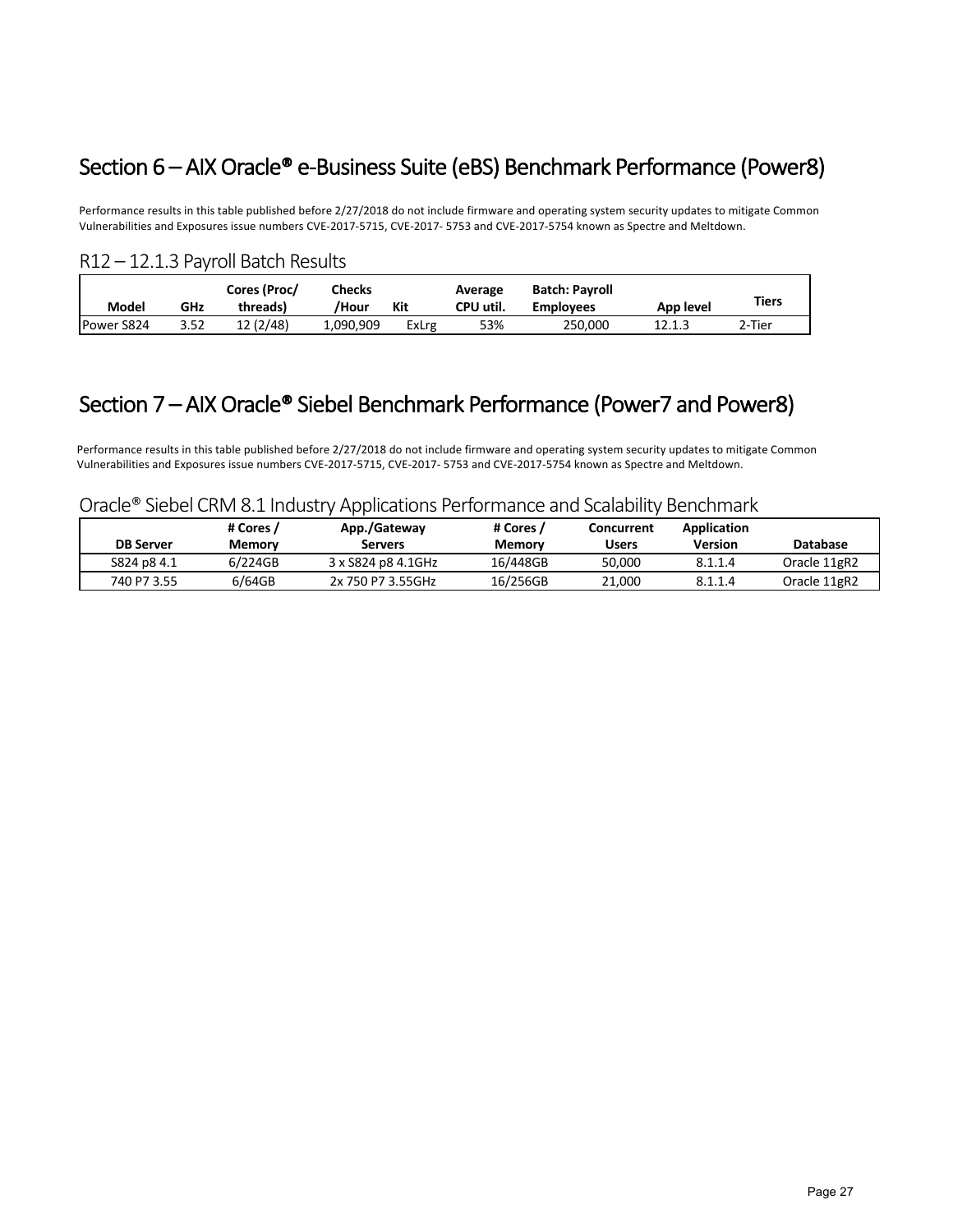## Section 6 – AIX Oracle® e-Business Suite (eBS) Benchmark Performance (Power8)

Performance results in this table published before 2/27/2018 do not include firmware and operating system security updates to mitigate Common Vulnerabilities and Exposures issue numbers CVE-2017-5715, CVE-2017- 5753 and CVE-2017-5754 known as Spectre and Meltdown.

### R12 – 12.1.3 Payroll Batch Results

| Model | GHz | Cores (Proc/ threads) | Checks /Hour | Kit | Average CPU util. | Batch: Payroll Employees | App level | Tiers |
|---|---|---|---|---|---|---|---|---|
| Power S824 | 3.52 | 12 (2/48) | 1,090,909 | ExLrg | 53% | 250,000 | 12.1.3 | 2-Tier |

## Section 7 – AIX Oracle® Siebel Benchmark Performance (Power7 and Power8)

Performance results in this table published before 2/27/2018 do not include firmware and operating system security updates to mitigate Common Vulnerabilities and Exposures issue numbers CVE-2017-5715, CVE-2017- 5753 and CVE-2017-5754 known as Spectre and Meltdown.

### Oracle® Siebel CRM 8.1 Industry Applications Performance and Scalability Benchmark

| DB Server | # Cores / Memory | App./Gateway Servers | # Cores / Memory | Concurrent Users | Application Version | Database |
|---|---|---|---|---|---|---|
| S824 p8 4.1 | 6/224GB | 3 x S824 p8 4.1GHz | 16/448GB | 50,000 | 8.1.1.4 | Oracle 11gR2 |
| 740 P7 3.55 | 6/64GB | 2x 750 P7 3.55GHz | 16/256GB | 21,000 | 8.1.1.4 | Oracle 11gR2 |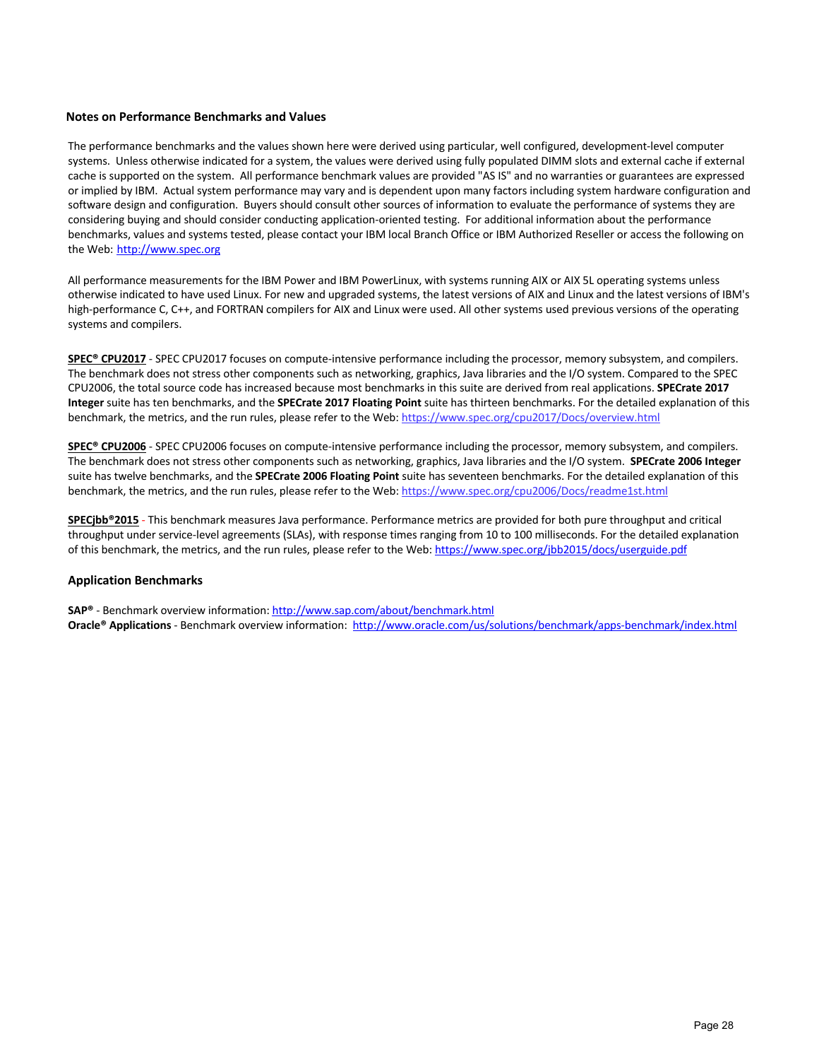### Notes on Performance Benchmarks and Values

The performance benchmarks and the values shown here were derived using particular, well configured, development-level computer systems. Unless otherwise indicated for a system, the values were derived using fully populated DIMM slots and external cache if external cache is supported on the system. All performance benchmark values are provided "AS IS" and no warranties or guarantees are expressed or implied by IBM. Actual system performance may vary and is dependent upon many factors including system hardware configuration and software design and configuration. Buyers should consult other sources of information to evaluate the performance of systems they are considering buying and should consider conducting application-oriented testing. For additional information about the performance benchmarks, values and systems tested, please contact your IBM local Branch Office or IBM Authorized Reseller or access the following on the Web: http://www.spec.org

All performance measurements for the IBM Power and IBM PowerLinux, with systems running AIX or AIX 5L operating systems unless otherwise indicated to have used Linux. For new and upgraded systems, the latest versions of AIX and Linux and the latest versions of IBM's high-performance C, C++, and FORTRAN compilers for AIX and Linux were used. All other systems used previous versions of the operating systems and compilers.

**SPEC® CPU2017** - SPEC CPU2017 focuses on compute-intensive performance including the processor, memory subsystem, and compilers. The benchmark does not stress other components such as networking, graphics, Java libraries and the I/O system. Compared to the SPEC CPU2006, the total source code has increased because most benchmarks in this suite are derived from real applications. **SPECrate 2017 Integer** suite has ten benchmarks, and the **SPECrate 2017 Floating Point** suite has thirteen benchmarks. For the detailed explanation of this benchmark, the metrics, and the run rules, please refer to the Web: https://www.spec.org/cpu2017/Docs/overview.html

**SPEC® CPU2006** - SPEC CPU2006 focuses on compute-intensive performance including the processor, memory subsystem, and compilers. The benchmark does not stress other components such as networking, graphics, Java libraries and the I/O system. **SPECrate 2006 Integer** suite has twelve benchmarks, and the **SPECrate 2006 Floating Point** suite has seventeen benchmarks. For the detailed explanation of this benchmark, the metrics, and the run rules, please refer to the Web: https://www.spec.org/cpu2006/Docs/readme1st.html

**SPECjbb®2015** - This benchmark measures Java performance. Performance metrics are provided for both pure throughput and critical throughput under service-level agreements (SLAs), with response times ranging from 10 to 100 milliseconds. For the detailed explanation of this benchmark, the metrics, and the run rules, please refer to the Web: https://www.spec.org/jbb2015/docs/userguide.pdf

### Application Benchmarks

**SAP®** - Benchmark overview information: http://www.sap.com/about/benchmark.html
**Oracle® Applications** - Benchmark overview information: http://www.oracle.com/us/solutions/benchmark/apps-benchmark/index.html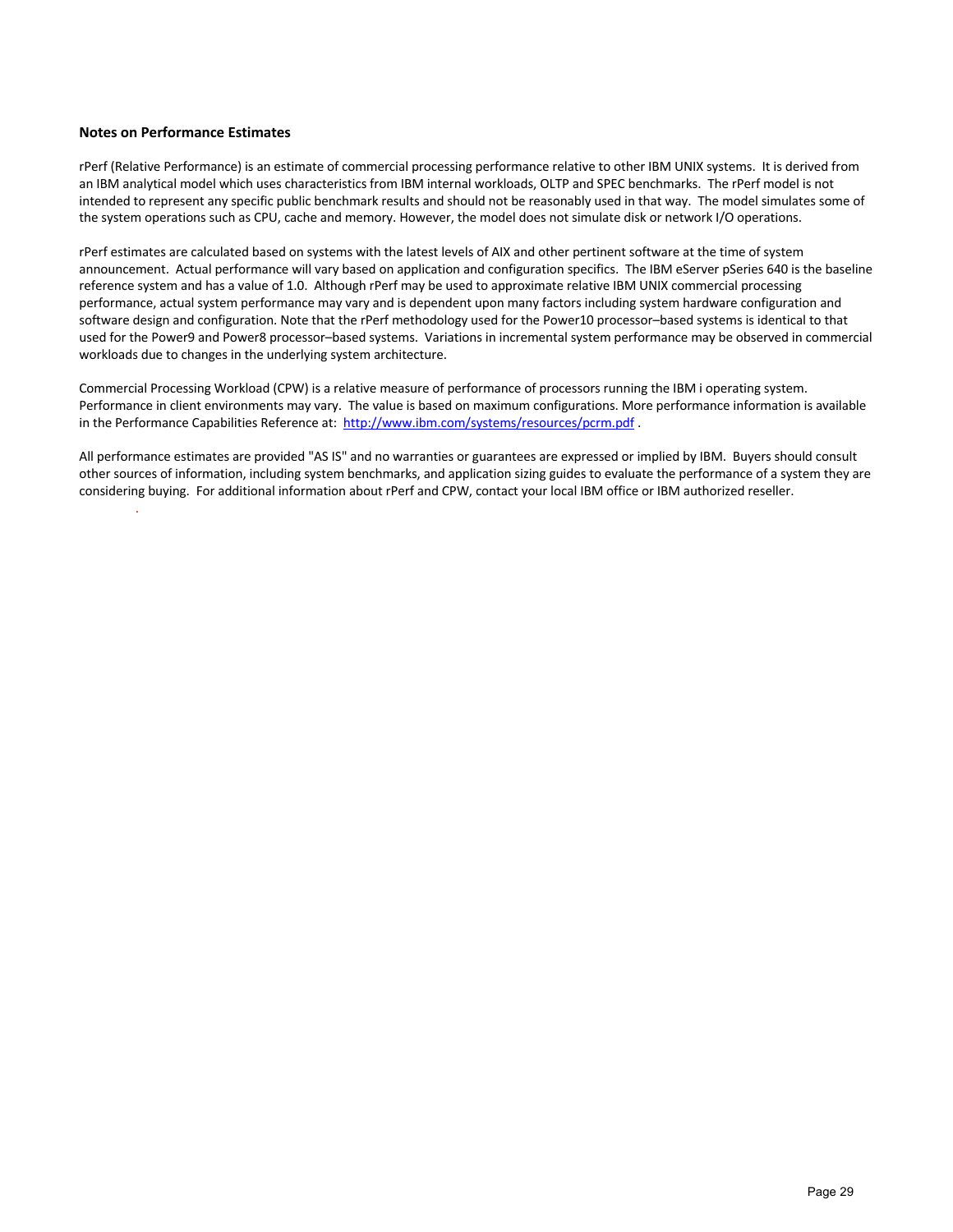**Notes on Performance Estimates**

rPerf (Relative Performance) is an estimate of commercial processing performance relative to other IBM UNIX systems. It is derived from an IBM analytical model which uses characteristics from IBM internal workloads, OLTP and SPEC benchmarks. The rPerf model is not intended to represent any specific public benchmark results and should not be reasonably used in that way. The model simulates some of the system operations such as CPU, cache and memory. However, the model does not simulate disk or network I/O operations.

rPerf estimates are calculated based on systems with the latest levels of AIX and other pertinent software at the time of system announcement. Actual performance will vary based on application and configuration specifics. The IBM eServer pSeries 640 is the baseline reference system and has a value of 1.0. Although rPerf may be used to approximate relative IBM UNIX commercial processing performance, actual system performance may vary and is dependent upon many factors including system hardware configuration and software design and configuration. Note that the rPerf methodology used for the Power10 processor–based systems is identical to that used for the Power9 and Power8 processor–based systems. Variations in incremental system performance may be observed in commercial workloads due to changes in the underlying system architecture.

Commercial Processing Workload (CPW) is a relative measure of performance of processors running the IBM i operating system. Performance in client environments may vary. The value is based on maximum configurations. More performance information is available in the Performance Capabilities Reference at: [http://www.ibm.com/systems/resources/pcrm.pdf](http://www.ibm.com/systems/resources/pcrm.pdf) .

All performance estimates are provided "AS IS" and no warranties or guarantees are expressed or implied by IBM. Buyers should consult other sources of information, including system benchmarks, and application sizing guides to evaluate the performance of a system they are considering buying. For additional information about rPerf and CPW, contact your local IBM office or IBM authorized reseller.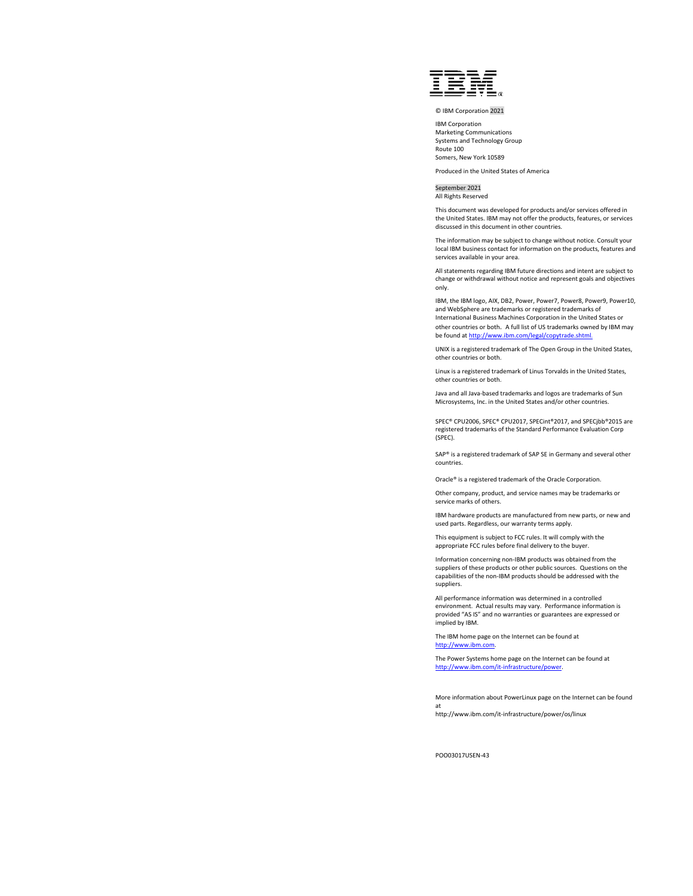© IBM Corporation 2021

IBM Corporation
Marketing Communications
Systems and Technology Group
Route 100
Somers, New York 10589

Produced in the United States of America

September 2021
All Rights Reserved

This document was developed for products and/or services offered in the United States. IBM may not offer the products, features, or services discussed in this document in other countries.

The information may be subject to change without notice. Consult your local IBM business contact for information on the products, features and services available in your area.

All statements regarding IBM future directions and intent are subject to change or withdrawal without notice and represent goals and objectives only.

IBM, the IBM logo, AIX, DB2, Power, Power7, Power8, Power9, Power10, and WebSphere are trademarks or registered trademarks of International Business Machines Corporation in the United States or other countries or both. A full list of US trademarks owned by IBM may be found at [http://www.ibm.com/legal/copytrade.shtml.](http://www.ibm.com/legal/copytrade.shtml)

UNIX is a registered trademark of The Open Group in the United States, other countries or both.

Linux is a registered trademark of Linus Torvalds in the United States, other countries or both.

Java and all Java-based trademarks and logos are trademarks of Sun Microsystems, Inc. in the United States and/or other countries.

SPEC® CPU2006, SPEC® CPU2017, SPECint®2017, and SPECjbb®2015 are registered trademarks of the Standard Performance Evaluation Corp (SPEC).

SAP® is a registered trademark of SAP SE in Germany and several other countries.

Oracle® is a registered trademark of the Oracle Corporation.

Other company, product, and service names may be trademarks or service marks of others.

IBM hardware products are manufactured from new parts, or new and used parts. Regardless, our warranty terms apply.

This equipment is subject to FCC rules. It will comply with the appropriate FCC rules before final delivery to the buyer.

Information concerning non-IBM products was obtained from the suppliers of these products or other public sources. Questions on the capabilities of the non-IBM products should be addressed with the suppliers.

All performance information was determined in a controlled environment. Actual results may vary. Performance information is provided "AS IS" and no warranties or guarantees are expressed or implied by IBM.

The IBM home page on the Internet can be found at [http://www.ibm.com](http://www.ibm.com).

The Power Systems home page on the Internet can be found at [http://www.ibm.com/it-infrastructure/power](http://www.ibm.com/it-infrastructure/power).

More information about PowerLinux page on the Internet can be found at
http://www.ibm.com/it-infrastructure/power/os/linux

POO03017USEN-43